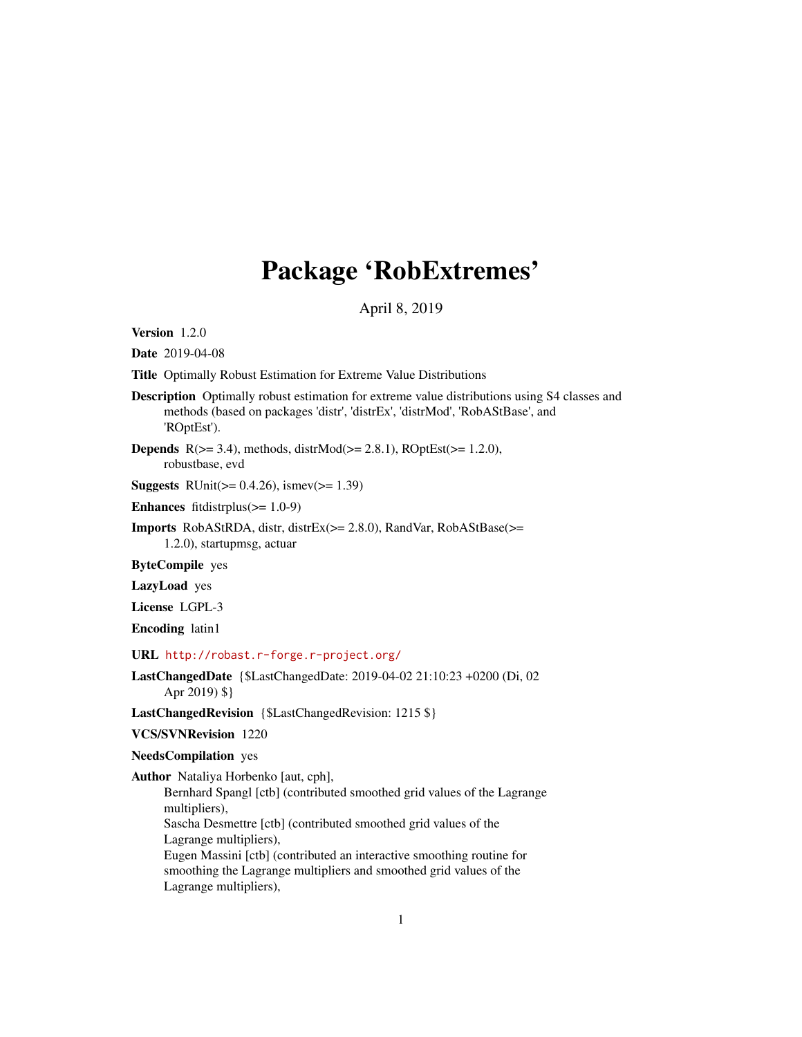# Package 'RobExtremes'

April 8, 2019

**Version** 1.2.0

**Date** 2019-04-08

**Title** Optimally Robust Estimation for Extreme Value Distributions

**Description** Optimally robust estimation for extreme value distributions using S4 classes and methods (based on packages 'distr', 'distrEx', 'distrMod', 'RobAStBase', and 'ROptEst').

**Depends** R(>= 3.4), methods, distrMod(>= 2.8.1), ROptEst(>= 1.2.0), robustbase, evd

**Suggests** RUnit(>= 0.4.26), ismev(>= 1.39)

**Enhances** fitdistrplus(>= 1.0-9)

**Imports** RobAStRDA, distr, distrEx(>= 2.8.0), RandVar, RobAStBase(>= 1.2.0), startupmsg, actuar

**ByteCompile** yes

**LazyLoad** yes

**License** LGPL-3

**Encoding** latin1

**URL** http://robast.r-forge.r-project.org/

**LastChangedDate** {$LastChangedDate: 2019-04-02 21:10:23 +0200 (Di, 02 Apr 2019) $}

**LastChangedRevision** {$LastChangedRevision: 1215 $}

**VCS/SVNRevision** 1220

**NeedsCompilation** yes

**Author** Nataliya Horbenko [aut, cph],
Bernhard Spangl [ctb] (contributed smoothed grid values of the Lagrange multipliers),
Sascha Desmettre [ctb] (contributed smoothed grid values of the Lagrange multipliers),
Eugen Massini [ctb] (contributed an interactive smoothing routine for smoothing the Lagrange multipliers and smoothed grid values of the Lagrange multipliers),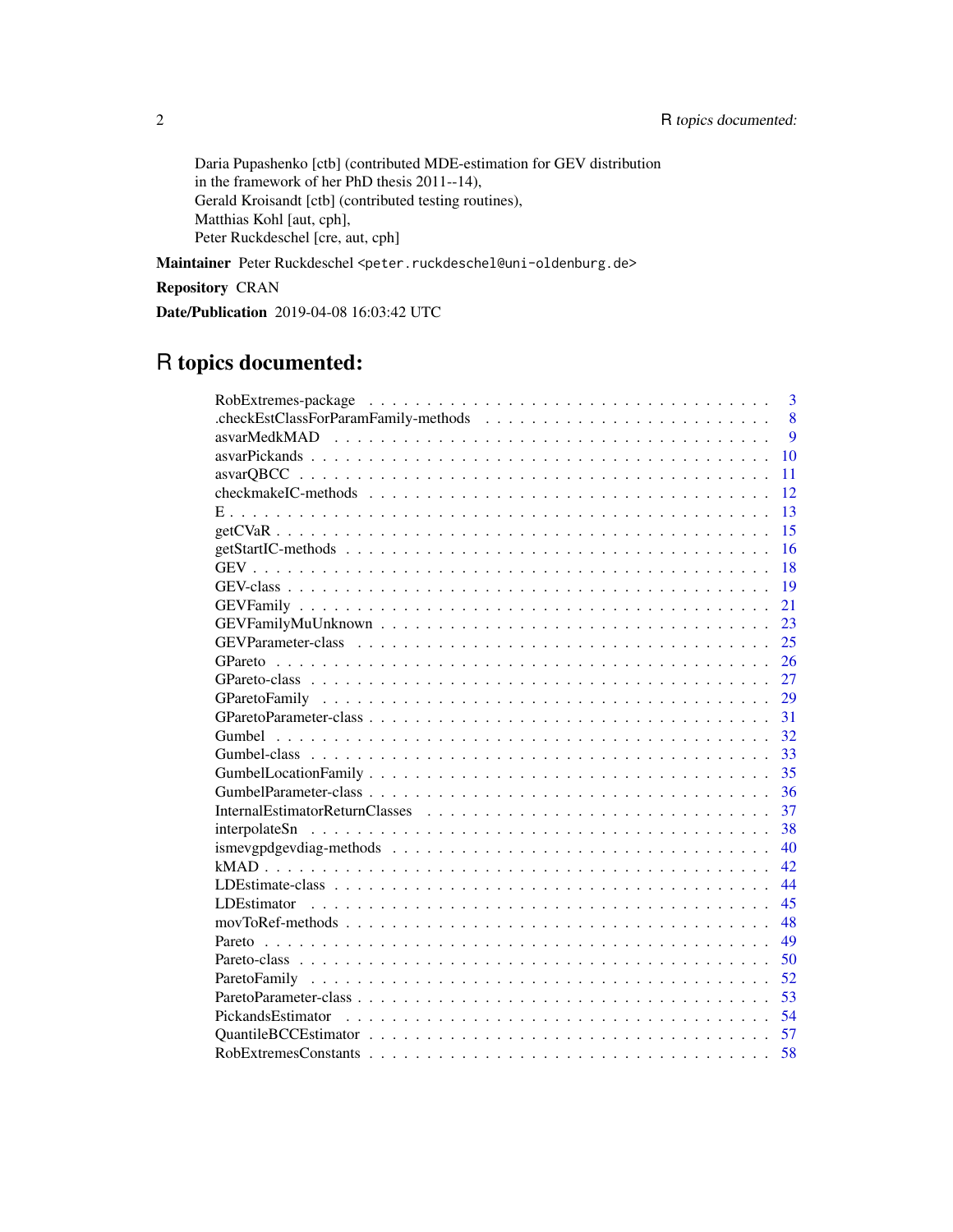Daria Pupashenko [ctb] (contributed MDE-estimation for GEV distribution in the framework of her PhD thesis 2011--14),
Gerald Kroisandt [ctb] (contributed testing routines),
Matthias Kohl [aut, cph],
Peter Ruckdeschel [cre, aut, cph]

**Maintainer** Peter Ruckdeschel <peter.ruckdeschel@uni-oldenburg.de>

**Repository** CRAN

**Date/Publication** 2019-04-08 16:03:42 UTC

# R topics documented:

| | |
|---|---|
| RobExtremes-package | 3 |
| .checkEstClassForParamFamily-methods | 8 |
| asvarMedkMAD | 9 |
| asvarPickands | 10 |
| asvarQBCC | 11 |
| checkmakeIC-methods | 12 |
| E | 13 |
| getCVaR | 15 |
| getStartIC-methods | 16 |
| GEV | 18 |
| GEV-class | 19 |
| GEVFamily | 21 |
| GEVFamilyMuUnknown | 23 |
| GEVParameter-class | 25 |
| GPareto | 26 |
| GPareto-class | 27 |
| GParetoFamily | 29 |
| GParetoParameter-class | 31 |
| Gumbel | 32 |
| Gumbel-class | 33 |
| GumbelLocationFamily | 35 |
| GumbelParameter-class | 36 |
| InternalEstimatorReturnClasses | 37 |
| interpolateSn | 38 |
| ismevgpdgevdiag-methods | 40 |
| kMAD | 42 |
| LDEstimate-class | 44 |
| LDEstimator | 45 |
| movToRef-methods | 48 |
| Pareto | 49 |
| Pareto-class | 50 |
| ParetoFamily | 52 |
| ParetoParameter-class | 53 |
| PickandsEstimator | 54 |
| QuantileBCCEstimator | 57 |
| RobExtremesConstants | 58 |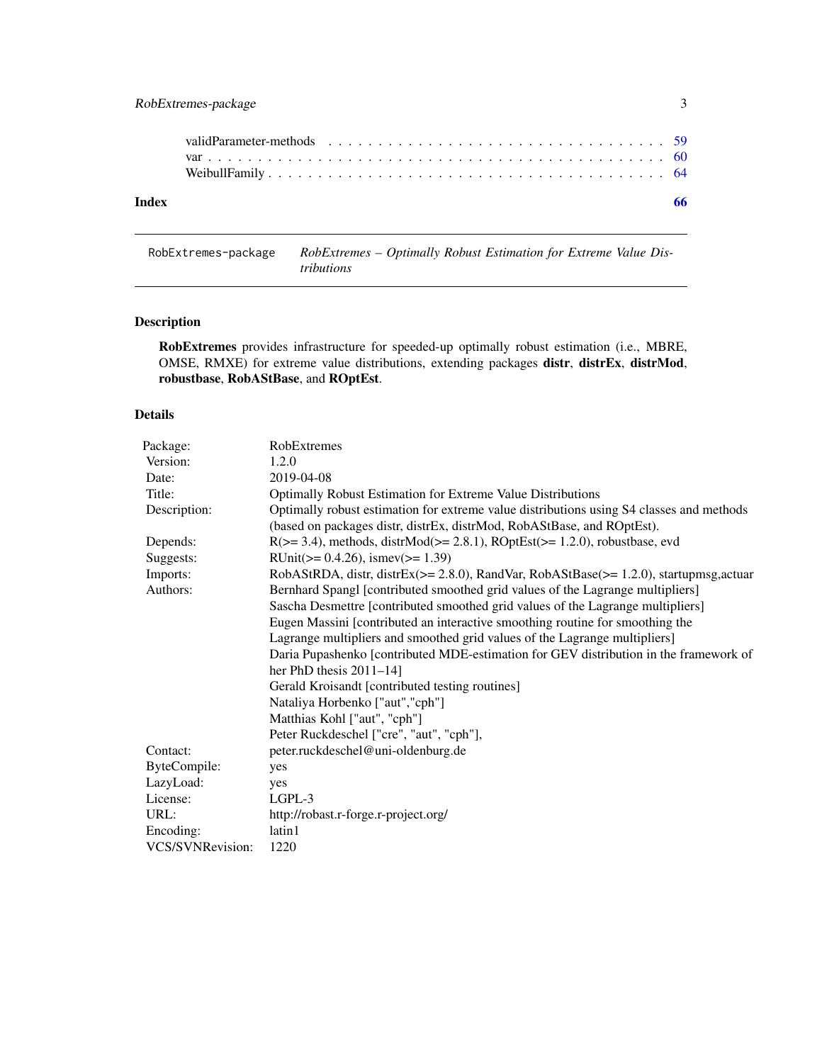| | |
|---|---|
| validParameter-methods | 59 |
| var | 60 |
| WeibullFamily | 64 |

**Index** **66**

---

RobExtremes-package    *RobExtremes – Optimally Robust Estimation for Extreme Value Distributions*

---

## Description

**RobExtremes** provides infrastructure for speeded-up optimally robust estimation (i.e., MBRE, OMSE, RMXE) for extreme value distributions, extending packages **distr**, **distrEx**, **distrMod**, **robustbase**, **RobAStBase**, and **ROptEst**.

## Details

| | |
|---|---|
| Package: | RobExtremes |
| Version: | 1.2.0 |
| Date: | 2019-04-08 |
| Title: | Optimally Robust Estimation for Extreme Value Distributions |
| Description: | Optimally robust estimation for extreme value distributions using S4 classes and methods (based on packages distr, distrEx, distrMod, RobAStBase, and ROptEst). |
| Depends: | R(>= 3.4), methods, distrMod(>= 2.8.1), ROptEst(>= 1.2.0), robustbase, evd |
| Suggests: | RUnit(>= 0.4.26), ismev(>= 1.39) |
| Imports: | RobAStRDA, distr, distrEx(>= 2.8.0), RandVar, RobAStBase(>= 1.2.0), startupmsg,actuar |
| Authors: | Bernhard Spangl [contributed smoothed grid values of the Lagrange multipliers] Sascha Desmettre [contributed smoothed grid values of the Lagrange multipliers] Eugen Massini [contributed an interactive smoothing routine for smoothing the Lagrange multipliers and smoothed grid values of the Lagrange multipliers] Daria Pupashenko [contributed MDE-estimation for GEV distribution in the framework of her PhD thesis 2011–14] Gerald Kroisandt [contributed testing routines] Nataliya Horbenko ["aut","cph"] Matthias Kohl ["aut", "cph"] Peter Ruckdeschel ["cre", "aut", "cph"], |
| Contact: | peter.ruckdeschel@uni-oldenburg.de |
| ByteCompile: | yes |
| LazyLoad: | yes |
| License: | LGPL-3 |
| URL: | http://robast.r-forge.r-project.org/ |
| Encoding: | latin1 |
| VCS/SVNRevision: | 1220 |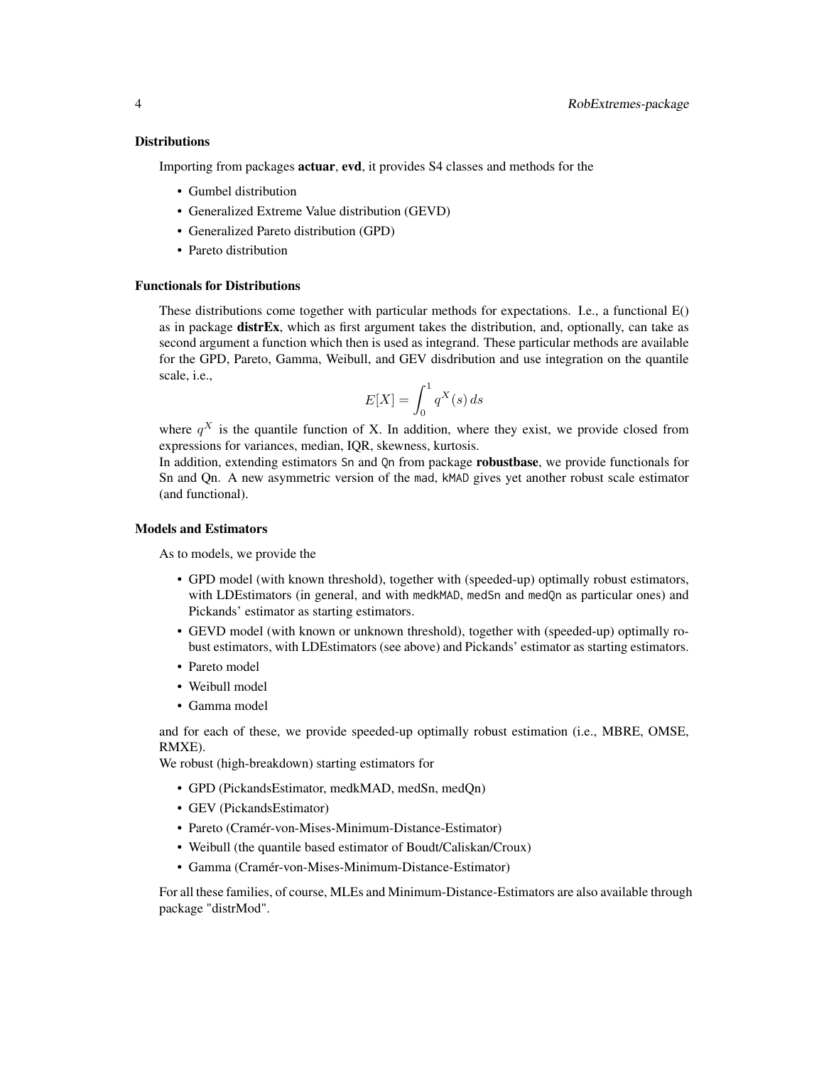### Distributions

Importing from packages **actuar**, **evd**, it provides S4 classes and methods for the

- Gumbel distribution
- Generalized Extreme Value distribution (GEVD)
- Generalized Pareto distribution (GPD)
- Pareto distribution

### Functionals for Distributions

These distributions come together with particular methods for expectations. I.e., a functional E() as in package **distrEx**, which as first argument takes the distribution, and, optionally, can take as second argument a function which then is used as integrand. These particular methods are available for the GPD, Pareto, Gamma, Weibull, and GEV disdribution and use integration on the quantile scale, i.e.,

$$E[X] = \int_0^1 q^X(s)\,ds$$

where $q^X$ is the quantile function of X. In addition, where they exist, we provide closed from expressions for variances, median, IQR, skewness, kurtosis.
In addition, extending estimators `Sn` and `Qn` from package **robustbase**, we provide functionals for Sn and Qn. A new asymmetric version of the `mad`, `kMAD` gives yet another robust scale estimator (and functional).

### Models and Estimators

As to models, we provide the

- GPD model (with known threshold), together with (speeded-up) optimally robust estimators, with LDEstimators (in general, and with `medkMAD`, `medSn` and `medQn` as particular ones) and Pickands' estimator as starting estimators.
- GEVD model (with known or unknown threshold), together with (speeded-up) optimally robust estimators, with LDEstimators (see above) and Pickands' estimator as starting estimators.
- Pareto model
- Weibull model
- Gamma model

and for each of these, we provide speeded-up optimally robust estimation (i.e., MBRE, OMSE, RMXE).
We robust (high-breakdown) starting estimators for

- GPD (PickandsEstimator, medkMAD, medSn, medQn)
- GEV (PickandsEstimator)
- Pareto (Cramér-von-Mises-Minimum-Distance-Estimator)
- Weibull (the quantile based estimator of Boudt/Caliskan/Croux)
- Gamma (Cramér-von-Mises-Minimum-Distance-Estimator)

For all these families, of course, MLEs and Minimum-Distance-Estimators are also available through package "distrMod".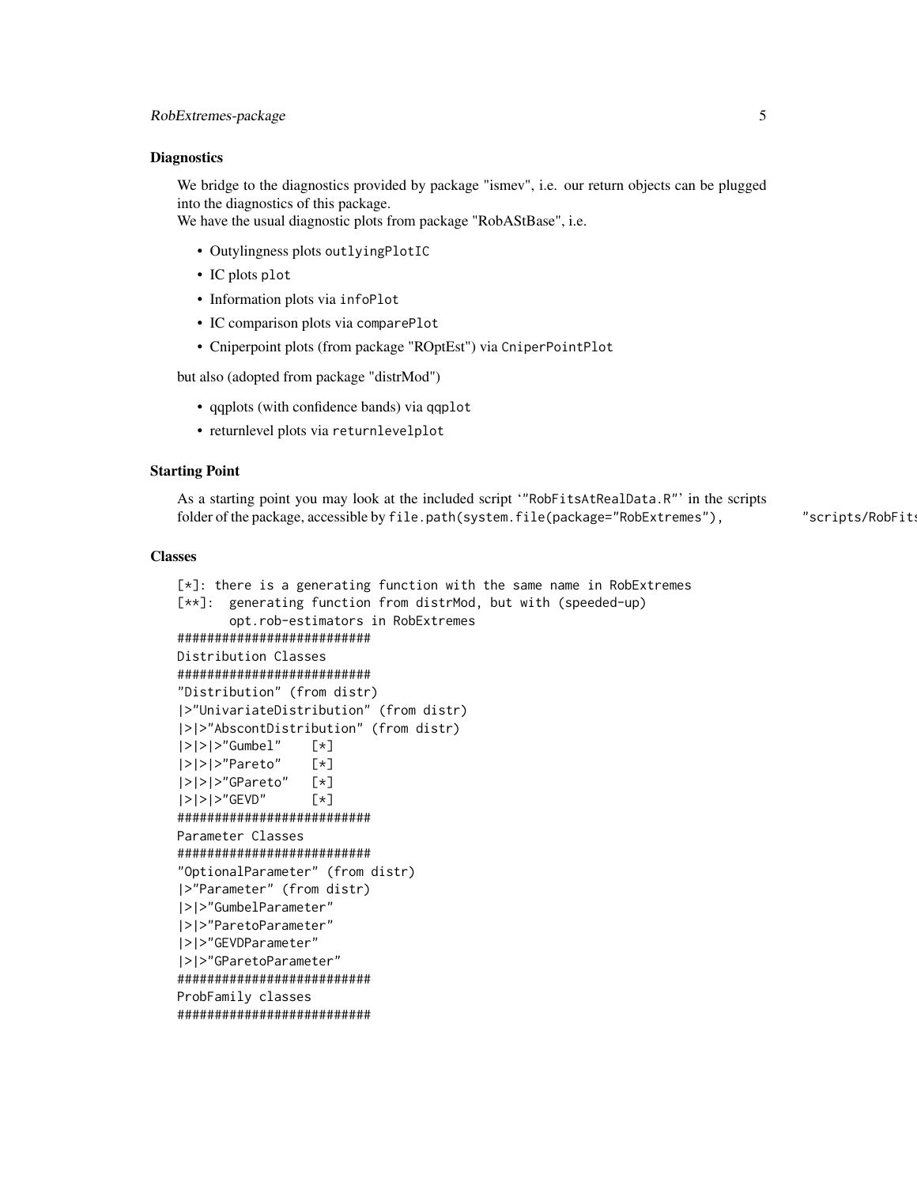### Diagnostics

We bridge to the diagnostics provided by package "ismev", i.e. our return objects can be plugged into the diagnostics of this package.
We have the usual diagnostic plots from package "RobAStBase", i.e.

- Outylingness plots `outlyingPlotIC`
- IC plots `plot`
- Information plots via `infoPlot`
- IC comparison plots via `comparePlot`
- Cniperpoint plots (from package "ROptEst") via `CniperPointPlot`

but also (adopted from package "distrMod")

- qqplots (with confidence bands) via `qqplot`
- returnlevel plots via `returnlevelplot`

### Starting Point

As a starting point you may look at the included script '"RobFitsAtRealData.R"' in the scripts folder of the package, accessible by `file.path(system.file(package="RobExtremes"), "scripts/RobFits`

### Classes

```
[*]: there is a generating function with the same name in RobExtremes
[**]:  generating function from distrMod, but with (speeded-up)
       opt.rob-estimators in RobExtremes
##########################
Distribution Classes
##########################
"Distribution" (from distr)
|>"UnivariateDistribution" (from distr)
|>|>"AbscontDistribution" (from distr)
|>|>|>"Gumbel"    [*]
|>|>|>"Pareto"    [*]
|>|>|>"GPareto"   [*]
|>|>|>"GEVD"      [*]
##########################
Parameter Classes
##########################
"OptionalParameter" (from distr)
|>"Parameter" (from distr)
|>|>"GumbelParameter"
|>|>"ParetoParameter"
|>|>"GEVDParameter"
|>|>"GParetoParameter"
##########################
ProbFamily classes
##########################
```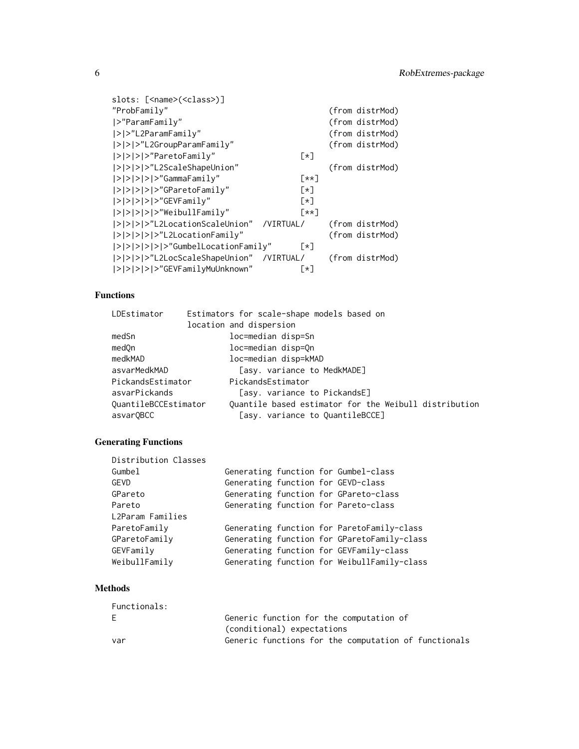```
slots: [<name>(<class>)]
"ProbFamily"                                        (from distrMod)
|>"ParamFamily"                                     (from distrMod)
|>|>"L2ParamFamily"                                 (from distrMod)
|>|>|>"L2GroupParamFamily"                          (from distrMod)
|>|>|>|>"ParetoFamily"                      [*]
|>|>|>|>"L2ScaleShapeUnion"                         (from distrMod)
|>|>|>|>|>"GammaFamily"                     [**]
|>|>|>|>|>"GParetoFamily"                   [*]
|>|>|>|>|>"GEVFamily"                       [*]
|>|>|>|>|>"WeibullFamily"                   [**]
|>|>|>|>"L2LocationScaleUnion"  /VIRTUAL/           (from distrMod)
|>|>|>|>|>"L2LocationFamily"                        (from distrMod)
|>|>|>|>|>|>"GumbelLocationFamily"          [*]
|>|>|>|>"L2LocScaleShapeUnion"  /VIRTUAL/           (from distrMod)
|>|>|>|>|>"GEVFamilyMuUnknown"              [*]
```

## Functions

```
LDEstimator      Estimators for scale-shape models based on
                 location and dispersion
medSn                  loc=median disp=Sn
medQn                  loc=median disp=Qn
medkMAD                loc=median disp=kMAD
asvarMedkMAD             [asy. variance to MedkMADE]
PickandsEstimator      PickandsEstimator
asvarPickands            [asy. variance to PickandsE]
QuantileBCCEstimator   Quantile based estimator for the Weibull distribution
asvarQBCC                [asy. variance to QuantileBCCE]
```

## Generating Functions

```
Distribution Classes
Gumbel                 Generating function for Gumbel-class
GEVD                   Generating function for GEVD-class
GPareto                Generating function for GPareto-class
Pareto                 Generating function for Pareto-class
L2Param Families
ParetoFamily           Generating function for ParetoFamily-class
GParetoFamily          Generating function for GParetoFamily-class
GEVFamily              Generating function for GEVFamily-class
WeibullFamily          Generating function for WeibullFamily-class
```

## Methods

```
Functionals:
E                      Generic function for the computation of
                       (conditional) expectations
var                    Generic functions for the computation of functionals
```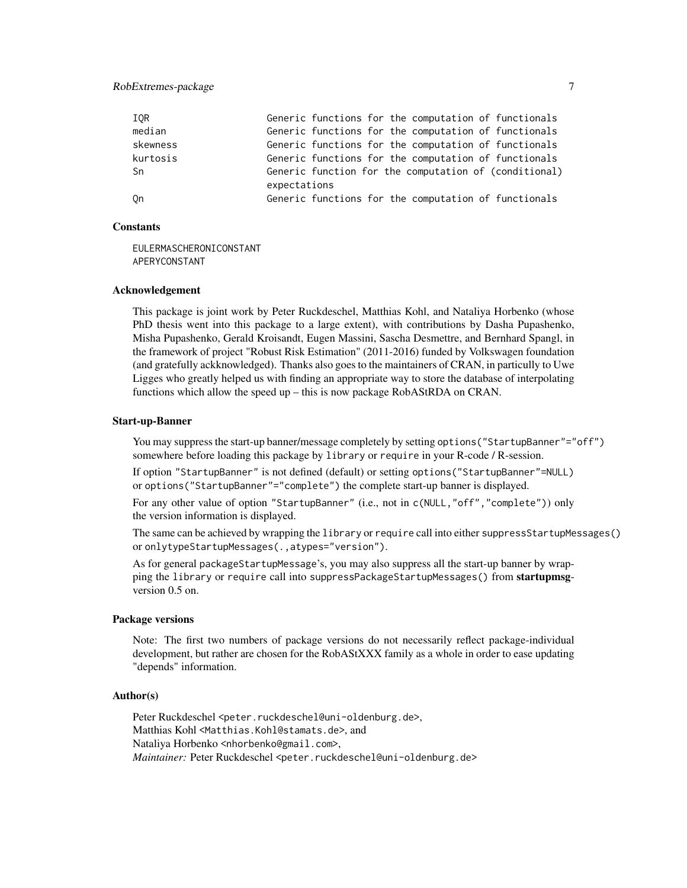```
IQR                 Generic functions for the computation of functionals
median              Generic functions for the computation of functionals
skewness            Generic functions for the computation of functionals
kurtosis            Generic functions for the computation of functionals
Sn                  Generic function for the computation of (conditional)
                    expectations
Qn                  Generic functions for the computation of functionals
```

### Constants

```
EULERMASCHERONICONSTANT
APERYCONSTANT
```

### Acknowledgement

This package is joint work by Peter Ruckdeschel, Matthias Kohl, and Nataliya Horbenko (whose PhD thesis went into this package to a large extent), with contributions by Dasha Pupashenko, Misha Pupashenko, Gerald Kroisandt, Eugen Massini, Sascha Desmettre, and Bernhard Spangl, in the framework of project "Robust Risk Estimation" (2011-2016) funded by Volkswagen foundation (and gratefully ackknowledged). Thanks also goes to the maintainers of CRAN, in particully to Uwe Ligges who greatly helped us with finding an appropriate way to store the database of interpolating functions which allow the speed up – this is now package RobAStRDA on CRAN.

### Start-up-Banner

You may suppress the start-up banner/message completely by setting `options("StartupBanner"="off")` somewhere before loading this package by `library` or `require` in your R-code / R-session.

If option `"StartupBanner"` is not defined (default) or setting `options("StartupBanner"=NULL)` or `options("StartupBanner"="complete")` the complete start-up banner is displayed.

For any other value of option `"StartupBanner"` (i.e., not in `c(NULL,"off","complete")`) only the version information is displayed.

The same can be achieved by wrapping the `library` or `require` call into either `suppressStartupMessages()` or `onlytypeStartupMessages(.,atypes="version")`.

As for general `packageStartupMessage`'s, you may also suppress all the start-up banner by wrapping the `library` or `require` call into `suppressPackageStartupMessages()` from **startupmsg**-version 0.5 on.

### Package versions

Note: The first two numbers of package versions do not necessarily reflect package-individual development, but rather are chosen for the RobAStXXX family as a whole in order to ease updating "depends" information.

### Author(s)

Peter Ruckdeschel <peter.ruckdeschel@uni-oldenburg.de>,
Matthias Kohl <Matthias.Kohl@stamats.de>, and
Nataliya Horbenko <nhorbenko@gmail.com>,
*Maintainer:* Peter Ruckdeschel <peter.ruckdeschel@uni-oldenburg.de>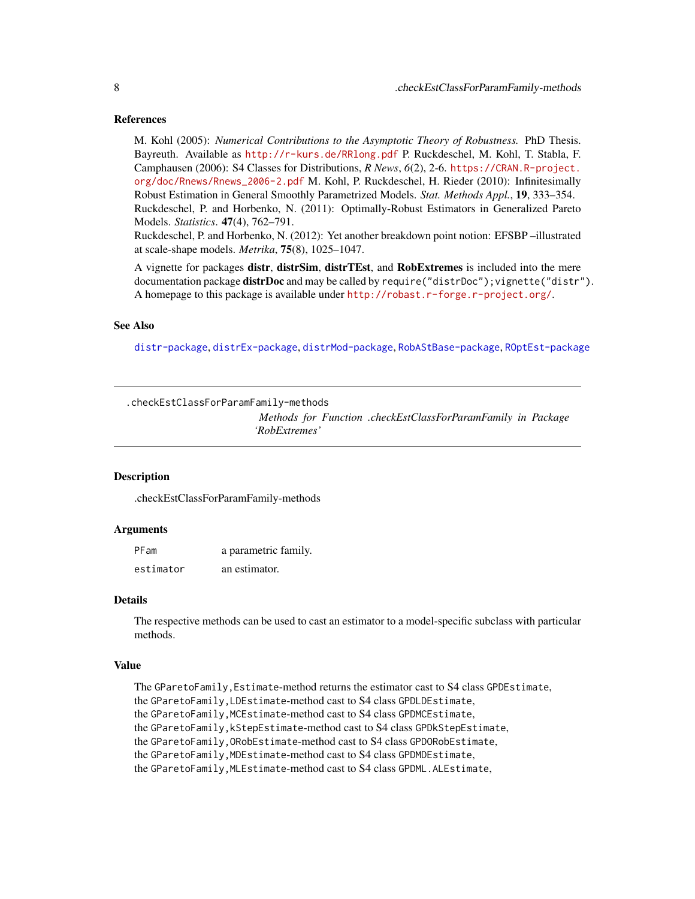### References

M. Kohl (2005): *Numerical Contributions to the Asymptotic Theory of Robustness.* PhD Thesis. Bayreuth. Available as http://r-kurs.de/RRlong.pdf P. Ruckdeschel, M. Kohl, T. Stabla, F. Camphausen (2006): S4 Classes for Distributions, *R News*, *6*(2), 2-6. https://CRAN.R-project.org/doc/Rnews/Rnews_2006-2.pdf M. Kohl, P. Ruckdeschel, H. Rieder (2010): Infinitesimally Robust Estimation in General Smoothly Parametrized Models. *Stat. Methods Appl.*, **19**, 333–354. Ruckdeschel, P. and Horbenko, N. (2011): Optimally-Robust Estimators in Generalized Pareto Models. *Statistics*. **47**(4), 762–791.
Ruckdeschel, P. and Horbenko, N. (2012): Yet another breakdown point notion: EFSBP –illustrated at scale-shape models. *Metrika*, **75**(8), 1025–1047.

A vignette for packages **distr**, **distrSim**, **distrTEst**, and **RobExtremes** is included into the mere documentation package **distrDoc** and may be called by `require("distrDoc");vignette("distr")`. A homepage to this package is available under http://robast.r-forge.r-project.org/.

### See Also

distr-package, distrEx-package, distrMod-package, RobAStBase-package, ROptEst-package

---

## .checkEstClassForParamFamily-methods — *Methods for Function .checkEstClassForParamFamily in Package 'RobExtremes'*

---

### Description

.checkEstClassForParamFamily-methods

### Arguments

| | |
|---|---|
| `PFam` | a parametric family. |
| `estimator` | an estimator. |

### Details

The respective methods can be used to cast an estimator to a model-specific subclass with particular methods.

### Value

The `GParetoFamily,Estimate`-method returns the estimator cast to S4 class `GPDEstimate`,
the `GParetoFamily,LDEstimate`-method cast to S4 class `GPDLDEstimate`,
the `GParetoFamily,MCEstimate`-method cast to S4 class `GPDMCEstimate`,
the `GParetoFamily,kStepEstimate`-method cast to S4 class `GPDkStepEstimate`,
the `GParetoFamily,ORobEstimate`-method cast to S4 class `GPDORobEstimate`,
the `GParetoFamily,MDEstimate`-method cast to S4 class `GPDMDEstimate`,
the `GParetoFamily,MLEstimate`-method cast to S4 class `GPDML.ALEstimate`,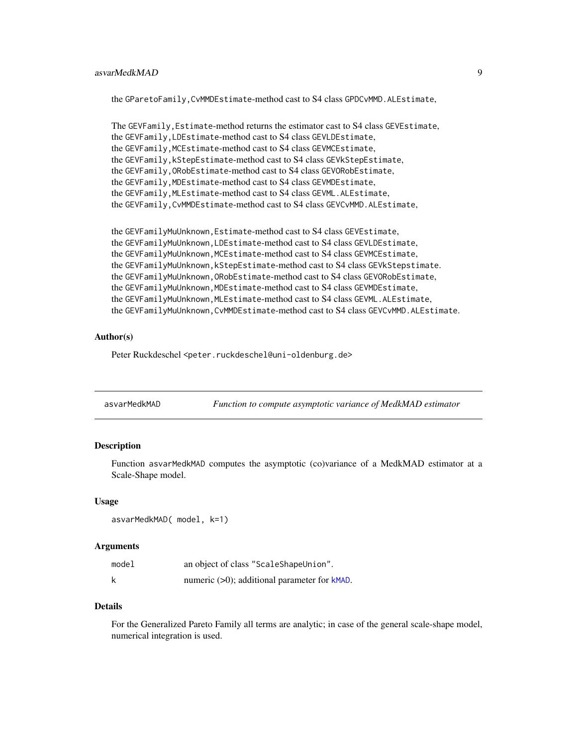the GParetoFamily,CvMMDEstimate-method cast to S4 class GPDCvMMD.ALEstimate,

The GEVFamily,Estimate-method returns the estimator cast to S4 class GEVEstimate,
the GEVFamily,LDEstimate-method cast to S4 class GEVLDEstimate,
the GEVFamily,MCEstimate-method cast to S4 class GEVMCEstimate,
the GEVFamily,kStepEstimate-method cast to S4 class GEVkStepEstimate,
the GEVFamily,ORobEstimate-method cast to S4 class GEVORobEstimate,
the GEVFamily,MDEstimate-method cast to S4 class GEVMDEstimate,
the GEVFamily,MLEstimate-method cast to S4 class GEVML.ALEstimate,
the GEVFamily,CvMMDEstimate-method cast to S4 class GEVCvMMD.ALEstimate,

the GEVFamilyMuUnknown,Estimate-method cast to S4 class GEVEstimate,
the GEVFamilyMuUnknown,LDEstimate-method cast to S4 class GEVLDEstimate,
the GEVFamilyMuUnknown,MCEstimate-method cast to S4 class GEVMCEstimate,
the GEVFamilyMuUnknown,kStepEstimate-method cast to S4 class GEVkStepstimate.
the GEVFamilyMuUnknown,ORobEstimate-method cast to S4 class GEVORobEstimate,
the GEVFamilyMuUnknown,MDEstimate-method cast to S4 class GEVMDEstimate,
the GEVFamilyMuUnknown,MLEstimate-method cast to S4 class GEVML.ALEstimate,
the GEVFamilyMuUnknown,CvMMDEstimate-method cast to S4 class GEVCvMMD.ALEstimate.

### Author(s)

Peter Ruckdeschel <peter.ruckdeschel@uni-oldenburg.de>

---

## asvarMedkMAD — *Function to compute asymptotic variance of MedkMAD estimator*

### Description

Function asvarMedkMAD computes the asymptotic (co)variance of a MedkMAD estimator at a Scale-Shape model.

### Usage

```
asvarMedkMAD( model, k=1)
```

### Arguments

| | |
|---|---|
| model | an object of class "ScaleShapeUnion". |
| k | numeric (>0); additional parameter for kMAD. |

### Details

For the Generalized Pareto Family all terms are analytic; in case of the general scale-shape model, numerical integration is used.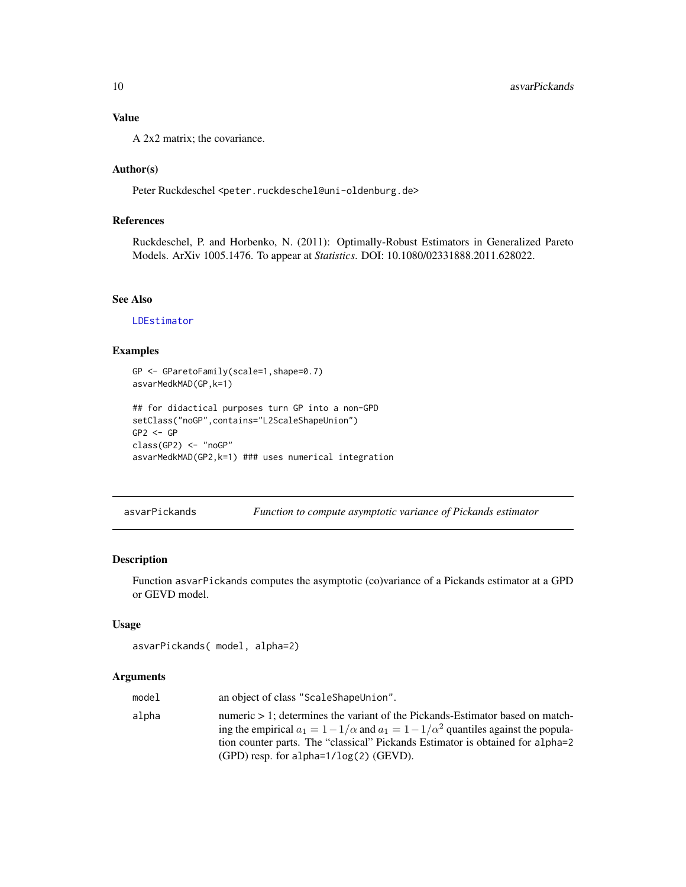### Value

A 2x2 matrix; the covariance.

### Author(s)

Peter Ruckdeschel <peter.ruckdeschel@uni-oldenburg.de>

### References

Ruckdeschel, P. and Horbenko, N. (2011): Optimally-Robust Estimators in Generalized Pareto Models. ArXiv 1005.1476. To appear at *Statistics*. DOI: 10.1080/02331888.2011.628022.

### See Also

LDEstimator

### Examples

```
GP <- GParetoFamily(scale=1,shape=0.7)
asvarMedkMAD(GP,k=1)

## for didactical purposes turn GP into a non-GPD
setClass("noGP",contains="L2ScaleShapeUnion")
GP2 <- GP
class(GP2) <- "noGP"
asvarMedkMAD(GP2,k=1) ### uses numerical integration
```

---

## asvarPickands — *Function to compute asymptotic variance of Pickands estimator*

### Description

Function asvarPickands computes the asymptotic (co)variance of a Pickands estimator at a GPD or GEVD model.

### Usage

```
asvarPickands( model, alpha=2)
```

### Arguments

| | |
|---|---|
| model | an object of class "ScaleShapeUnion". |
| alpha | numeric > 1; determines the variant of the Pickands-Estimator based on matching the empirical $a_1 = 1 - 1/\alpha$ and $a_1 = 1 - 1/\alpha^2$ quantiles against the population counter parts. The "classical" Pickands Estimator is obtained for alpha=2 (GPD) resp. for alpha=1/log(2) (GEVD). |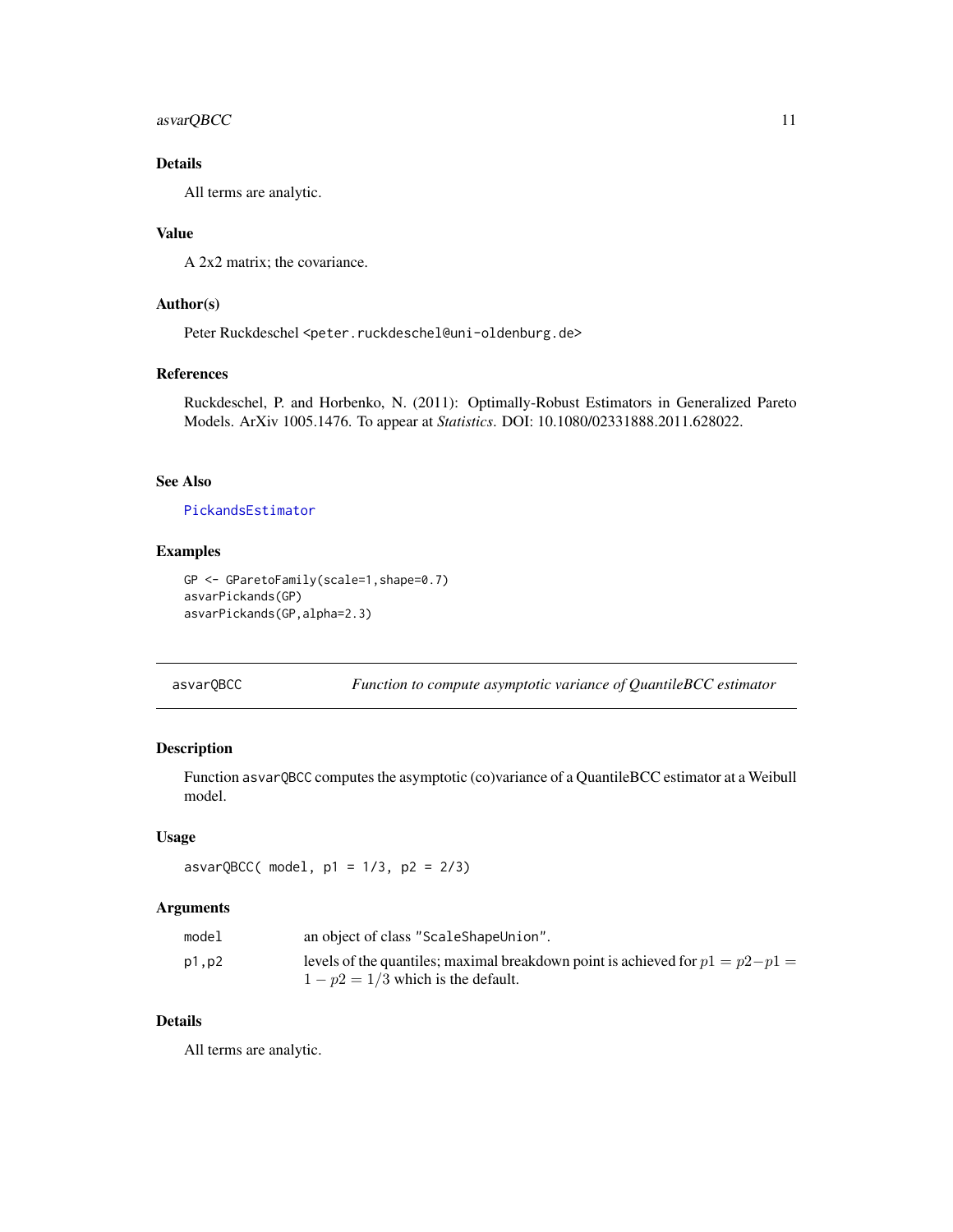### Details

All terms are analytic.

### Value

A 2x2 matrix; the covariance.

### Author(s)

Peter Ruckdeschel <peter.ruckdeschel@uni-oldenburg.de>

### References

Ruckdeschel, P. and Horbenko, N. (2011): Optimally-Robust Estimators in Generalized Pareto Models. ArXiv 1005.1476. To appear at *Statistics*. DOI: 10.1080/02331888.2011.628022.

### See Also

PickandsEstimator

### Examples

```
GP <- GParetoFamily(scale=1,shape=0.7)
asvarPickands(GP)
asvarPickands(GP,alpha=2.3)
```

---

## asvarQBCC — *Function to compute asymptotic variance of QuantileBCC estimator*

### Description

Function `asvarQBCC` computes the asymptotic (co)variance of a QuantileBCC estimator at a Weibull model.

### Usage

```
asvarQBCC( model, p1 = 1/3, p2 = 2/3)
```

### Arguments

| | |
|---|---|
| `model` | an object of class "ScaleShapeUnion". |
| `p1,p2` | levels of the quantiles; maximal breakdown point is achieved for $p1 = p2 - p1 = 1 - p2 = 1/3$ which is the default. |

### Details

All terms are analytic.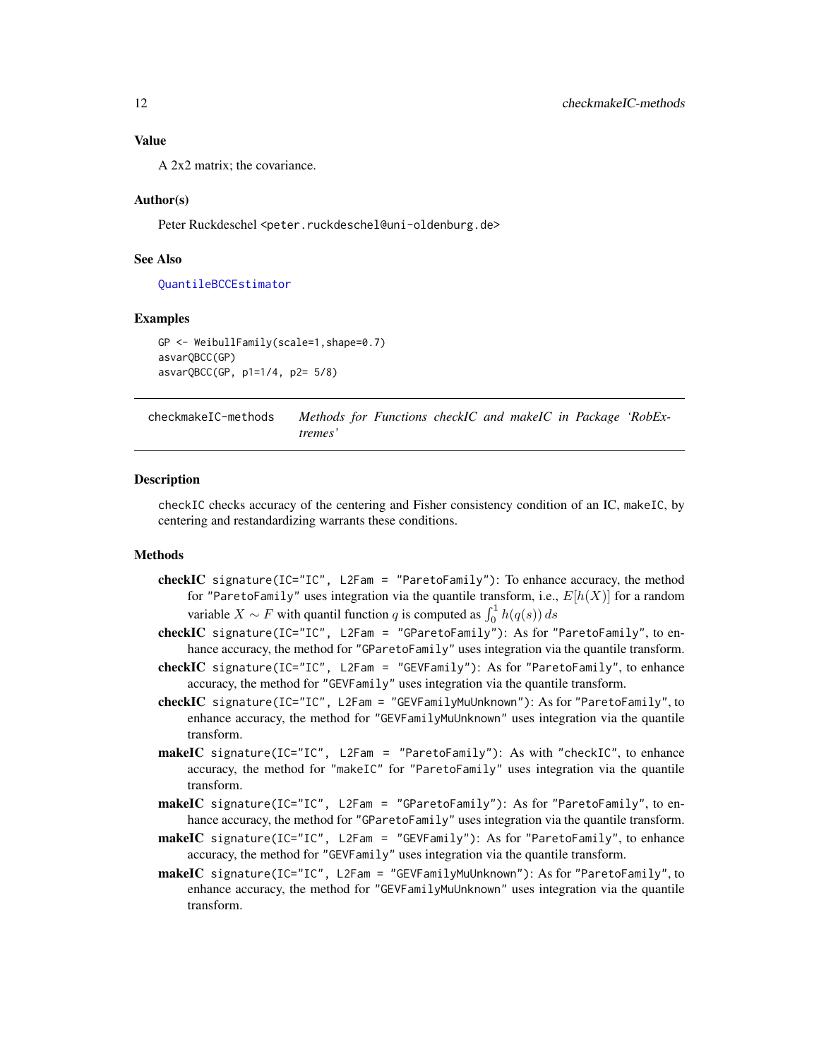### Value

A 2x2 matrix; the covariance.

### Author(s)

Peter Ruckdeschel <peter.ruckdeschel@uni-oldenburg.de>

### See Also

QuantileBCCEstimator

### Examples

```
GP <- WeibullFamily(scale=1,shape=0.7)
asvarQBCC(GP)
asvarQBCC(GP, p1=1/4, p2= 5/8)
```

---

## checkmakeIC-methods    *Methods for Functions checkIC and makeIC in Package 'RobExtremes'*

---

### Description

`checkIC` checks accuracy of the centering and Fisher consistency condition of an IC, `makeIC`, by centering and restandardizing warrants these conditions.

### Methods

- **checkIC** `signature(IC="IC", L2Fam = "ParetoFamily")`: To enhance accuracy, the method for `"ParetoFamily"` uses integration via the quantile transform, i.e., $E[h(X)]$ for a random variable $X \sim F$ with quantil function $q$ is computed as $\int_0^1 h(q(s))\,ds$
- **checkIC** `signature(IC="IC", L2Fam = "GParetoFamily")`: As for `"ParetoFamily"`, to enhance accuracy, the method for `"GParetoFamily"` uses integration via the quantile transform.
- **checkIC** `signature(IC="IC", L2Fam = "GEVFamily")`: As for `"ParetoFamily"`, to enhance accuracy, the method for `"GEVFamily"` uses integration via the quantile transform.
- **checkIC** `signature(IC="IC", L2Fam = "GEVFamilyMuUnknown")`: As for `"ParetoFamily"`, to enhance accuracy, the method for `"GEVFamilyMuUnknown"` uses integration via the quantile transform.
- **makeIC** `signature(IC="IC", L2Fam = "ParetoFamily")`: As with `"checkIC"`, to enhance accuracy, the method for `"makeIC"` for `"ParetoFamily"` uses integration via the quantile transform.
- **makeIC** `signature(IC="IC", L2Fam = "GParetoFamily")`: As for `"ParetoFamily"`, to enhance accuracy, the method for `"GParetoFamily"` uses integration via the quantile transform.
- **makeIC** `signature(IC="IC", L2Fam = "GEVFamily")`: As for `"ParetoFamily"`, to enhance accuracy, the method for `"GEVFamily"` uses integration via the quantile transform.
- **makeIC** `signature(IC="IC", L2Fam = "GEVFamilyMuUnknown")`: As for `"ParetoFamily"`, to enhance accuracy, the method for `"GEVFamilyMuUnknown"` uses integration via the quantile transform.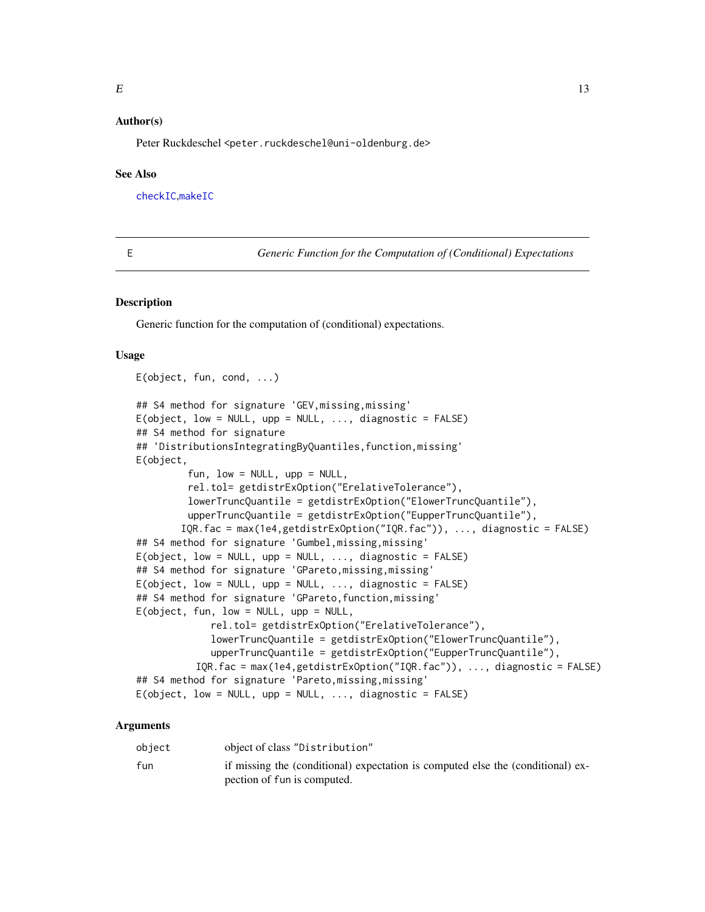## Author(s)

Peter Ruckdeschel <peter.ruckdeschel@uni-oldenburg.de>

## See Also

checkIC, makeIC

---

E *Generic Function for the Computation of (Conditional) Expectations*

---

## Description

Generic function for the computation of (conditional) expectations.

## Usage

```
E(object, fun, cond, ...)

## S4 method for signature 'GEV,missing,missing'
E(object, low = NULL, upp = NULL, ..., diagnostic = FALSE)
## S4 method for signature
## 'DistributionsIntegratingByQuantiles,function,missing'
E(object,
         fun, low = NULL, upp = NULL,
         rel.tol= getdistrExOption("ErelativeTolerance"),
         lowerTruncQuantile = getdistrExOption("ElowerTruncQuantile"),
         upperTruncQuantile = getdistrExOption("EupperTruncQuantile"),
        IQR.fac = max(1e4,getdistrExOption("IQR.fac")), ..., diagnostic = FALSE)
## S4 method for signature 'Gumbel,missing,missing'
E(object, low = NULL, upp = NULL, ..., diagnostic = FALSE)
## S4 method for signature 'GPareto,missing,missing'
E(object, low = NULL, upp = NULL, ..., diagnostic = FALSE)
## S4 method for signature 'GPareto,function,missing'
E(object, fun, low = NULL, upp = NULL,
             rel.tol= getdistrExOption("ErelativeTolerance"),
             lowerTruncQuantile = getdistrExOption("ElowerTruncQuantile"),
             upperTruncQuantile = getdistrExOption("EupperTruncQuantile"),
          IQR.fac = max(1e4,getdistrExOption("IQR.fac")), ..., diagnostic = FALSE)
## S4 method for signature 'Pareto,missing,missing'
E(object, low = NULL, upp = NULL, ..., diagnostic = FALSE)
```

## Arguments

| | |
|---|---|
| object | object of class "Distribution" |
| fun | if missing the (conditional) expectation is computed else the (conditional) expection of fun is computed. |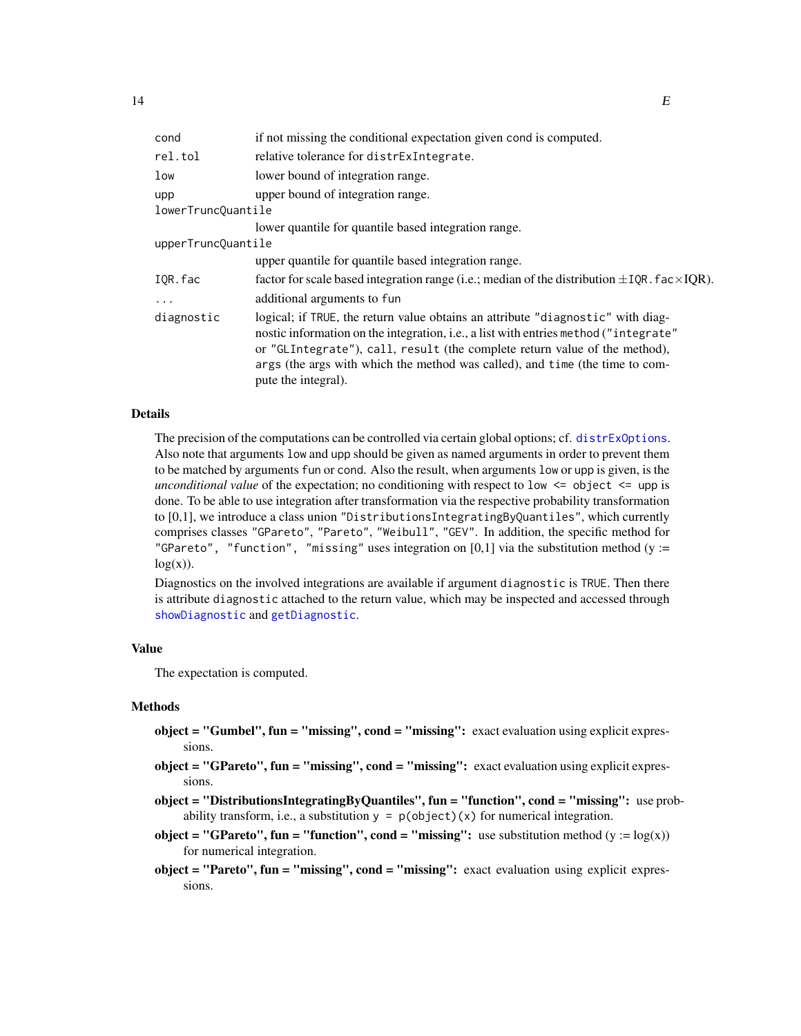| | |
|---|---|
| `cond` | if not missing the conditional expectation given cond is computed. |
| `rel.tol` | relative tolerance for `distrExIntegrate`. |
| `low` | lower bound of integration range. |
| `upp` | upper bound of integration range. |
| `lowerTruncQuantile` | lower quantile for quantile based integration range. |
| `upperTruncQuantile` | upper quantile for quantile based integration range. |
| `IQR.fac` | factor for scale based integration range (i.e.; median of the distribution $\pm$`IQR.fac`$\times$IQR). |
| `...` | additional arguments to `fun` |
| `diagnostic` | logical; if `TRUE`, the return value obtains an attribute `"diagnostic"` with diagnostic information on the integration, i.e., a list with entries `method` (`"integrate"` or `"GLIntegrate"`), `call`, `result` (the complete return value of the method), `args` (the args with which the method was called), and `time` (the time to compute the integral). |

## Details

The precision of the computations can be controlled via certain global options; cf. `distrExOptions`. Also note that arguments `low` and `upp` should be given as named arguments in order to prevent them to be matched by arguments `fun` or `cond`. Also the result, when arguments `low` or `upp` is given, is the *unconditional value* of the expectation; no conditioning with respect to `low <= object <= upp` is done. To be able to use integration after transformation via the respective probability transformation to [0,1], we introduce a class union `"DistributionsIntegratingByQuantiles"`, which currently comprises classes `"GPareto"`, `"Pareto"`, `"Weibull"`, `"GEV"`. In addition, the specific method for `"GPareto", "function", "missing"` uses integration on [0,1] via the substitution method (y := log(x)).

Diagnostics on the involved integrations are available if argument `diagnostic` is `TRUE`. Then there is attribute `diagnostic` attached to the return value, which may be inspected and accessed through `showDiagnostic` and `getDiagnostic`.

## Value

The expectation is computed.

## Methods

**object = "Gumbel", fun = "missing", cond = "missing":** exact evaluation using explicit expressions.

**object = "GPareto", fun = "missing", cond = "missing":** exact evaluation using explicit expressions.

**object = "DistributionsIntegratingByQuantiles", fun = "function", cond = "missing":** use probability transform, i.e., a substitution `y = p(object)(x)` for numerical integration.

**object = "GPareto", fun = "function", cond = "missing":** use substitution method (y := log(x)) for numerical integration.

**object = "Pareto", fun = "missing", cond = "missing":** exact evaluation using explicit expressions.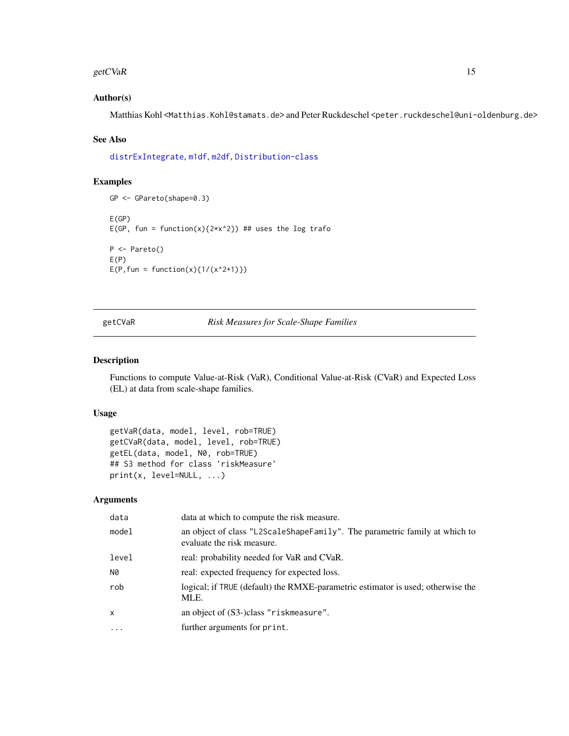## Author(s)

Matthias Kohl <Matthias.Kohl@stamats.de> and Peter Ruckdeschel <peter.ruckdeschel@uni-oldenburg.de>

## See Also

distrExIntegrate, m1df, m2df, Distribution-class

## Examples

```
GP <- GPareto(shape=0.3)

E(GP)
E(GP, fun = function(x){2*x^2}) ## uses the log trafo

P <- Pareto()
E(P)
E(P,fun = function(x){1/(x^2+1)})
```

---

# getCVaR — *Risk Measures for Scale-Shape Families*

## Description

Functions to compute Value-at-Risk (VaR), Conditional Value-at-Risk (CVaR) and Expected Loss (EL) at data from scale-shape families.

## Usage

```
getVaR(data, model, level, rob=TRUE)
getCVaR(data, model, level, rob=TRUE)
getEL(data, model, N0, rob=TRUE)
## S3 method for class 'riskMeasure'
print(x, level=NULL, ...)
```

## Arguments

| | |
|---|---|
| data | data at which to compute the risk measure. |
| model | an object of class "L2ScaleShapeFamily". The parametric family at which to evaluate the risk measure. |
| level | real: probability needed for VaR and CVaR. |
| N0 | real: expected frequency for expected loss. |
| rob | logical; if TRUE (default) the RMXE-parametric estimator is used; otherwise the MLE. |
| x | an object of (S3-)class "riskmeasure". |
| ... | further arguments for print. |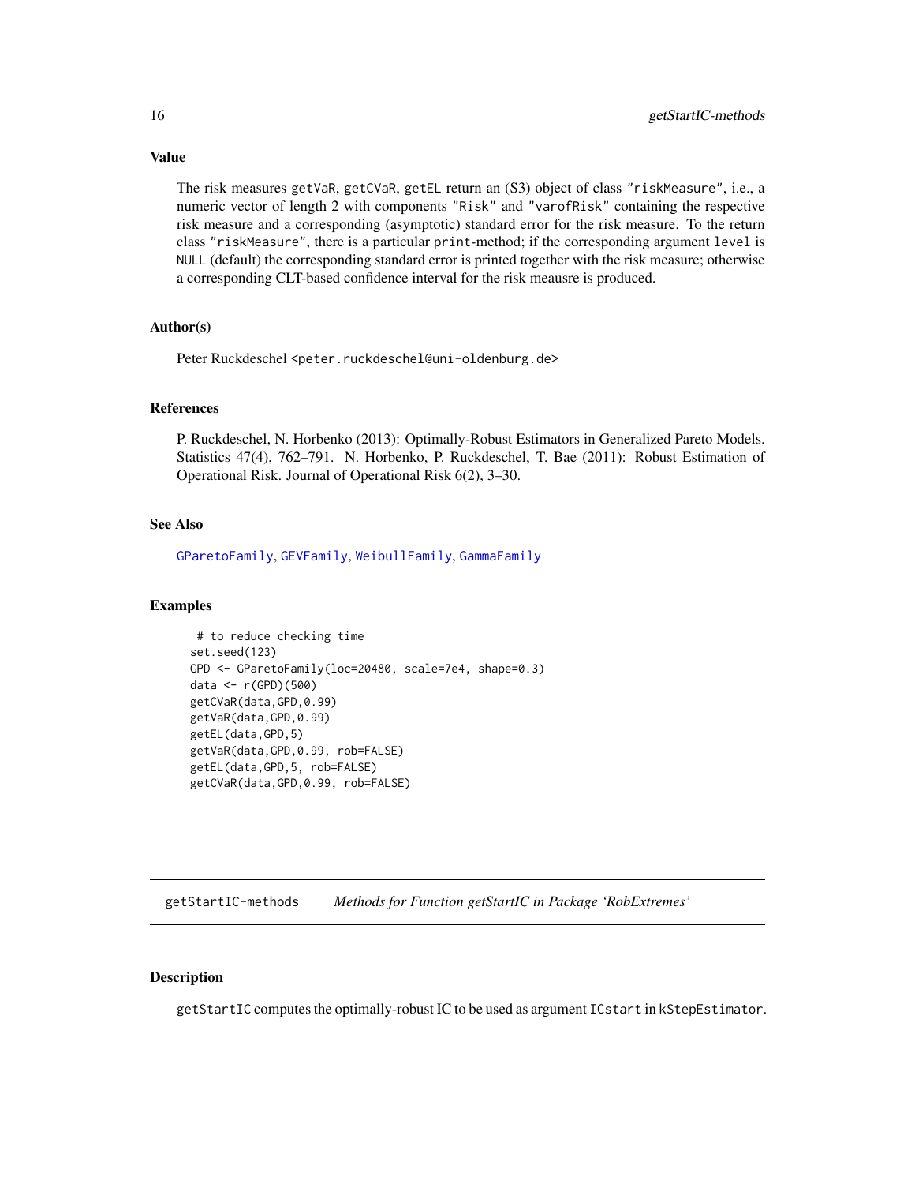### Value

The risk measures `getVaR`, `getCVaR`, `getEL` return an (S3) object of class `"riskMeasure"`, i.e., a numeric vector of length 2 with components `"Risk"` and `"varofRisk"` containing the respective risk measure and a corresponding (asymptotic) standard error for the risk measure. To the return class `"riskMeasure"`, there is a particular `print`-method; if the corresponding argument `level` is `NULL` (default) the corresponding standard error is printed together with the risk measure; otherwise a corresponding CLT-based confidence interval for the risk meausre is produced.

### Author(s)

Peter Ruckdeschel <peter.ruckdeschel@uni-oldenburg.de>

### References

P. Ruckdeschel, N. Horbenko (2013): Optimally-Robust Estimators in Generalized Pareto Models. Statistics 47(4), 762–791. N. Horbenko, P. Ruckdeschel, T. Bae (2011): Robust Estimation of Operational Risk. Journal of Operational Risk 6(2), 3–30.

### See Also

`GParetoFamily`, `GEVFamily`, `WeibullFamily`, `GammaFamily`

### Examples

```
 # to reduce checking time
set.seed(123)
GPD <- GParetoFamily(loc=20480, scale=7e4, shape=0.3)
data <- r(GPD)(500)
getCVaR(data,GPD,0.99)
getVaR(data,GPD,0.99)
getEL(data,GPD,5)
getVaR(data,GPD,0.99, rob=FALSE)
getEL(data,GPD,5, rob=FALSE)
getCVaR(data,GPD,0.99, rob=FALSE)
```

---

## getStartIC-methods — *Methods for Function getStartIC in Package 'RobExtremes'*

### Description

`getStartIC` computes the optimally-robust IC to be used as argument `ICstart` in `kStepEstimator`.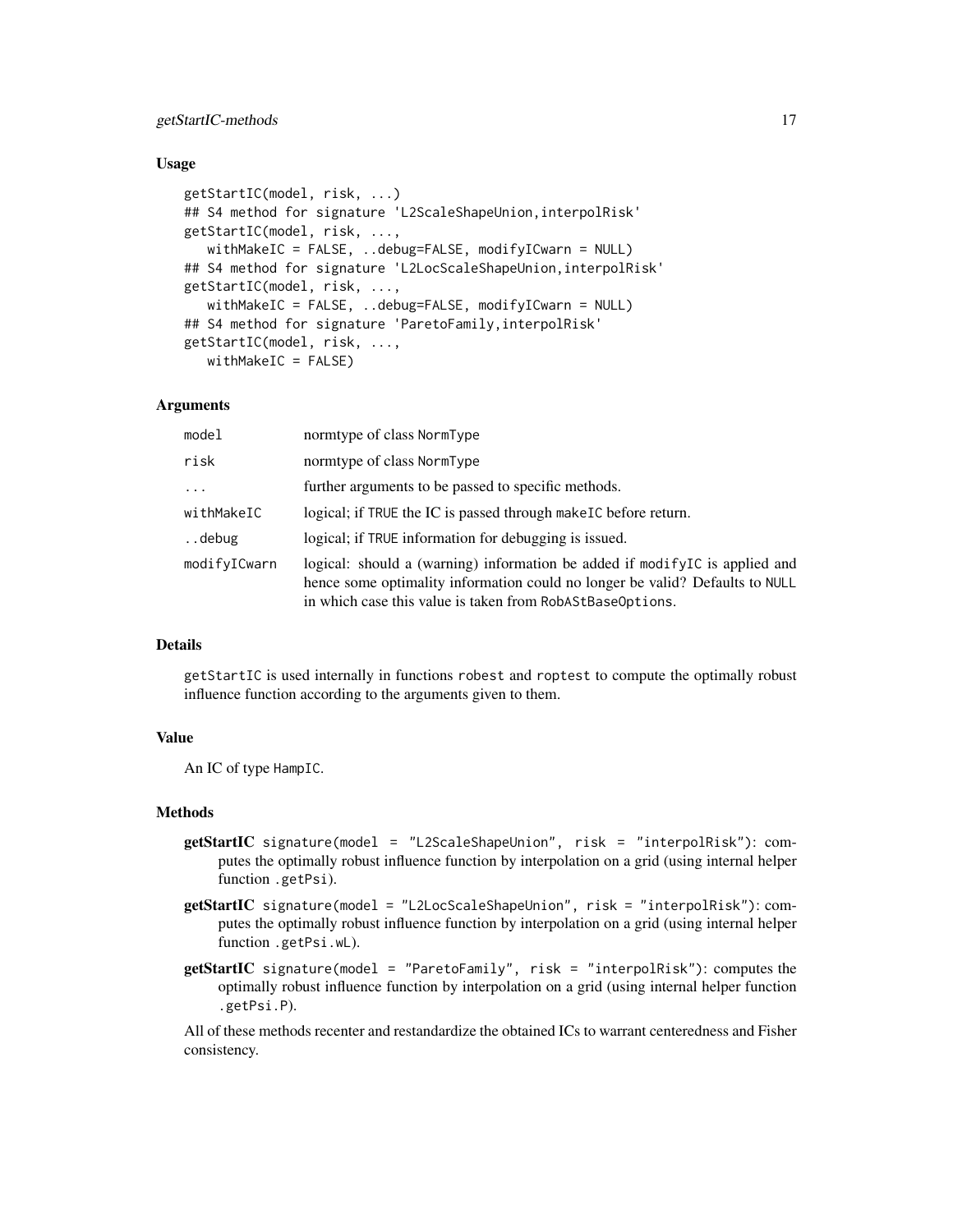### Usage

```
getStartIC(model, risk, ...)
## S4 method for signature 'L2ScaleShapeUnion,interpolRisk'
getStartIC(model, risk, ...,
   withMakeIC = FALSE, ..debug=FALSE, modifyICwarn = NULL)
## S4 method for signature 'L2LocScaleShapeUnion,interpolRisk'
getStartIC(model, risk, ...,
   withMakeIC = FALSE, ..debug=FALSE, modifyICwarn = NULL)
## S4 method for signature 'ParetoFamily,interpolRisk'
getStartIC(model, risk, ...,
   withMakeIC = FALSE)
```

### Arguments

| | |
|---|---|
| `model` | normtype of class `NormType` |
| `risk` | normtype of class `NormType` |
| `...` | further arguments to be passed to specific methods. |
| `withMakeIC` | logical; if `TRUE` the IC is passed through `makeIC` before return. |
| `..debug` | logical; if `TRUE` information for debugging is issued. |
| `modifyICwarn` | logical: should a (warning) information be added if `modifyIC` is applied and hence some optimality information could no longer be valid? Defaults to `NULL` in which case this value is taken from `RobAStBaseOptions`. |

### Details

`getStartIC` is used internally in functions `robest` and `roptest` to compute the optimally robust influence function according to the arguments given to them.

### Value

An IC of type `HampIC`.

### Methods

- **getStartIC** `signature(model = "L2ScaleShapeUnion", risk = "interpolRisk")`: computes the optimally robust influence function by interpolation on a grid (using internal helper function `.getPsi`).
- **getStartIC** `signature(model = "L2LocScaleShapeUnion", risk = "interpolRisk")`: computes the optimally robust influence function by interpolation on a grid (using internal helper function `.getPsi.wL`).
- **getStartIC** `signature(model = "ParetoFamily", risk = "interpolRisk")`: computes the optimally robust influence function by interpolation on a grid (using internal helper function `.getPsi.P`).

All of these methods recenter and restandardize the obtained ICs to warrant centeredness and Fisher consistency.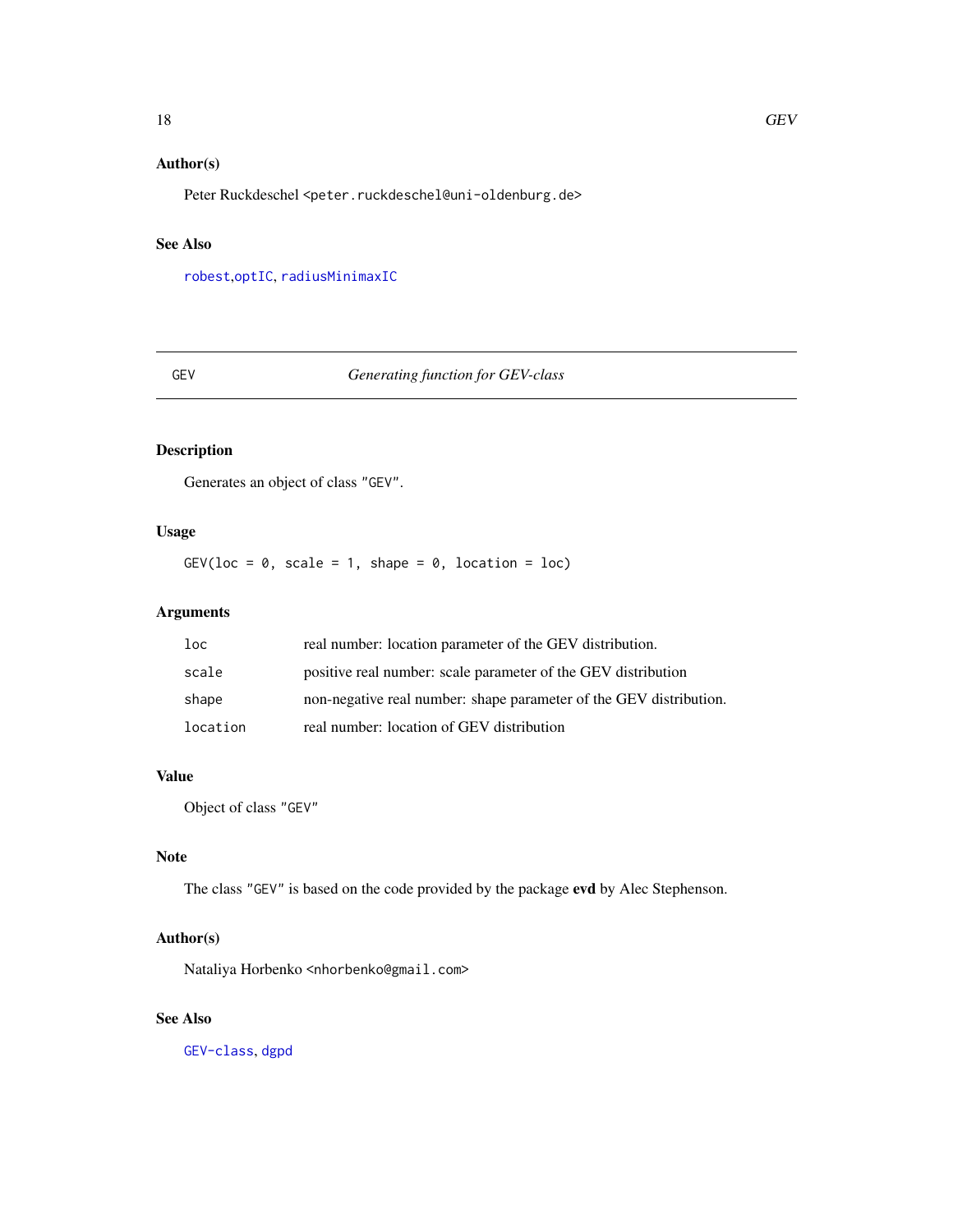## Author(s)

Peter Ruckdeschel <peter.ruckdeschel@uni-oldenburg.de>

## See Also

robest,optIC, radiusMinimaxIC

---

GEV *Generating function for GEV-class*

---

## Description

Generates an object of class "GEV".

## Usage

```
GEV(loc = 0, scale = 1, shape = 0, location = loc)
```

## Arguments

| | |
|---|---|
| loc | real number: location parameter of the GEV distribution. |
| scale | positive real number: scale parameter of the GEV distribution |
| shape | non-negative real number: shape parameter of the GEV distribution. |
| location | real number: location of GEV distribution |

## Value

Object of class "GEV"

## Note

The class "GEV" is based on the code provided by the package **evd** by Alec Stephenson.

## Author(s)

Nataliya Horbenko <nhorbenko@gmail.com>

## See Also

GEV-class, dgpd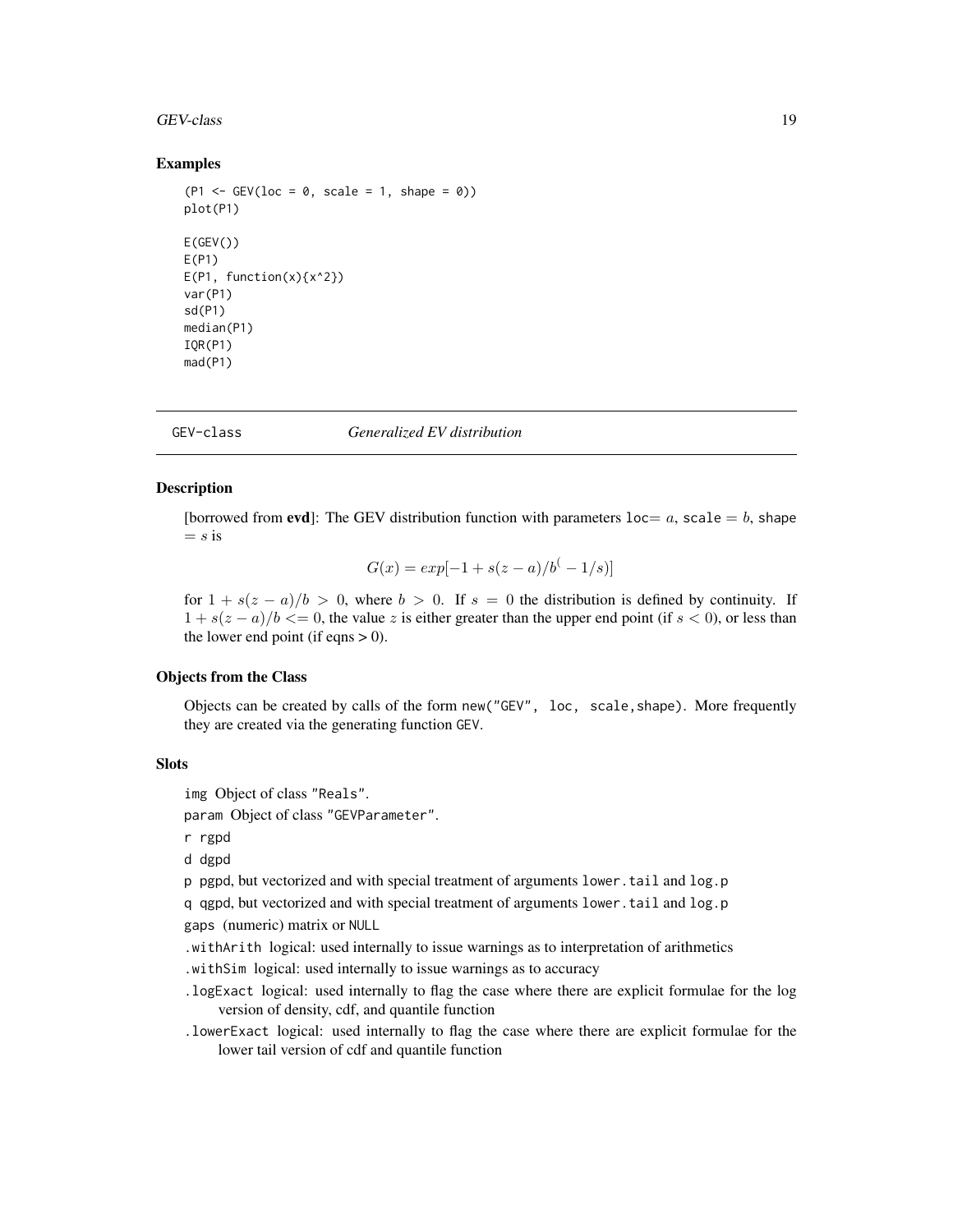### Examples

```
(P1 <- GEV(loc = 0, scale = 1, shape = 0))
plot(P1)

E(GEV())
E(P1)
E(P1, function(x){x^2})
var(P1)
sd(P1)
median(P1)
IQR(P1)
mad(P1)
```

---

## GEV-class *Generalized EV distribution*

### Description

[borrowed from **evd**]: The GEV distribution function with parameters `loc`$= a$, `scale` $= b$, `shape` $= s$ is

$$G(x) = exp[-1 + s(z - a)/b^( - 1/s)]$$

for $1 + s(z - a)/b > 0$, where $b > 0$. If $s = 0$ the distribution is defined by continuity. If $1 + s(z - a)/b <= 0$, the value $z$ is either greater than the upper end point (if $s < 0$), or less than the lower end point (if eqns > 0).

### Objects from the Class

Objects can be created by calls of the form `new("GEV", loc, scale,shape)`. More frequently they are created via the generating function `GEV`.

### Slots

`img` Object of class `"Reals"`.

`param` Object of class `"GEVParameter"`.

`r` rgpd

`d` dgpd

`p` pgpd, but vectorized and with special treatment of arguments `lower.tail` and `log.p`

`q` qgpd, but vectorized and with special treatment of arguments `lower.tail` and `log.p`

`gaps` (numeric) matrix or `NULL`

`.withArith` logical: used internally to issue warnings as to interpretation of arithmetics

`.withSim` logical: used internally to issue warnings as to accuracy

`.logExact` logical: used internally to flag the case where there are explicit formulae for the log version of density, cdf, and quantile function

`.lowerExact` logical: used internally to flag the case where there are explicit formulae for the lower tail version of cdf and quantile function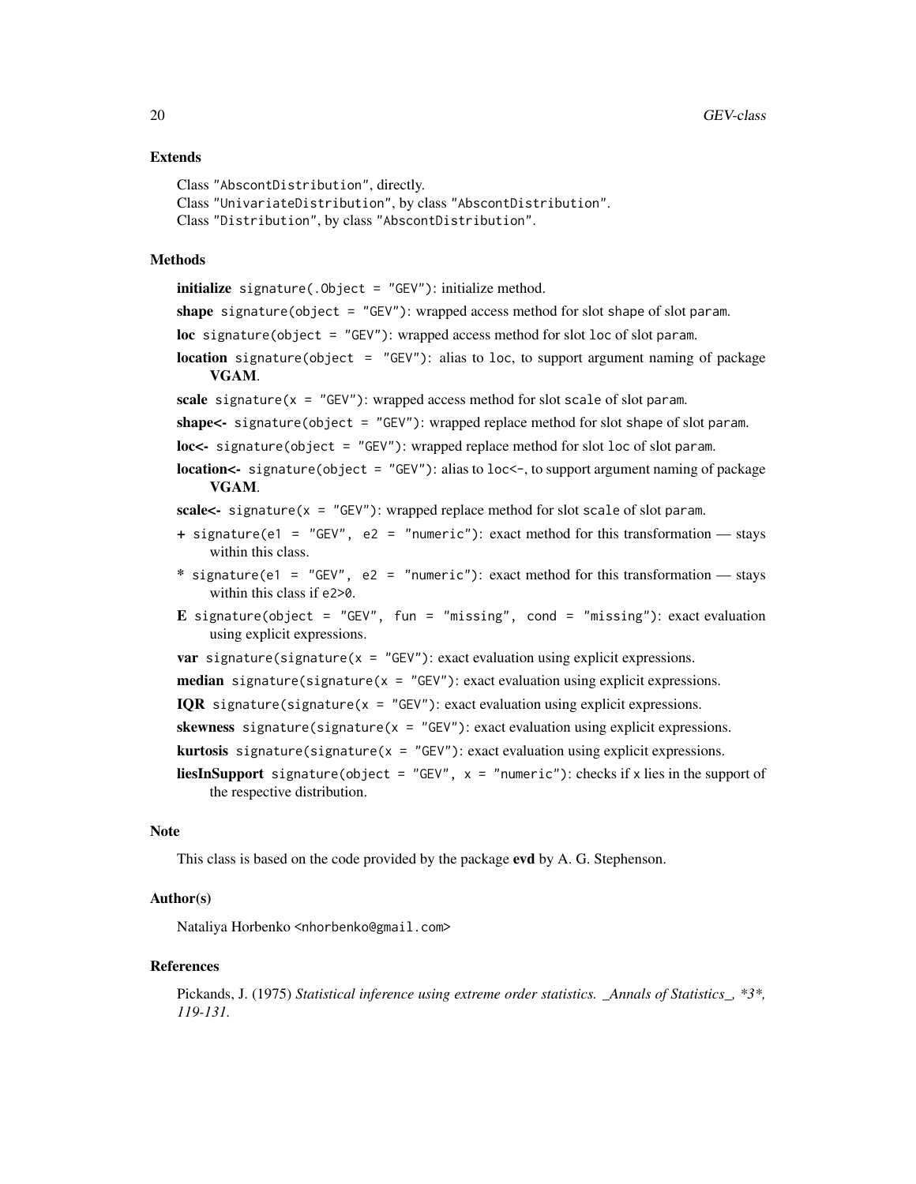## Extends

Class "AbscontDistribution", directly.
Class "UnivariateDistribution", by class "AbscontDistribution".
Class "Distribution", by class "AbscontDistribution".

## Methods

**initialize** `signature(.Object = "GEV")`: initialize method.

**shape** `signature(object = "GEV")`: wrapped access method for slot shape of slot param.

**loc** `signature(object = "GEV")`: wrapped access method for slot loc of slot param.

**location** `signature(object = "GEV")`: alias to loc, to support argument naming of package **VGAM**.

**scale** `signature(x = "GEV")`: wrapped access method for slot scale of slot param.

**shape<-** `signature(object = "GEV")`: wrapped replace method for slot shape of slot param.

**loc<-** `signature(object = "GEV")`: wrapped replace method for slot loc of slot param.

**location<-** `signature(object = "GEV")`: alias to loc<-, to support argument naming of package **VGAM**.

**scale<-** `signature(x = "GEV")`: wrapped replace method for slot scale of slot param.

**+** `signature(e1 = "GEV", e2 = "numeric")`: exact method for this transformation — stays within this class.

**\*** `signature(e1 = "GEV", e2 = "numeric")`: exact method for this transformation — stays within this class if e2>0.

**E** `signature(object = "GEV", fun = "missing", cond = "missing")`: exact evaluation using explicit expressions.

**var** `signature(signature(x = "GEV")`: exact evaluation using explicit expressions.

**median** `signature(signature(x = "GEV")`: exact evaluation using explicit expressions.

**IQR** `signature(signature(x = "GEV")`: exact evaluation using explicit expressions.

**skewness** `signature(signature(x = "GEV")`: exact evaluation using explicit expressions.

**kurtosis** `signature(signature(x = "GEV")`: exact evaluation using explicit expressions.

**liesInSupport** `signature(object = "GEV", x = "numeric")`: checks if x lies in the support of the respective distribution.

## Note

This class is based on the code provided by the package **evd** by A. G. Stephenson.

## Author(s)

Nataliya Horbenko <nhorbenko@gmail.com>

## References

Pickands, J. (1975) *Statistical inference using extreme order statistics. _Annals of Statistics_, *3*, 119-131.*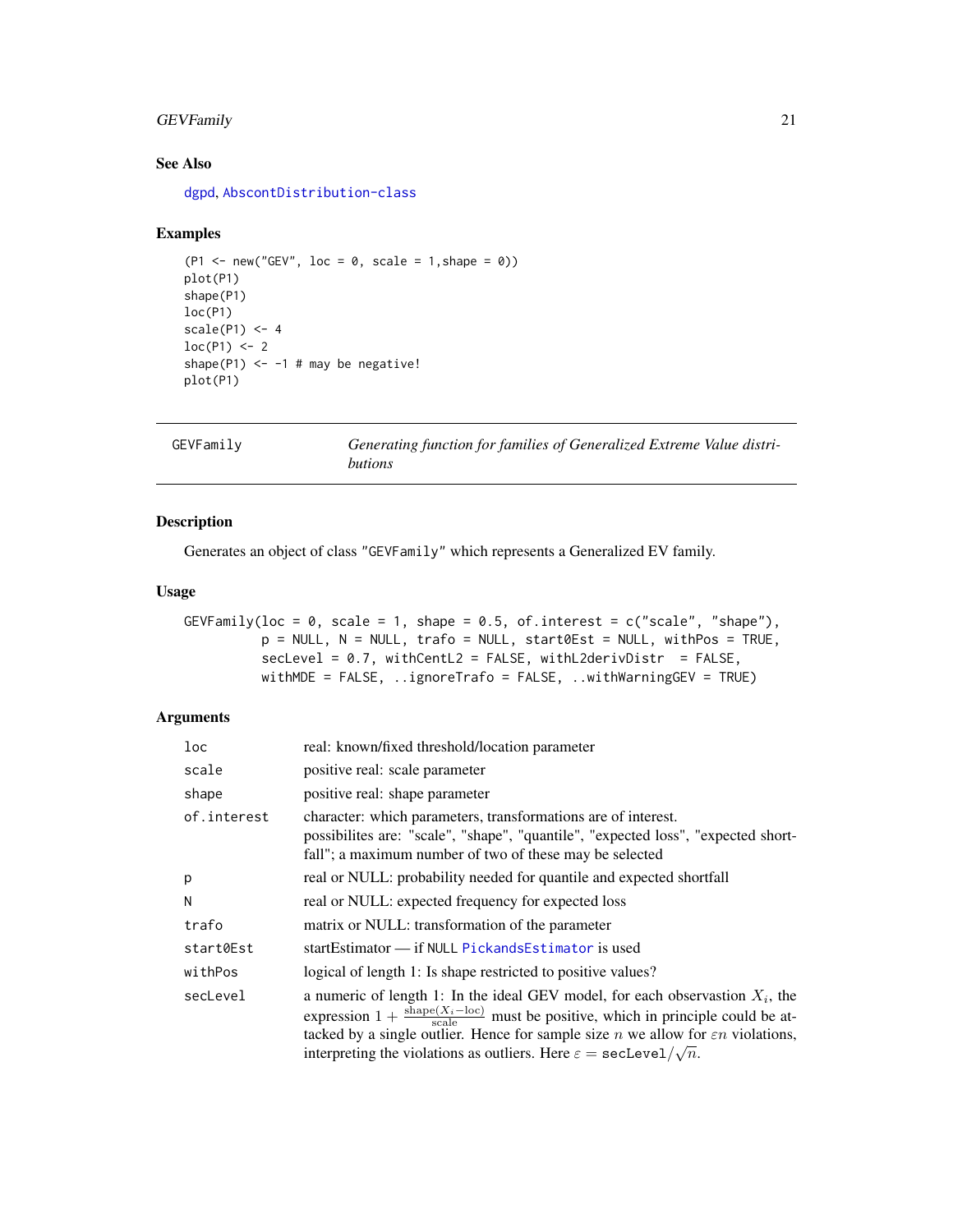## See Also

dgpd, AbscontDistribution-class

## Examples

```
(P1 <- new("GEV", loc = 0, scale = 1,shape = 0))
plot(P1)
shape(P1)
loc(P1)
scale(P1) <- 4
loc(P1) <- 2
shape(P1) <- -1 # may be negative!
plot(P1)
```

---

# GEVFamily — *Generating function for families of Generalized Extreme Value distributions*

## Description

Generates an object of class "GEVFamily" which represents a Generalized EV family.

## Usage

```
GEVFamily(loc = 0, scale = 1, shape = 0.5, of.interest = c("scale", "shape"),
          p = NULL, N = NULL, trafo = NULL, start0Est = NULL, withPos = TRUE,
          secLevel = 0.7, withCentL2 = FALSE, withL2derivDistr  = FALSE,
          withMDE = FALSE, ..ignoreTrafo = FALSE, ..withWarningGEV = TRUE)
```

## Arguments

| | |
|---|---|
| loc | real: known/fixed threshold/location parameter |
| scale | positive real: scale parameter |
| shape | positive real: shape parameter |
| of.interest | character: which parameters, transformations are of interest. possibilites are: "scale", "shape", "quantile", "expected loss", "expected shortfall"; a maximum number of two of these may be selected |
| p | real or NULL: probability needed for quantile and expected shortfall |
| N | real or NULL: expected frequency for expected loss |
| trafo | matrix or NULL: transformation of the parameter |
| start0Est | startEstimator — if NULL PickandsEstimator is used |
| withPos | logical of length 1: Is shape restricted to positive values? |
| secLevel | a numeric of length 1: In the ideal GEV model, for each observation $X_i$, the expression $1 + \frac{\mathrm{shape}(X_i - \mathrm{loc})}{\mathrm{scale}}$ must be positive, which in principle could be attacked by a single outlier. Hence for sample size $n$ we allow for $\varepsilon n$ violations, interpreting the violations as outliers. Here $\varepsilon = \mathtt{secLevel}/\sqrt{n}$. |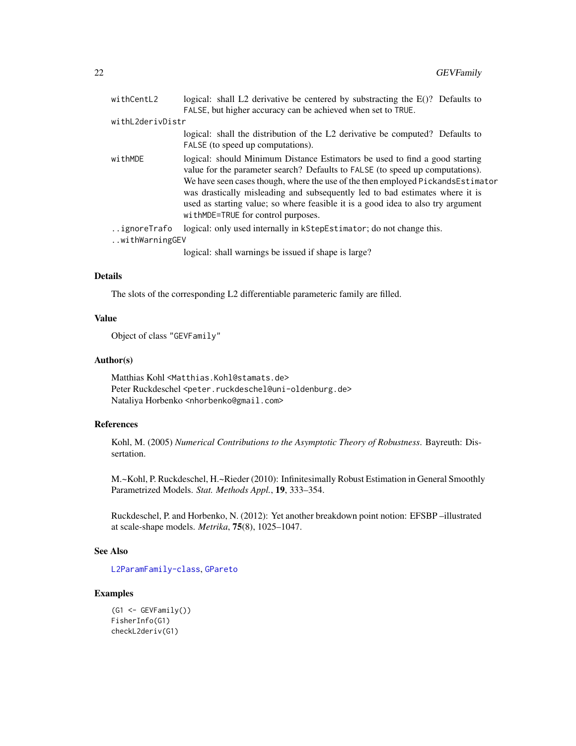| | |
|---|---|
| withCentL2 | logical: shall L2 derivative be centered by substracting the E()? Defaults to FALSE, but higher accuracy can be achieved when set to TRUE. |
| withL2derivDistr | logical: shall the distribution of the L2 derivative be computed? Defaults to FALSE (to speed up computations). |
| withMDE | logical: should Minimum Distance Estimators be used to find a good starting value for the parameter search? Defaults to FALSE (to speed up computations). We have seen cases though, where the use of the then employed PickandsEstimator was drastically misleading and subsequently led to bad estimates where it is used as starting value; so where feasible it is a good idea to also try argument withMDE=TRUE for control purposes. |
| ..ignoreTrafo | logical: only used internally in kStepEstimator; do not change this. |
| ..withWarningGEV | logical: shall warnings be issued if shape is large? |

### Details

The slots of the corresponding L2 differentiable parameteric family are filled.

### Value

Object of class "GEVFamily"

### Author(s)

Matthias Kohl <Matthias.Kohl@stamats.de>
Peter Ruckdeschel <peter.ruckdeschel@uni-oldenburg.de>
Nataliya Horbenko <nhorbenko@gmail.com>

### References

Kohl, M. (2005) *Numerical Contributions to the Asymptotic Theory of Robustness.* Bayreuth: Dissertation.

M.~Kohl, P. Ruckdeschel, H.~Rieder (2010): Infinitesimally Robust Estimation in General Smoothly Parametrized Models. *Stat. Methods Appl.*, **19**, 333–354.

Ruckdeschel, P. and Horbenko, N. (2012): Yet another breakdown point notion: EFSBP –illustrated at scale-shape models. *Metrika*, **75**(8), 1025–1047.

### See Also

L2ParamFamily-class, GPareto

### Examples

```
(G1 <- GEVFamily())
FisherInfo(G1)
checkL2deriv(G1)
```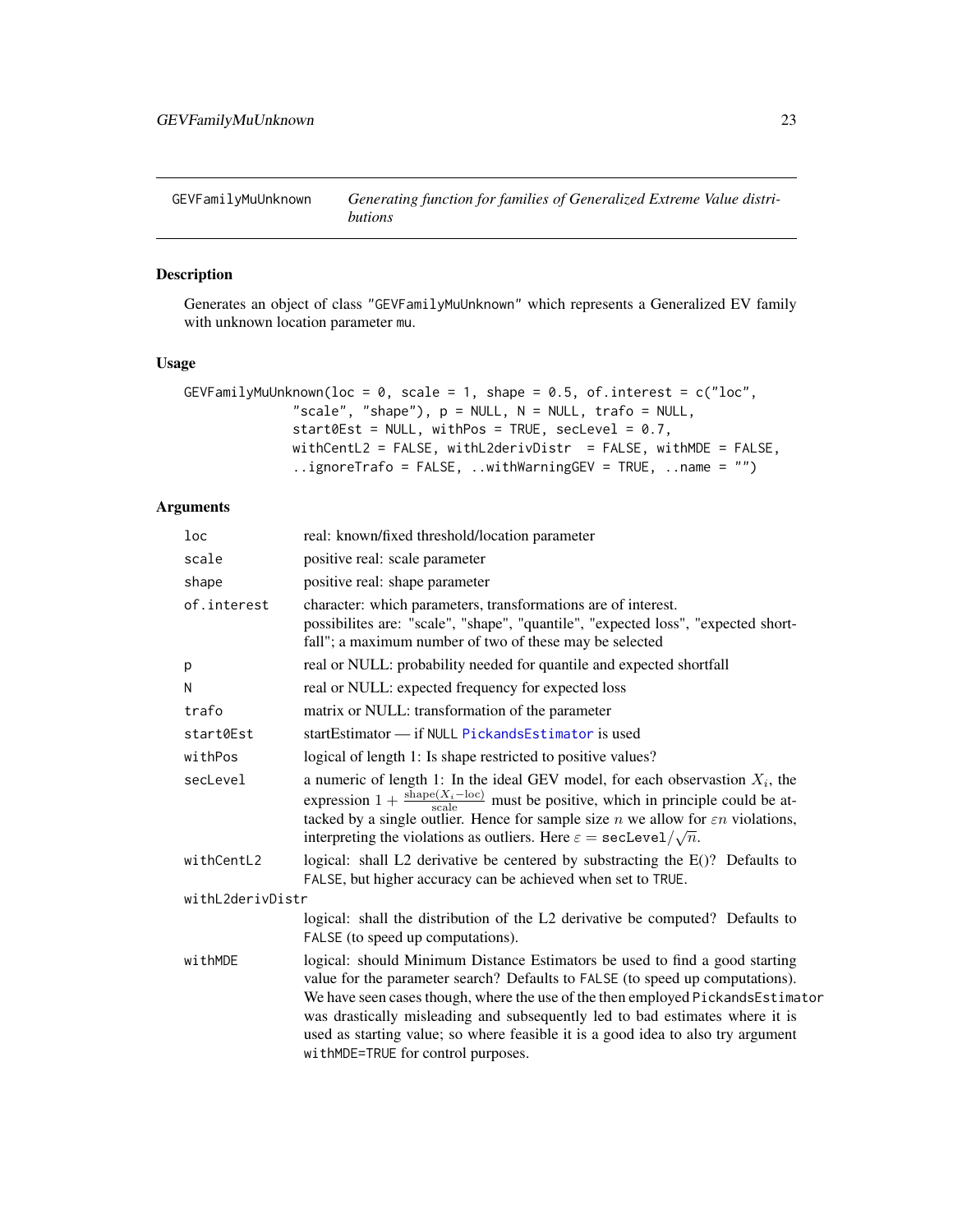GEVFamilyMuUnknown *Generating function for families of Generalized Extreme Value distributions*

## Description

Generates an object of class "GEVFamilyMuUnknown" which represents a Generalized EV family with unknown location parameter mu.

## Usage

```
GEVFamilyMuUnknown(loc = 0, scale = 1, shape = 0.5, of.interest = c("loc",
              "scale", "shape"), p = NULL, N = NULL, trafo = NULL,
              start0Est = NULL, withPos = TRUE, secLevel = 0.7,
              withCentL2 = FALSE, withL2derivDistr  = FALSE, withMDE = FALSE,
              ..ignoreTrafo = FALSE, ..withWarningGEV = TRUE, ..name = "")
```

## Arguments

| | |
|---|---|
| loc | real: known/fixed threshold/location parameter |
| scale | positive real: scale parameter |
| shape | positive real: shape parameter |
| of.interest | character: which parameters, transformations are of interest. possibilites are: "scale", "shape", "quantile", "expected loss", "expected shortfall"; a maximum number of two of these may be selected |
| p | real or NULL: probability needed for quantile and expected shortfall |
| N | real or NULL: expected frequency for expected loss |
| trafo | matrix or NULL: transformation of the parameter |
| start0Est | startEstimator — if NULL PickandsEstimator is used |
| withPos | logical of length 1: Is shape restricted to positive values? |
| secLevel | a numeric of length 1: In the ideal GEV model, for each observastion $X_i$, the expression $1 + \frac{\mathrm{shape}(X_i - \mathrm{loc})}{\mathrm{scale}}$ must be positive, which in principle could be attacked by a single outlier. Hence for sample size $n$ we allow for $\varepsilon n$ violations, interpreting the violations as outliers. Here $\varepsilon =$ secLevel$/\sqrt{n}$. |
| withCentL2 | logical: shall L2 derivative be centered by substracting the E()? Defaults to FALSE, but higher accuracy can be achieved when set to TRUE. |
| withL2derivDistr | logical: shall the distribution of the L2 derivative be computed? Defaults to FALSE (to speed up computations). |
| withMDE | logical: should Minimum Distance Estimators be used to find a good starting value for the parameter search? Defaults to FALSE (to speed up computations). We have seen cases though, where the use of the then employed PickandsEstimator was drastically misleading and subsequently led to bad estimates where it is used as starting value; so where feasible it is a good idea to also try argument withMDE=TRUE for control purposes. |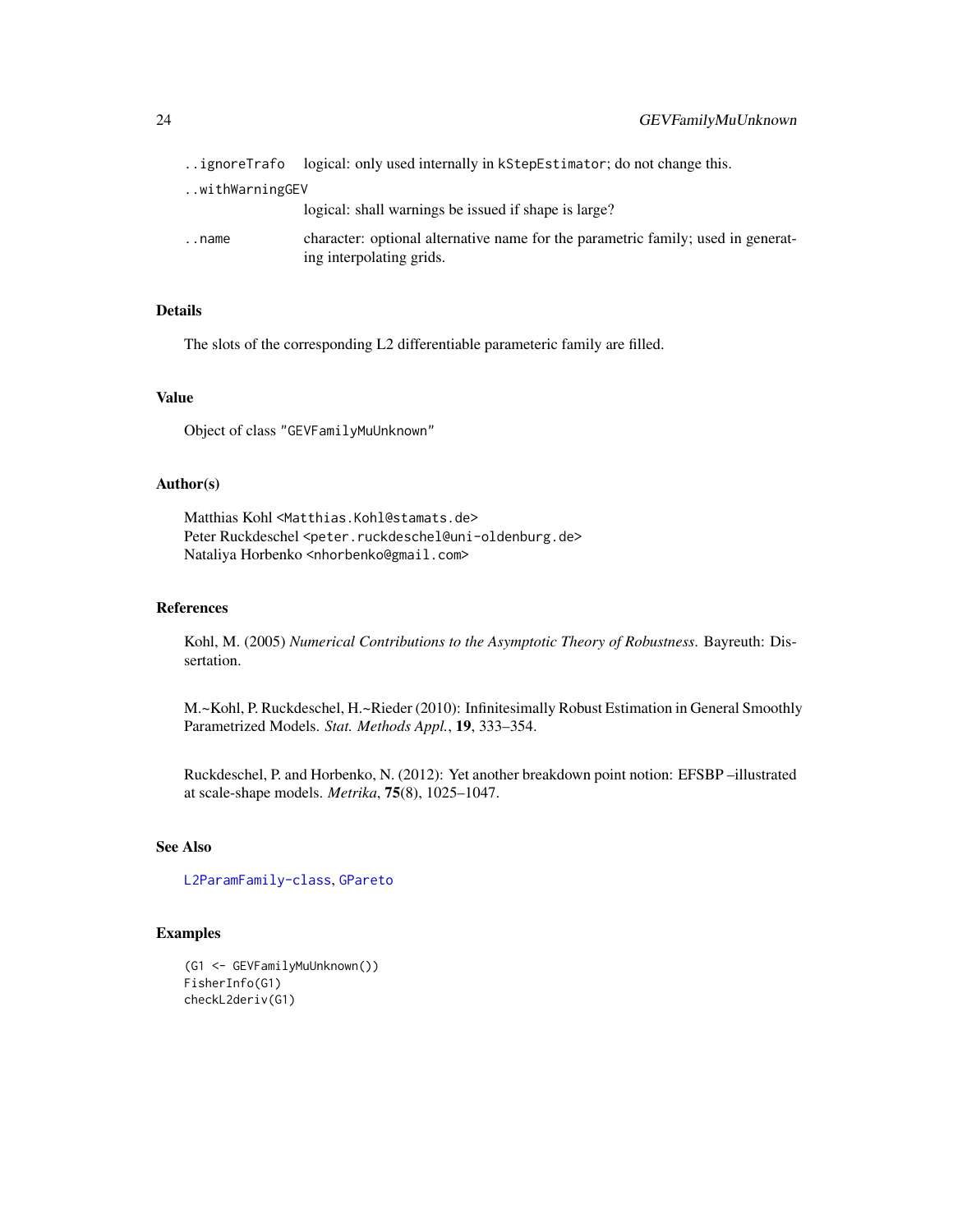| | |
|---|---|
| ..ignoreTrafo | logical: only used internally in kStepEstimator; do not change this. |
| ..withWarningGEV | logical: shall warnings be issued if shape is large? |
| ..name | character: optional alternative name for the parametric family; used in generating interpolating grids. |

## Details

The slots of the corresponding L2 differentiable parameteric family are filled.

## Value

Object of class "GEVFamilyMuUnknown"

## Author(s)

Matthias Kohl <Matthias.Kohl@stamats.de>
Peter Ruckdeschel <peter.ruckdeschel@uni-oldenburg.de>
Nataliya Horbenko <nhorbenko@gmail.com>

## References

Kohl, M. (2005) *Numerical Contributions to the Asymptotic Theory of Robustness*. Bayreuth: Dissertation.

M.~Kohl, P. Ruckdeschel, H.~Rieder (2010): Infinitesimally Robust Estimation in General Smoothly Parametrized Models. *Stat. Methods Appl.*, **19**, 333–354.

Ruckdeschel, P. and Horbenko, N. (2012): Yet another breakdown point notion: EFSBP –illustrated at scale-shape models. *Metrika*, **75**(8), 1025–1047.

## See Also

L2ParamFamily-class, GPareto

## Examples

```
(G1 <- GEVFamilyMuUnknown())
FisherInfo(G1)
checkL2deriv(G1)
```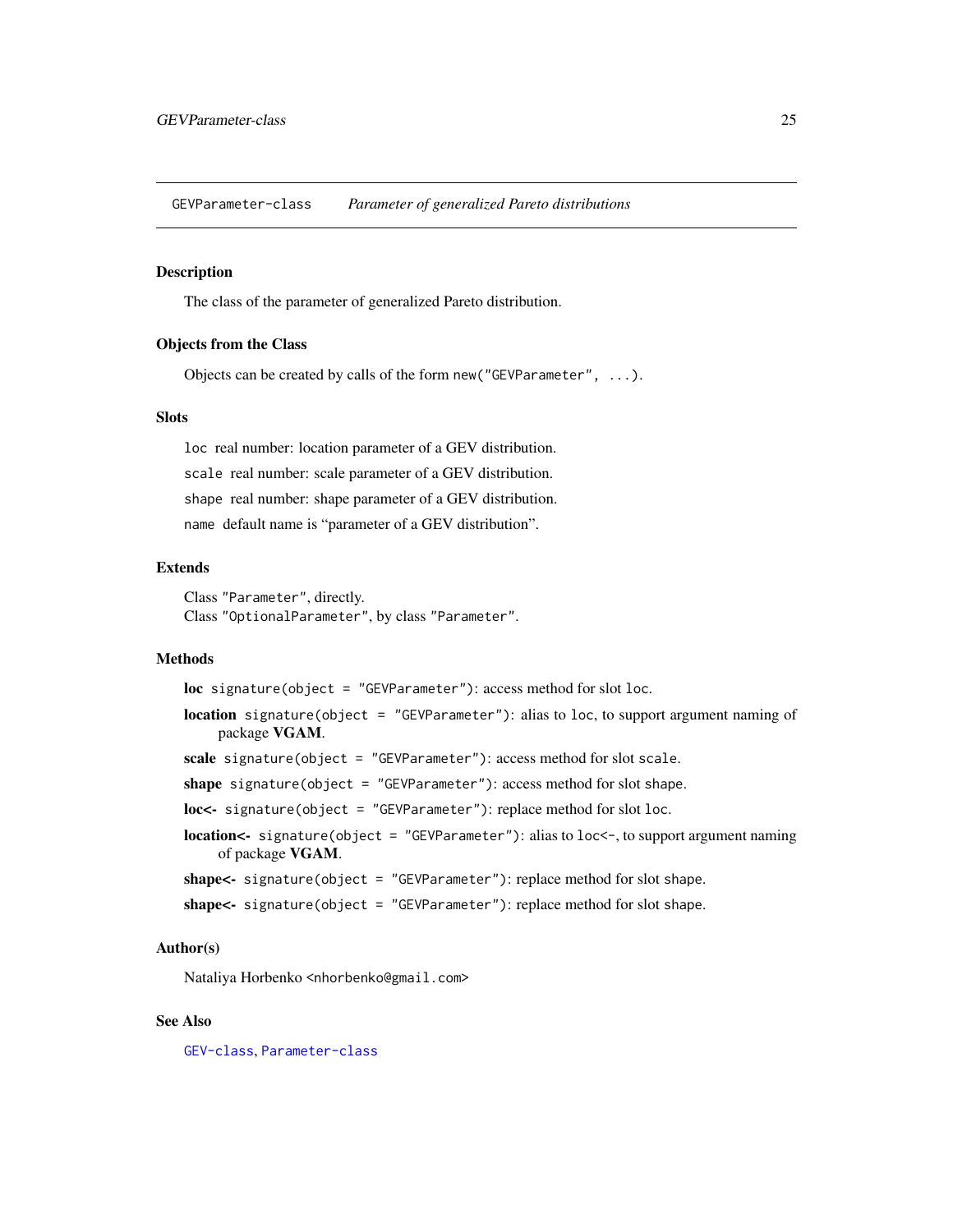GEVParameter-class *Parameter of generalized Pareto distributions*

## Description

The class of the parameter of generalized Pareto distribution.

## Objects from the Class

Objects can be created by calls of the form `new("GEVParameter", ...)`.

## Slots

`loc` real number: location parameter of a GEV distribution.

`scale` real number: scale parameter of a GEV distribution.

`shape` real number: shape parameter of a GEV distribution.

`name` default name is "parameter of a GEV distribution".

## Extends

Class `"Parameter"`, directly.
Class `"OptionalParameter"`, by class `"Parameter"`.

## Methods

**loc** `signature(object = "GEVParameter")`: access method for slot `loc`.

**location** `signature(object = "GEVParameter")`: alias to `loc`, to support argument naming of package **VGAM**.

**scale** `signature(object = "GEVParameter")`: access method for slot `scale`.

**shape** `signature(object = "GEVParameter")`: access method for slot `shape`.

**loc<-** `signature(object = "GEVParameter")`: replace method for slot `loc`.

**location<-** `signature(object = "GEVParameter")`: alias to `loc<-`, to support argument naming of package **VGAM**.

**shape<-** `signature(object = "GEVParameter")`: replace method for slot `shape`.

**shape<-** `signature(object = "GEVParameter")`: replace method for slot `shape`.

## Author(s)

Nataliya Horbenko <nhorbenko@gmail.com>

## See Also

`GEV-class`, `Parameter-class`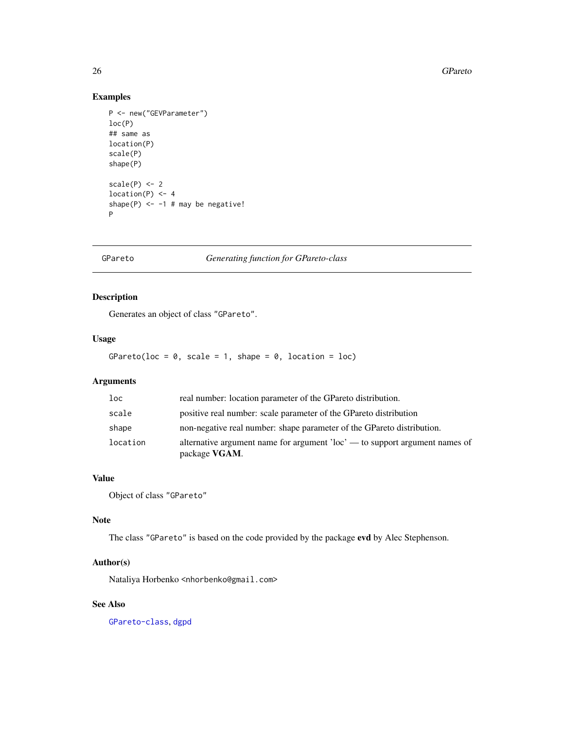## Examples

```
P <- new("GEVParameter")
loc(P)
## same as
location(P)
scale(P)
shape(P)

scale(P) <- 2
location(P) <- 4
shape(P) <- -1 # may be negative!
P
```

---

# GPareto *Generating function for GPareto-class*

---

### Description

Generates an object of class "GPareto".

### Usage

```
GPareto(loc = 0, scale = 1, shape = 0, location = loc)
```

### Arguments

| | |
|---|---|
| `loc` | real number: location parameter of the GPareto distribution. |
| `scale` | positive real number: scale parameter of the GPareto distribution |
| `shape` | non-negative real number: shape parameter of the GPareto distribution. |
| `location` | alternative argument name for argument 'loc' — to support argument names of package **VGAM**. |

### Value

Object of class "GPareto"

### Note

The class "GPareto" is based on the code provided by the package **evd** by Alec Stephenson.

### Author(s)

Nataliya Horbenko <nhorbenko@gmail.com>

### See Also

GPareto-class, dgpd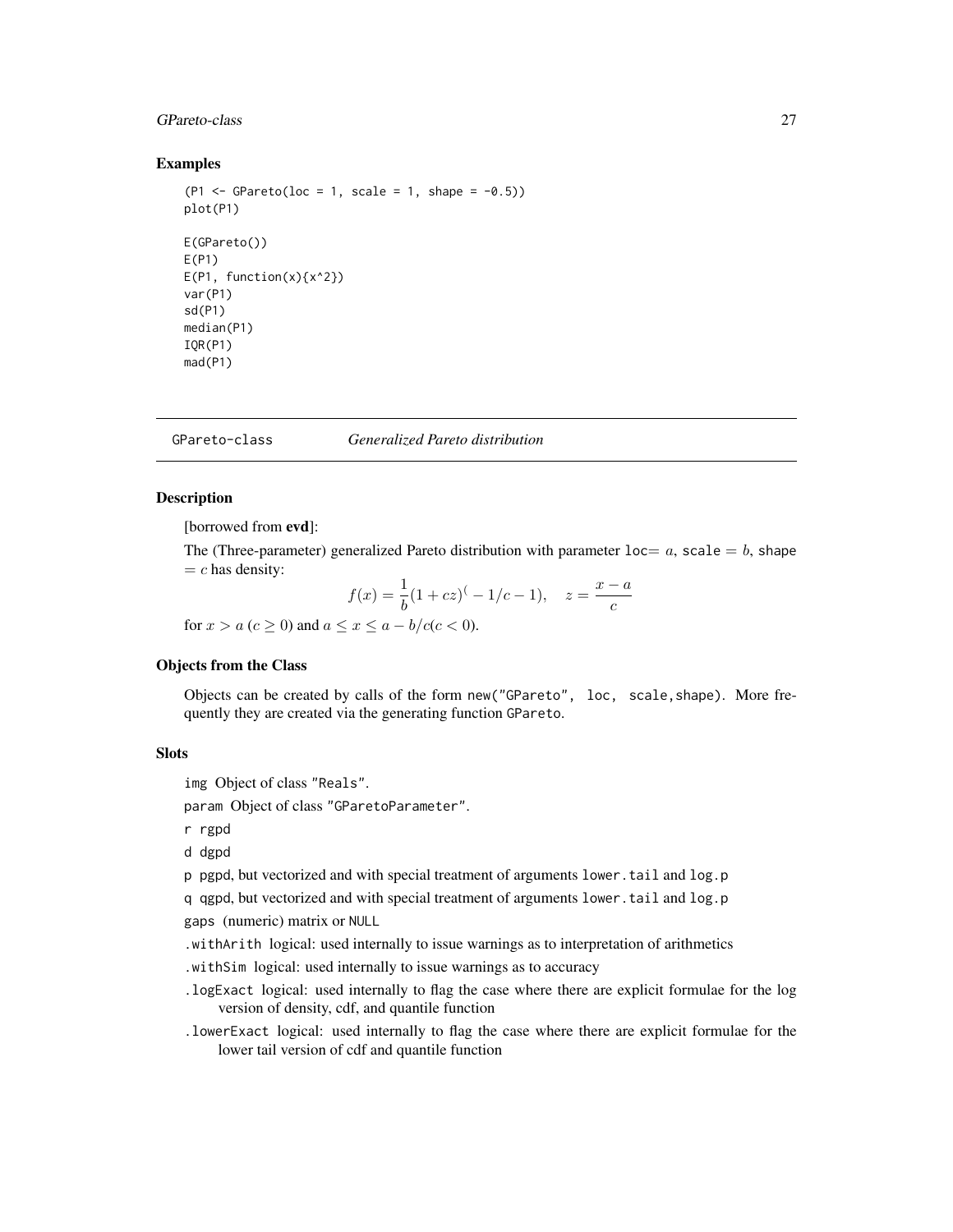## Examples

```
(P1 <- GPareto(loc = 1, scale = 1, shape = -0.5))
plot(P1)

E(GPareto())
E(P1)
E(P1, function(x){x^2})
var(P1)
sd(P1)
median(P1)
IQR(P1)
mad(P1)
```

---

GPareto-class &nbsp;&nbsp;&nbsp;&nbsp; *Generalized Pareto distribution*

---

## Description

[borrowed from **evd**]:

The (Three-parameter) generalized Pareto distribution with parameter `loc`$= a$, `scale` $= b$, `shape` $= c$ has density:

$$f(x) = \frac{1}{b}(1 + cz)^(-1/c - 1), \quad z = \frac{x - a}{c}$$

for $x > a$ $(c \geq 0)$ and $a \leq x \leq a - b/c(c < 0)$.

## Objects from the Class

Objects can be created by calls of the form `new("GPareto", loc, scale,shape)`. More frequently they are created via the generating function `GPareto`.

## Slots

`img` Object of class `"Reals"`.

`param` Object of class `"GParetoParameter"`.

`r` rgpd

`d` dgpd

`p` pgpd, but vectorized and with special treatment of arguments `lower.tail` and `log.p`

`q` qgpd, but vectorized and with special treatment of arguments `lower.tail` and `log.p`

`gaps` (numeric) matrix or `NULL`

`.withArith` logical: used internally to issue warnings as to interpretation of arithmetics

`.withSim` logical: used internally to issue warnings as to accuracy

`.logExact` logical: used internally to flag the case where there are explicit formulae for the log version of density, cdf, and quantile function

`.lowerExact` logical: used internally to flag the case where there are explicit formulae for the lower tail version of cdf and quantile function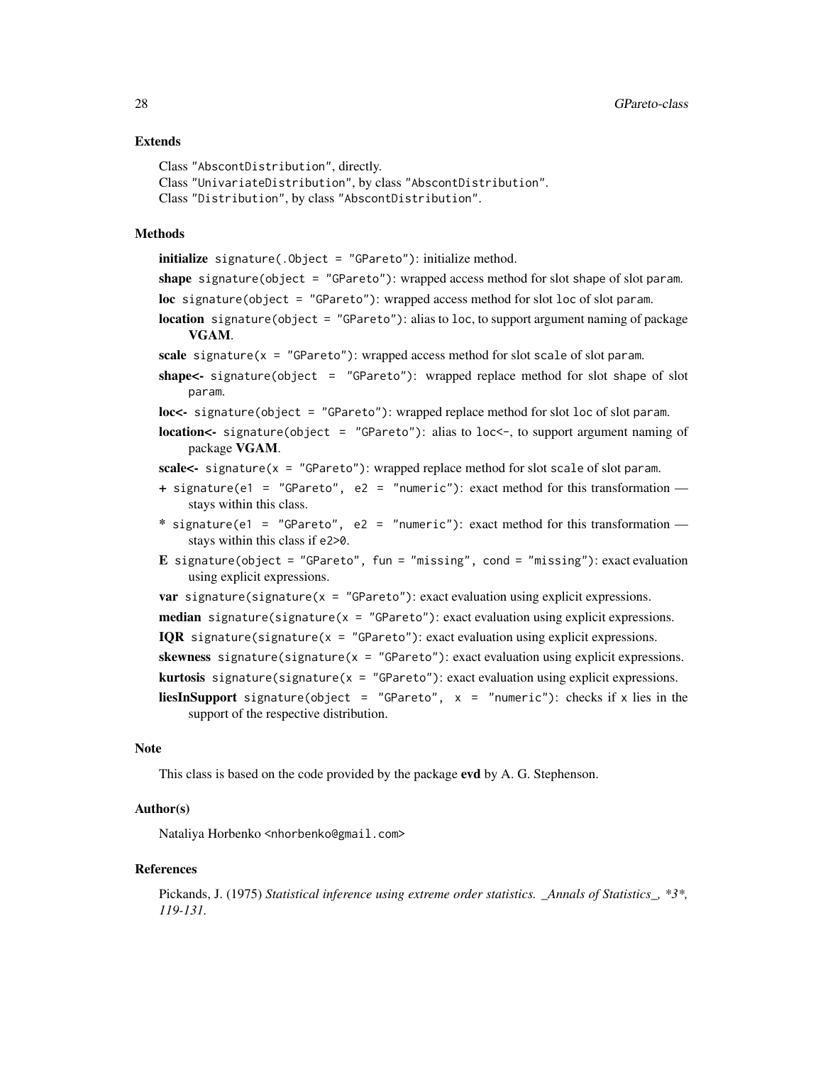## Extends

Class "AbscontDistribution", directly.
Class "UnivariateDistribution", by class "AbscontDistribution".
Class "Distribution", by class "AbscontDistribution".

## Methods

**initialize** `signature(.Object = "GPareto")`: initialize method.

**shape** `signature(object = "GPareto")`: wrapped access method for slot shape of slot param.

**loc** `signature(object = "GPareto")`: wrapped access method for slot loc of slot param.

**location** `signature(object = "GPareto")`: alias to loc, to support argument naming of package **VGAM**.

**scale** `signature(x = "GPareto")`: wrapped access method for slot scale of slot param.

**shape<-** `signature(object = "GPareto")`: wrapped replace method for slot shape of slot param.

**loc<-** `signature(object = "GPareto")`: wrapped replace method for slot loc of slot param.

**location<-** `signature(object = "GPareto")`: alias to loc<-, to support argument naming of package **VGAM**.

**scale<-** `signature(x = "GPareto")`: wrapped replace method for slot scale of slot param.

**+** `signature(e1 = "GPareto", e2 = "numeric")`: exact method for this transformation — stays within this class.

**\*** `signature(e1 = "GPareto", e2 = "numeric")`: exact method for this transformation — stays within this class if e2>0.

**E** `signature(object = "GPareto", fun = "missing", cond = "missing")`: exact evaluation using explicit expressions.

**var** `signature(signature(x = "GPareto")`: exact evaluation using explicit expressions.

**median** `signature(signature(x = "GPareto")`: exact evaluation using explicit expressions.

**IQR** `signature(signature(x = "GPareto")`: exact evaluation using explicit expressions.

**skewness** `signature(signature(x = "GPareto")`: exact evaluation using explicit expressions.

**kurtosis** `signature(signature(x = "GPareto")`: exact evaluation using explicit expressions.

**liesInSupport** `signature(object = "GPareto", x = "numeric")`: checks if x lies in the support of the respective distribution.

## Note

This class is based on the code provided by the package **evd** by A. G. Stephenson.

## Author(s)

Nataliya Horbenko <nhorbenko@gmail.com>

## References

Pickands, J. (1975) *Statistical inference using extreme order statistics. _Annals of Statistics_, *3*, 119-131.*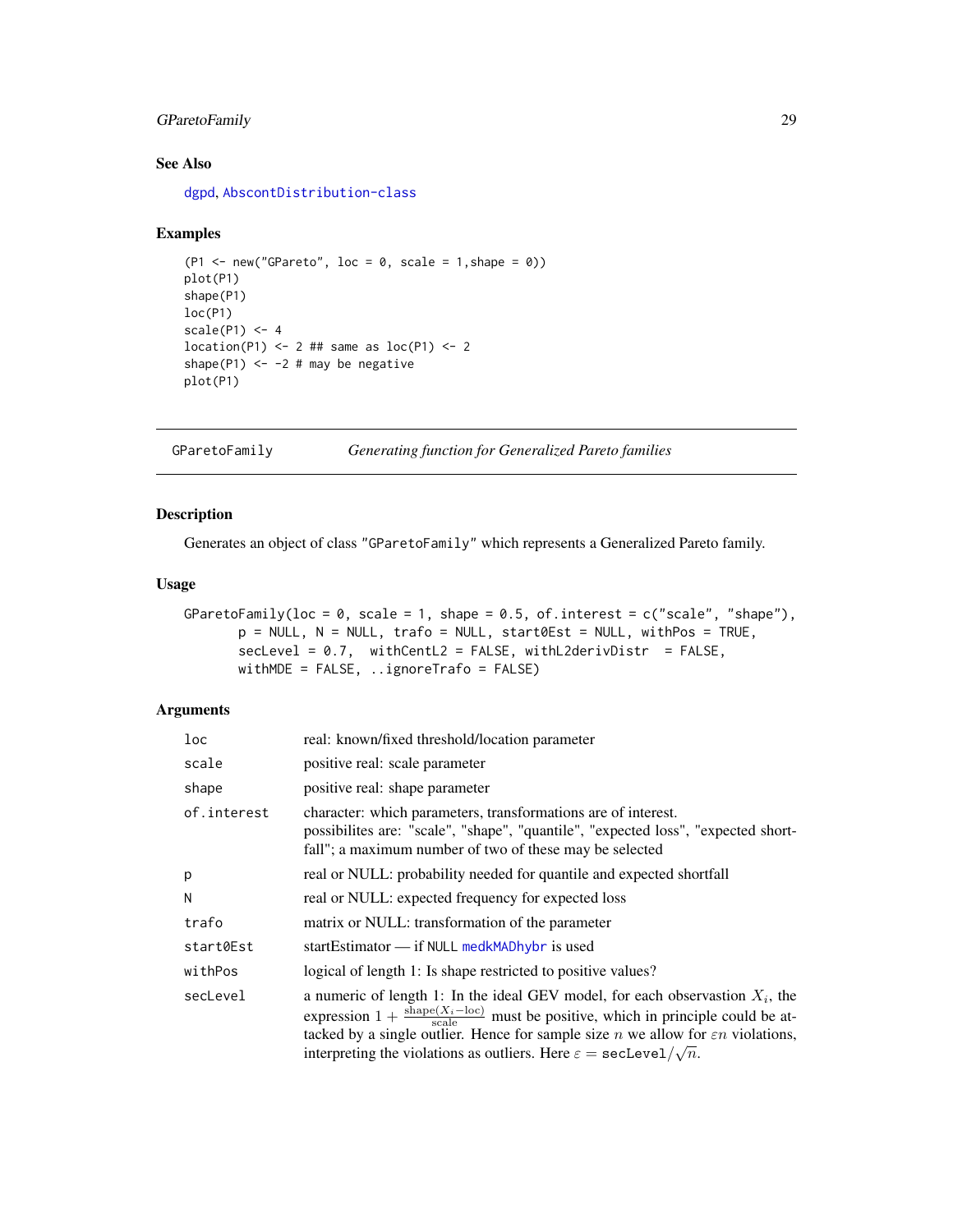### See Also

dgpd, AbscontDistribution-class

### Examples

```
(P1 <- new("GPareto", loc = 0, scale = 1,shape = 0))
plot(P1)
shape(P1)
loc(P1)
scale(P1) <- 4
location(P1) <- 2 ## same as loc(P1) <- 2
shape(P1) <- -2 # may be negative
plot(P1)
```

---

## GParetoFamily *Generating function for Generalized Pareto families*

### Description

Generates an object of class "GParetoFamily" which represents a Generalized Pareto family.

### Usage

```
GParetoFamily(loc = 0, scale = 1, shape = 0.5, of.interest = c("scale", "shape"),
       p = NULL, N = NULL, trafo = NULL, start0Est = NULL, withPos = TRUE,
       secLevel = 0.7,  withCentL2 = FALSE, withL2derivDistr  = FALSE,
       withMDE = FALSE, ..ignoreTrafo = FALSE)
```

### Arguments

| | |
|---|---|
| loc | real: known/fixed threshold/location parameter |
| scale | positive real: scale parameter |
| shape | positive real: shape parameter |
| of.interest | character: which parameters, transformations are of interest. possibilites are: "scale", "shape", "quantile", "expected loss", "expected shortfall"; a maximum number of two of these may be selected |
| p | real or NULL: probability needed for quantile and expected shortfall |
| N | real or NULL: expected frequency for expected loss |
| trafo | matrix or NULL: transformation of the parameter |
| start0Est | startEstimator — if NULL medkMADhybr is used |
| withPos | logical of length 1: Is shape restricted to positive values? |
| secLevel | a numeric of length 1: In the ideal GEV model, for each observastion $X_i$, the expression $1 + \frac{\mathrm{shape}(X_i - \mathrm{loc})}{\mathrm{scale}}$ must be positive, which in principle could be attacked by a single outlier. Hence for sample size $n$ we allow for $\varepsilon n$ violations, interpreting the violations as outliers. Here $\varepsilon = \mathtt{secLevel}/\sqrt{n}$. |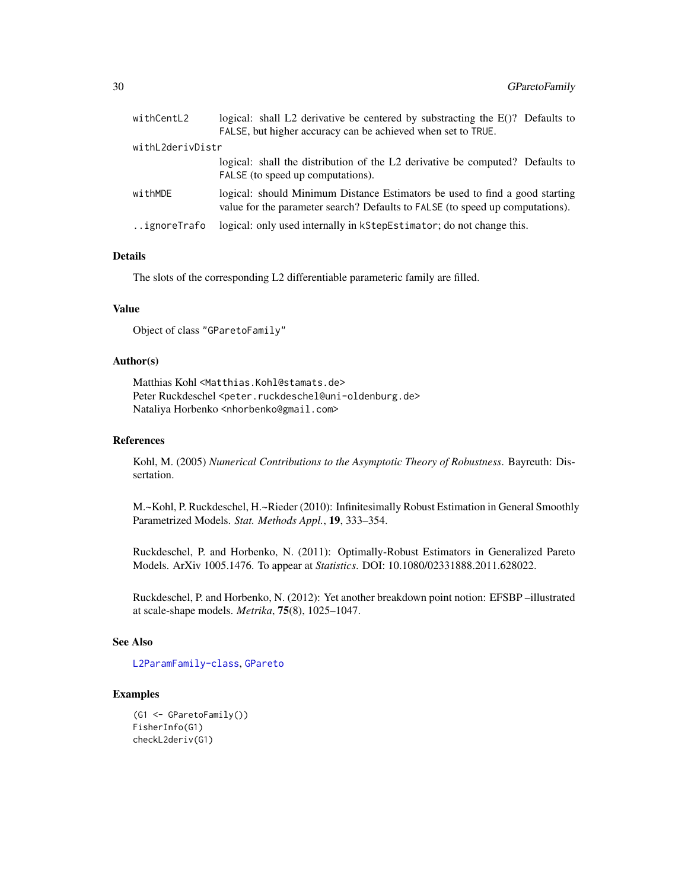| | |
|---|---|
| `withCentL2` | logical: shall L2 derivative be centered by substracting the E()? Defaults to `FALSE`, but higher accuracy can be achieved when set to `TRUE`. |
| `withL2derivDistr` | logical: shall the distribution of the L2 derivative be computed? Defaults to `FALSE` (to speed up computations). |
| `withMDE` | logical: should Minimum Distance Estimators be used to find a good starting value for the parameter search? Defaults to `FALSE` (to speed up computations). |
| `..ignoreTrafo` | logical: only used internally in `kStepEstimator`; do not change this. |

## Details

The slots of the corresponding L2 differentiable parameteric family are filled.

## Value

Object of class `"GParetoFamily"`

## Author(s)

Matthias Kohl <Matthias.Kohl@stamats.de>
Peter Ruckdeschel <peter.ruckdeschel@uni-oldenburg.de>
Nataliya Horbenko <nhorbenko@gmail.com>

## References

Kohl, M. (2005) *Numerical Contributions to the Asymptotic Theory of Robustness*. Bayreuth: Dissertation.

M.~Kohl, P. Ruckdeschel, H.~Rieder (2010): Infinitesimally Robust Estimation in General Smoothly Parametrized Models. *Stat. Methods Appl.*, **19**, 333–354.

Ruckdeschel, P. and Horbenko, N. (2011): Optimally-Robust Estimators in Generalized Pareto Models. ArXiv 1005.1476. To appear at *Statistics*. DOI: 10.1080/02331888.2011.628022.

Ruckdeschel, P. and Horbenko, N. (2012): Yet another breakdown point notion: EFSBP –illustrated at scale-shape models. *Metrika*, **75**(8), 1025–1047.

## See Also

`L2ParamFamily-class`, `GPareto`

## Examples

```
(G1 <- GParetoFamily())
FisherInfo(G1)
checkL2deriv(G1)
```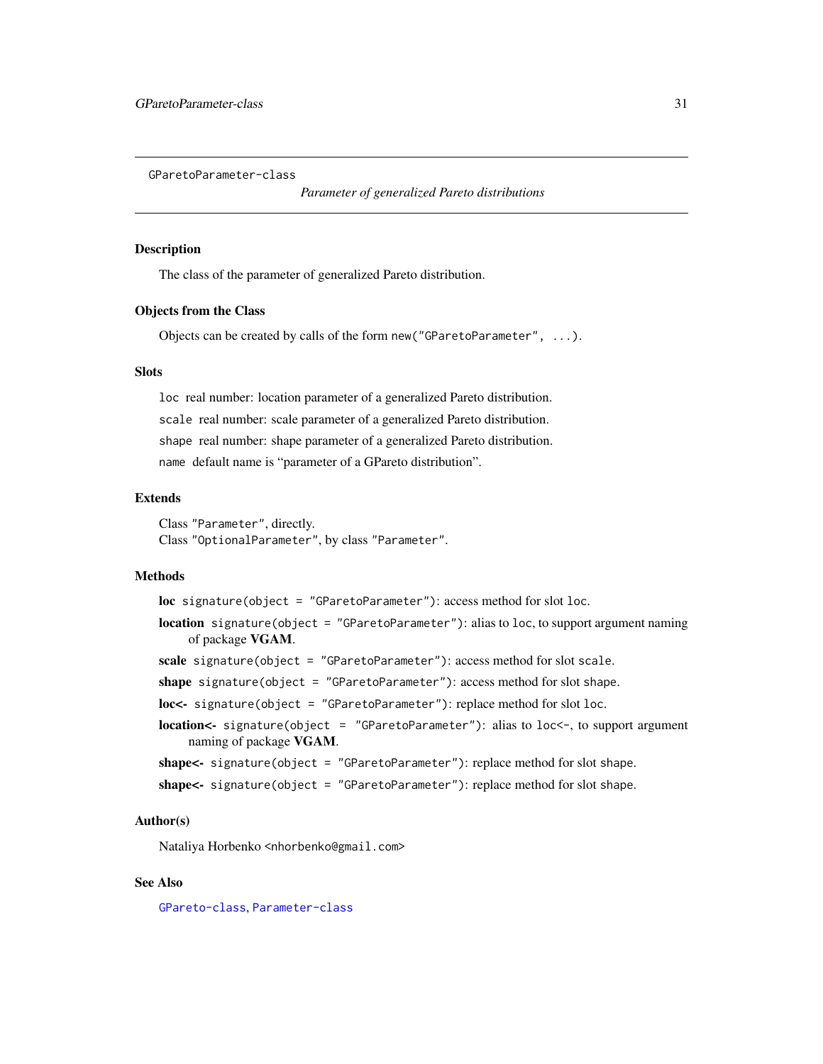GParetoParameter-class

# *Parameter of generalized Pareto distributions*

## Description

The class of the parameter of generalized Pareto distribution.

## Objects from the Class

Objects can be created by calls of the form `new("GParetoParameter", ...)`.

## Slots

`loc` real number: location parameter of a generalized Pareto distribution.

`scale` real number: scale parameter of a generalized Pareto distribution.

`shape` real number: shape parameter of a generalized Pareto distribution.

`name` default name is "parameter of a GPareto distribution".

## Extends

Class `"Parameter"`, directly.
Class `"OptionalParameter"`, by class `"Parameter"`.

## Methods

**loc** `signature(object = "GParetoParameter")`: access method for slot `loc`.

**location** `signature(object = "GParetoParameter")`: alias to `loc`, to support argument naming of package **VGAM**.

**scale** `signature(object = "GParetoParameter")`: access method for slot `scale`.

**shape** `signature(object = "GParetoParameter")`: access method for slot `shape`.

**loc<-** `signature(object = "GParetoParameter")`: replace method for slot `loc`.

**location<-** `signature(object = "GParetoParameter")`: alias to `loc<-`, to support argument naming of package **VGAM**.

**shape<-** `signature(object = "GParetoParameter")`: replace method for slot `shape`.

**shape<-** `signature(object = "GParetoParameter")`: replace method for slot `shape`.

## Author(s)

Nataliya Horbenko <nhorbenko@gmail.com>

## See Also

`GPareto-class`, `Parameter-class`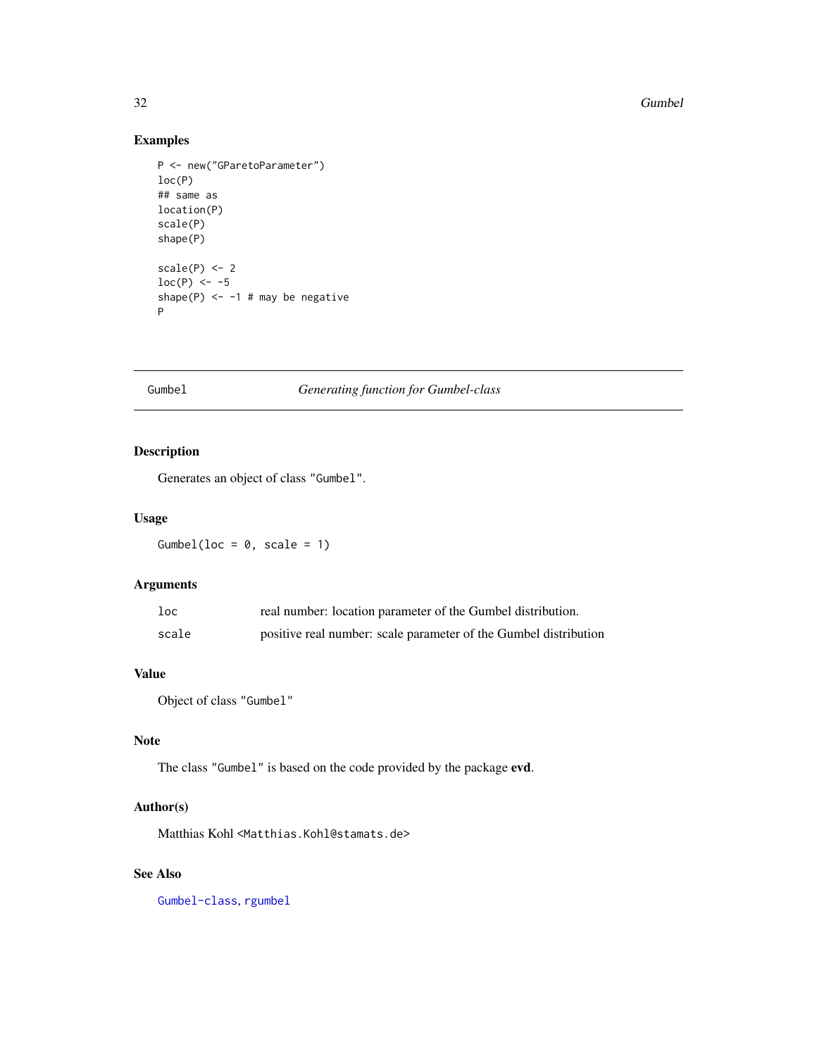## Examples

```
P <- new("GParetoParameter")
loc(P)
## same as
location(P)
scale(P)
shape(P)

scale(P) <- 2
loc(P) <- -5
shape(P) <- -1 # may be negative
P
```

---

`Gumbel` *Generating function for Gumbel-class*

---

## Description

Generates an object of class `"Gumbel"`.

## Usage

```
Gumbel(loc = 0, scale = 1)
```

## Arguments

| | |
|---|---|
| `loc` | real number: location parameter of the Gumbel distribution. |
| `scale` | positive real number: scale parameter of the Gumbel distribution |

## Value

Object of class `"Gumbel"`

## Note

The class `"Gumbel"` is based on the code provided by the package **evd**.

## Author(s)

Matthias Kohl <`Matthias.Kohl@stamats.de`>

## See Also

`Gumbel-class`, `rgumbel`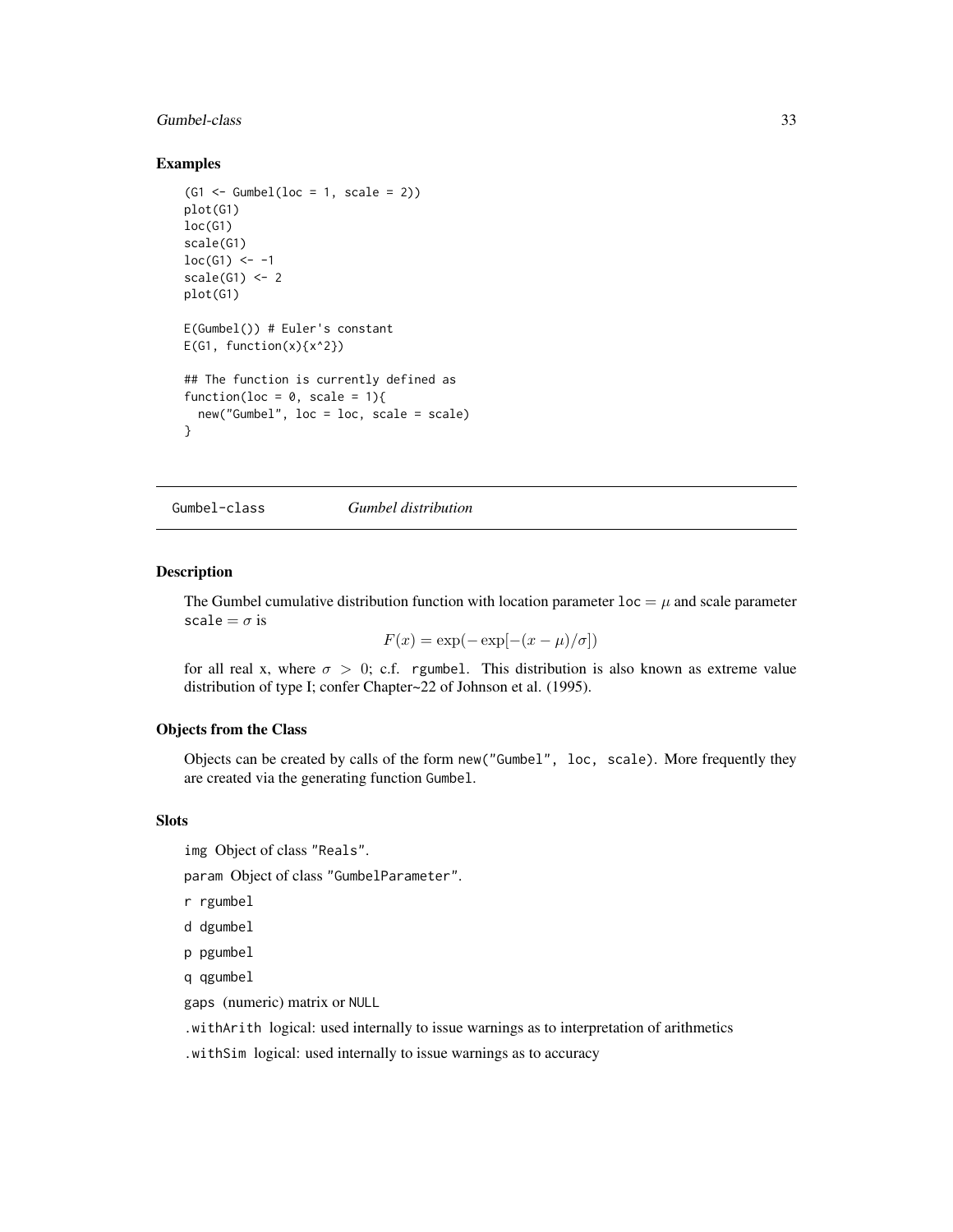### Examples

```
(G1 <- Gumbel(loc = 1, scale = 2))
plot(G1)
loc(G1)
scale(G1)
loc(G1) <- -1
scale(G1) <- 2
plot(G1)

E(Gumbel()) # Euler's constant
E(G1, function(x){x^2})

## The function is currently defined as
function(loc = 0, scale = 1){
  new("Gumbel", loc = loc, scale = scale)
}
```

---

## Gumbel-class *Gumbel distribution*

---

### Description

The Gumbel cumulative distribution function with location parameter `loc` $= \mu$ and scale parameter `scale` $= \sigma$ is

$$F(x) = \exp(-\exp[-(x-\mu)/\sigma])$$

for all real x, where $\sigma > 0$; c.f. `rgumbel`. This distribution is also known as extreme value distribution of type I; confer Chapter~22 of Johnson et al. (1995).

### Objects from the Class

Objects can be created by calls of the form `new("Gumbel", loc, scale)`. More frequently they are created via the generating function `Gumbel`.

### Slots

`img` Object of class `"Reals"`.

`param` Object of class `"GumbelParameter"`.

`r` `rgumbel`

`d` `dgumbel`

`p` `pgumbel`

`q` `qgumbel`

`gaps` (numeric) matrix or `NULL`

`.withArith` logical: used internally to issue warnings as to interpretation of arithmetics

`.withSim` logical: used internally to issue warnings as to accuracy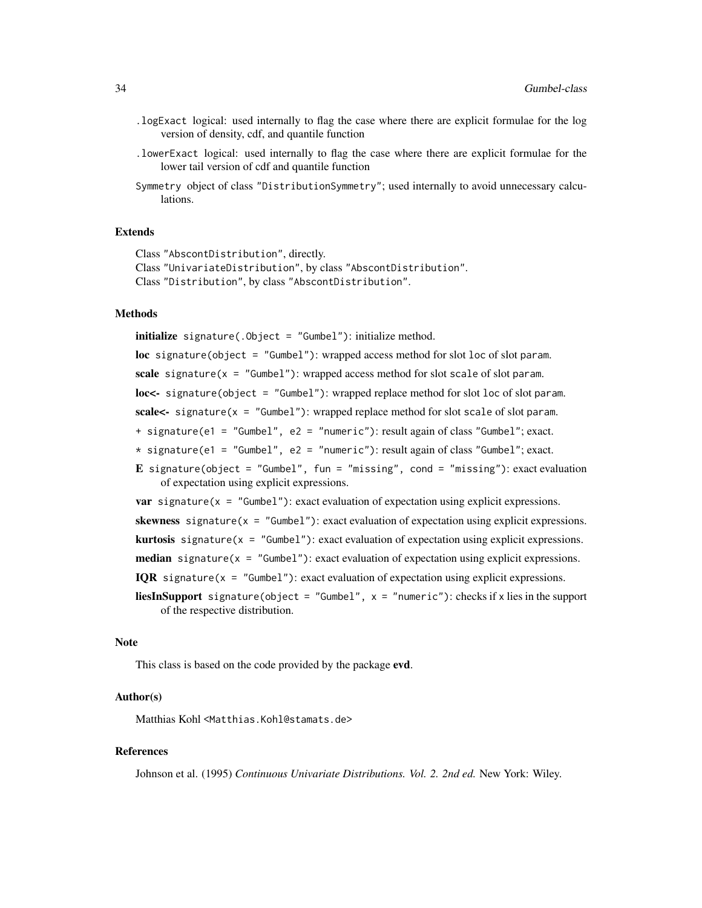`.logExact` logical: used internally to flag the case where there are explicit formulae for the log version of density, cdf, and quantile function

`.lowerExact` logical: used internally to flag the case where there are explicit formulae for the lower tail version of cdf and quantile function

`Symmetry` object of class `"DistributionSymmetry"`; used internally to avoid unnecessary calculations.

### Extends

Class `"AbscontDistribution"`, directly.
Class `"UnivariateDistribution"`, by class `"AbscontDistribution"`.
Class `"Distribution"`, by class `"AbscontDistribution"`.

### Methods

**initialize** `signature(.Object = "Gumbel")`: initialize method.

**loc** `signature(object = "Gumbel")`: wrapped access method for slot `loc` of slot `param`.

**scale** `signature(x = "Gumbel")`: wrapped access method for slot `scale` of slot `param`.

**loc<-** `signature(object = "Gumbel")`: wrapped replace method for slot `loc` of slot `param`.

**scale<-** `signature(x = "Gumbel")`: wrapped replace method for slot `scale` of slot `param`.

**+** `signature(e1 = "Gumbel", e2 = "numeric")`: result again of class `"Gumbel"`; exact.

**\*** `signature(e1 = "Gumbel", e2 = "numeric")`: result again of class `"Gumbel"`; exact.

**E** `signature(object = "Gumbel", fun = "missing", cond = "missing")`: exact evaluation of expectation using explicit expressions.

**var** `signature(x = "Gumbel")`: exact evaluation of expectation using explicit expressions.

**skewness** `signature(x = "Gumbel")`: exact evaluation of expectation using explicit expressions.

**kurtosis** `signature(x = "Gumbel")`: exact evaluation of expectation using explicit expressions.

**median** `signature(x = "Gumbel")`: exact evaluation of expectation using explicit expressions.

**IQR** `signature(x = "Gumbel")`: exact evaluation of expectation using explicit expressions.

**liesInSupport** `signature(object = "Gumbel", x = "numeric")`: checks if `x` lies in the support of the respective distribution.

### Note

This class is based on the code provided by the package **evd**.

### Author(s)

Matthias Kohl <Matthias.Kohl@stamats.de>

### References

Johnson et al. (1995) *Continuous Univariate Distributions. Vol. 2. 2nd ed.* New York: Wiley.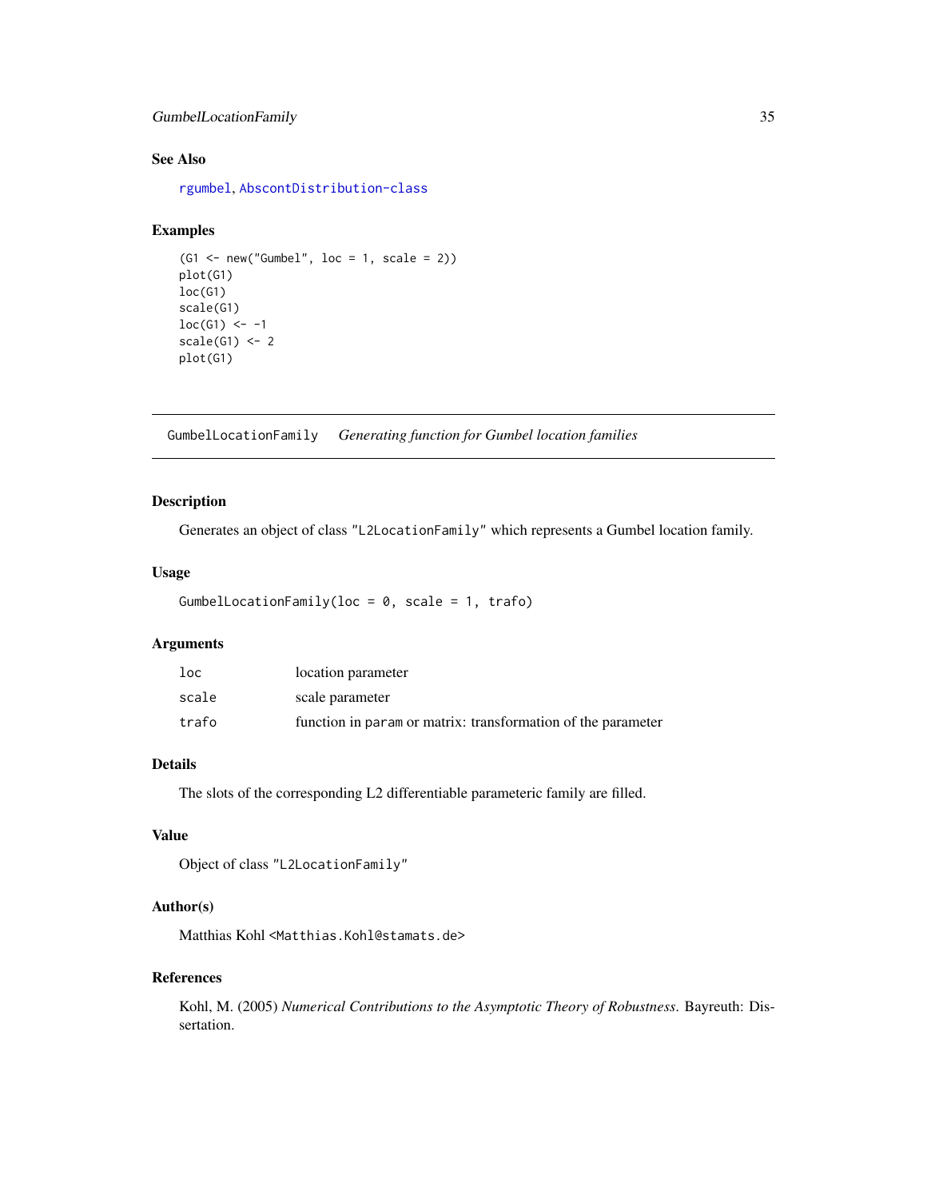## See Also

rgumbel, AbscontDistribution-class

## Examples

```
(G1 <- new("Gumbel", loc = 1, scale = 2))
plot(G1)
loc(G1)
scale(G1)
loc(G1) <- -1
scale(G1) <- 2
plot(G1)
```

---

# GumbelLocationFamily *Generating function for Gumbel location families*

---

## Description

Generates an object of class "L2LocationFamily" which represents a Gumbel location family.

## Usage

```
GumbelLocationFamily(loc = 0, scale = 1, trafo)
```

## Arguments

| | |
|---|---|
| loc | location parameter |
| scale | scale parameter |
| trafo | function in param or matrix: transformation of the parameter |

## Details

The slots of the corresponding L2 differentiable parameteric family are filled.

## Value

Object of class "L2LocationFamily"

## Author(s)

Matthias Kohl <Matthias.Kohl@stamats.de>

## References

Kohl, M. (2005) *Numerical Contributions to the Asymptotic Theory of Robustness*. Bayreuth: Dissertation.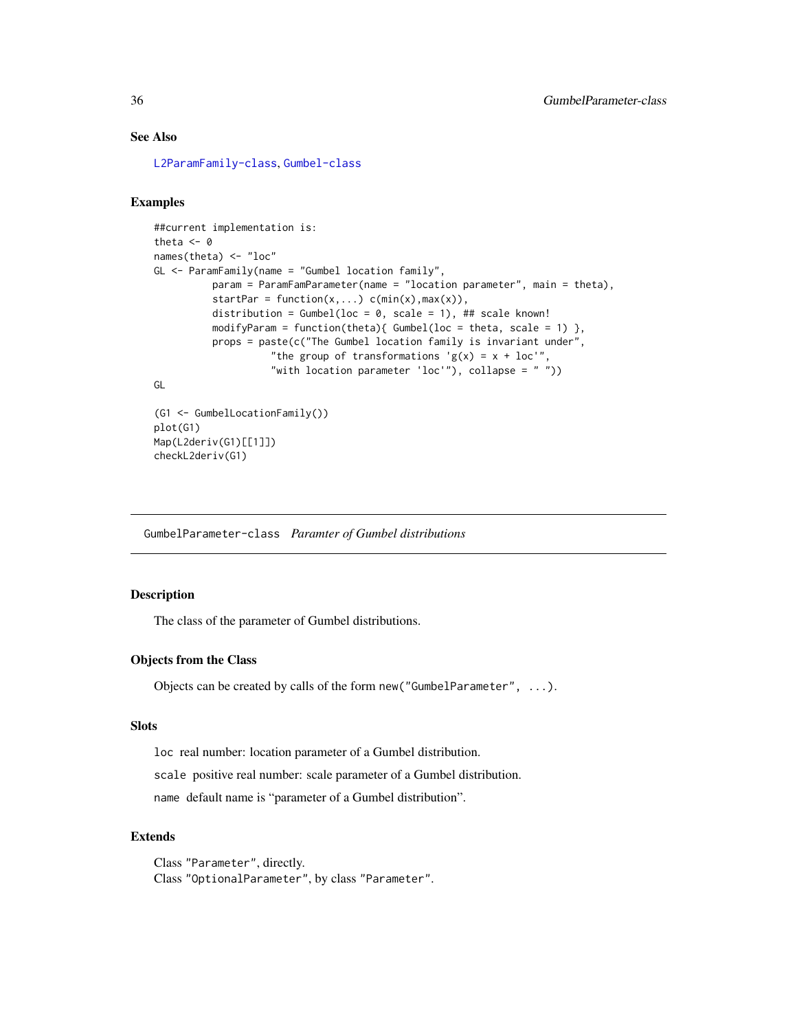## See Also

L2ParamFamily-class, Gumbel-class

## Examples

```
##current implementation is:
theta <- 0
names(theta) <- "loc"
GL <- ParamFamily(name = "Gumbel location family",
          param = ParamFamParameter(name = "location parameter", main = theta),
          startPar = function(x,...) c(min(x),max(x)),
          distribution = Gumbel(loc = 0, scale = 1), ## scale known!
          modifyParam = function(theta){ Gumbel(loc = theta, scale = 1) },
          props = paste(c("The Gumbel location family is invariant under",
                    "the group of transformations 'g(x) = x + loc'",
                    "with location parameter 'loc'"), collapse = " "))
GL

(G1 <- GumbelLocationFamily())
plot(G1)
Map(L2deriv(G1)[[1]])
checkL2deriv(G1)
```

---

# GumbelParameter-class *Paramter of Gumbel distributions*

## Description

The class of the parameter of Gumbel distributions.

## Objects from the Class

Objects can be created by calls of the form `new("GumbelParameter", ...)`.

## Slots

`loc` real number: location parameter of a Gumbel distribution.

`scale` positive real number: scale parameter of a Gumbel distribution.

`name` default name is "parameter of a Gumbel distribution".

## Extends

Class `"Parameter"`, directly.
Class `"OptionalParameter"`, by class `"Parameter"`.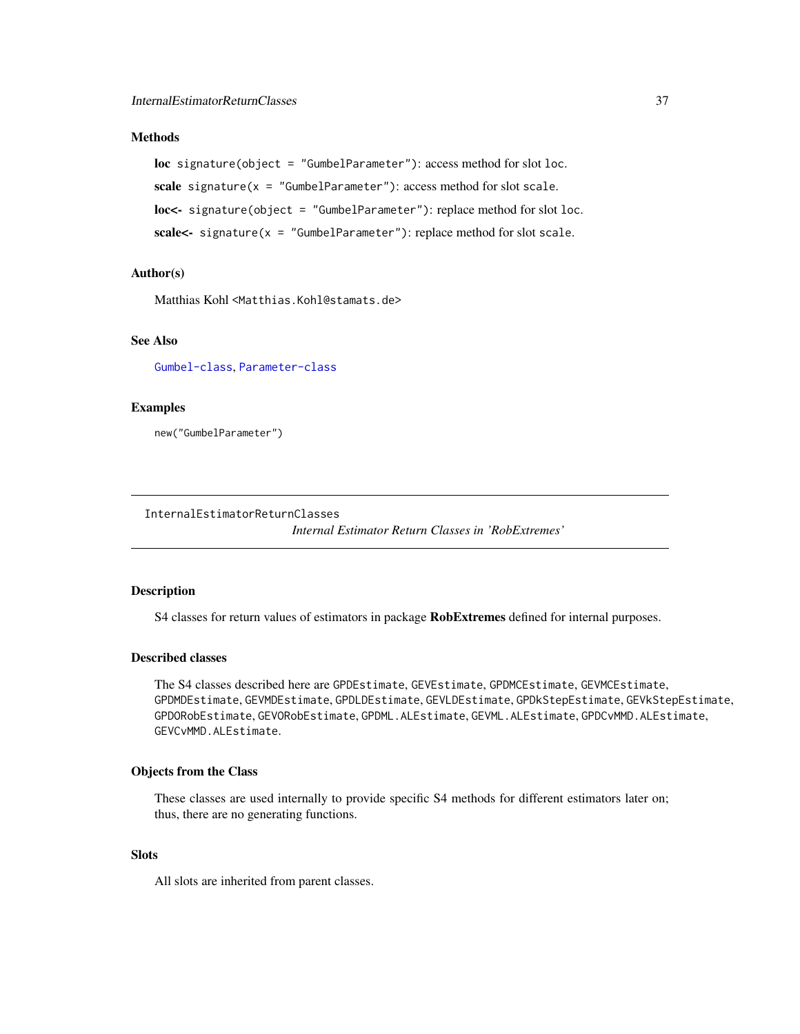### Methods

**loc** `signature(object = "GumbelParameter")`: access method for slot `loc`.

**scale** `signature(x = "GumbelParameter")`: access method for slot `scale`.

**loc<-** `signature(object = "GumbelParameter")`: replace method for slot `loc`.

**scale<-** `signature(x = "GumbelParameter")`: replace method for slot `scale`.

### Author(s)

Matthias Kohl <`Matthias.Kohl@stamats.de`>

### See Also

`Gumbel-class`, `Parameter-class`

### Examples

```
new("GumbelParameter")
```

---

## InternalEstimatorReturnClasses

*Internal Estimator Return Classes in 'RobExtremes'*

---

### Description

S4 classes for return values of estimators in package **RobExtremes** defined for internal purposes.

### Described classes

The S4 classes described here are `GPDEstimate`, `GEVEstimate`, `GPDMCEstimate`, `GEVMCEstimate`, `GPDMDEstimate`, `GEVMDEstimate`, `GPDLDEstimate`, `GEVLDEstimate`, `GPDkStepEstimate`, `GEVkStepEstimate`, `GPDORobEstimate`, `GEVORobEstimate`, `GPDML.ALEstimate`, `GEVML.ALEstimate`, `GPDCvMMD.ALEstimate`, `GEVCvMMD.ALEstimate`.

### Objects from the Class

These classes are used internally to provide specific S4 methods for different estimators later on; thus, there are no generating functions.

### Slots

All slots are inherited from parent classes.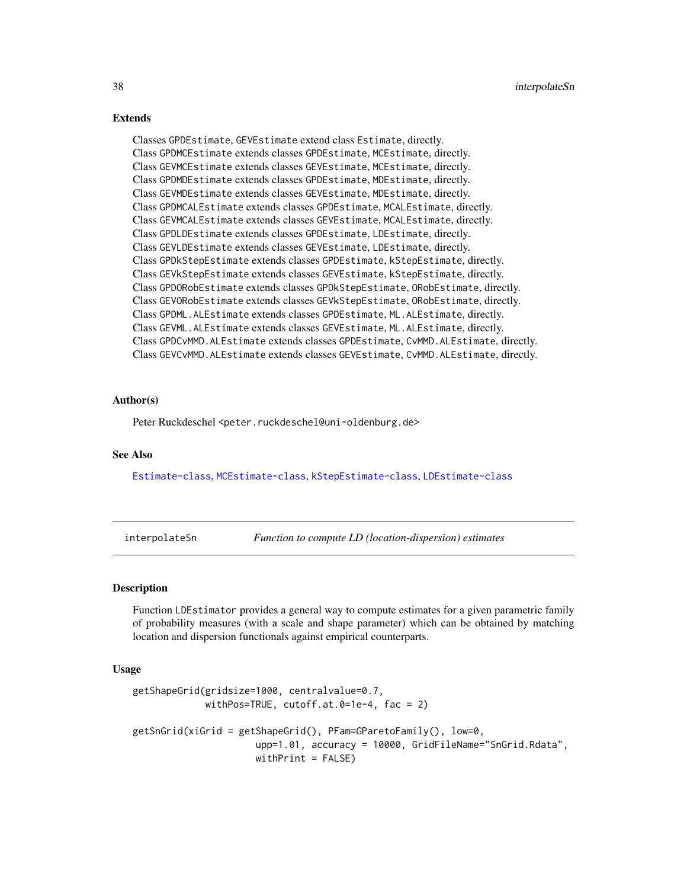## Extends

Classes `GPDEstimate`, `GEVEstimate` extend class `Estimate`, directly.
Class `GPDMCEstimate` extends classes `GPDEstimate`, `MCEstimate`, directly.
Class `GEVMCEstimate` extends classes `GEVEstimate`, `MCEstimate`, directly.
Class `GPDMDEstimate` extends classes `GPDEstimate`, `MDEstimate`, directly.
Class `GEVMDEstimate` extends classes `GEVEstimate`, `MDEstimate`, directly.
Class `GPDMCALEstimate` extends classes `GPDEstimate`, `MCALEstimate`, directly.
Class `GEVMCALEstimate` extends classes `GEVEstimate`, `MCALEstimate`, directly.
Class `GPDLDEstimate` extends classes `GPDEstimate`, `LDEstimate`, directly.
Class `GEVLDEstimate` extends classes `GEVEstimate`, `LDEstimate`, directly.
Class `GPDkStepEstimate` extends classes `GPDEstimate`, `kStepEstimate`, directly.
Class `GEVkStepEstimate` extends classes `GEVEstimate`, `kStepEstimate`, directly.
Class `GPDORobEstimate` extends classes `GPDkStepEstimate`, `ORobEstimate`, directly.
Class `GEVORobEstimate` extends classes `GEVkStepEstimate`, `ORobEstimate`, directly.
Class `GPDML.ALEstimate` extends classes `GPDEstimate`, `ML.ALEstimate`, directly.
Class `GEVML.ALEstimate` extends classes `GEVEstimate`, `ML.ALEstimate`, directly.
Class `GPDCvMMD.ALEstimate` extends classes `GPDEstimate`, `CvMMD.ALEstimate`, directly.
Class `GEVCvMMD.ALEstimate` extends classes `GEVEstimate`, `CvMMD.ALEstimate`, directly.

## Author(s)

Peter Ruckdeschel <peter.ruckdeschel@uni-oldenburg.de>

## See Also

Estimate-class, MCEstimate-class, kStepEstimate-class, LDEstimate-class

---

# interpolateSn — *Function to compute LD (location-dispersion) estimates*

## Description

Function `LDEstimator` provides a general way to compute estimates for a given parametric family of probability measures (with a scale and shape parameter) which can be obtained by matching location and dispersion functionals against empirical counterparts.

## Usage

```
getShapeGrid(gridsize=1000, centralvalue=0.7,
             withPos=TRUE, cutoff.at.0=1e-4, fac = 2)

getSnGrid(xiGrid = getShapeGrid(), PFam=GParetoFamily(), low=0,
                     upp=1.01, accuracy = 10000, GridFileName="SnGrid.Rdata",
                     withPrint = FALSE)
```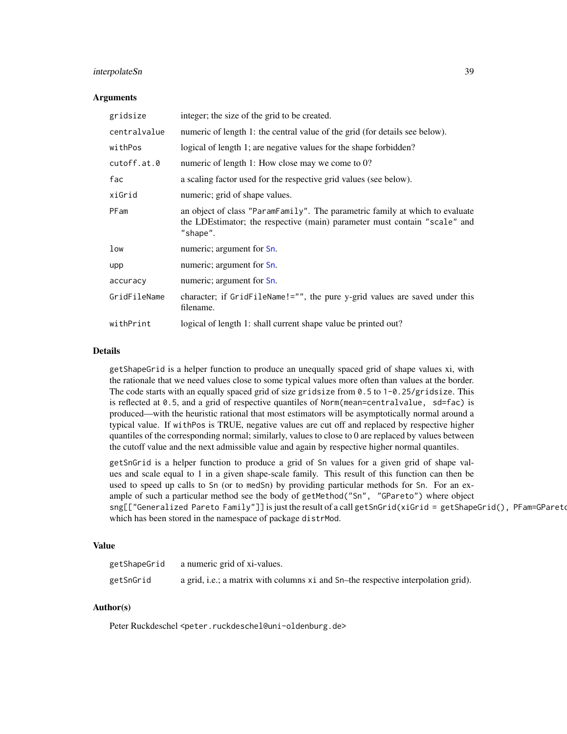## Arguments

| | |
|---|---|
| gridsize | integer; the size of the grid to be created. |
| centralvalue | numeric of length 1: the central value of the grid (for details see below). |
| withPos | logical of length 1; are negative values for the shape forbidden? |
| cutoff.at.0 | numeric of length 1: How close may we come to 0? |
| fac | a scaling factor used for the respective grid values (see below). |
| xiGrid | numeric; grid of shape values. |
| PFam | an object of class "ParamFamily". The parametric family at which to evaluate the LDEstimator; the respective (main) parameter must contain "scale" and "shape". |
| low | numeric; argument for Sn. |
| upp | numeric; argument for Sn. |
| accuracy | numeric; argument for Sn. |
| GridFileName | character; if GridFileName!="", the pure y-grid values are saved under this filename. |
| withPrint | logical of length 1: shall current shape value be printed out? |

## Details

getShapeGrid is a helper function to produce an unequally spaced grid of shape values xi, with the rationale that we need values close to some typical values more often than values at the border. The code starts with an equally spaced grid of size gridsize from 0.5 to 1-0.25/gridsize. This is reflected at 0.5, and a grid of respective quantiles of Norm(mean=centralvalue, sd=fac) is produced—with the heuristic rational that most estimators will be asymptotically normal around a typical value. If withPos is TRUE, negative values are cut off and replaced by respective higher quantiles of the corresponding normal; similarly, values to close to 0 are replaced by values between the cutoff value and the next admissible value and again by respective higher normal quantiles.

getSnGrid is a helper function to produce a grid of Sn values for a given grid of shape values and scale equal to 1 in a given shape-scale family. This result of this function can then be used to speed up calls to Sn (or to medSn) by providing particular methods for Sn. For an example of such a particular method see the body of getMethod("Sn", "GPareto") where object sng[["Generalized Pareto Family"]] is just the result of a call getSnGrid(xiGrid = getShapeGrid(), PFam=GPareto which has been stored in the namespace of package distrMod.

## Value

| | |
|---|---|
| getShapeGrid | a numeric grid of xi-values. |
| getSnGrid | a grid, i.e.; a matrix with columns xi and Sn–the respective interpolation grid). |

## Author(s)

Peter Ruckdeschel <peter.ruckdeschel@uni-oldenburg.de>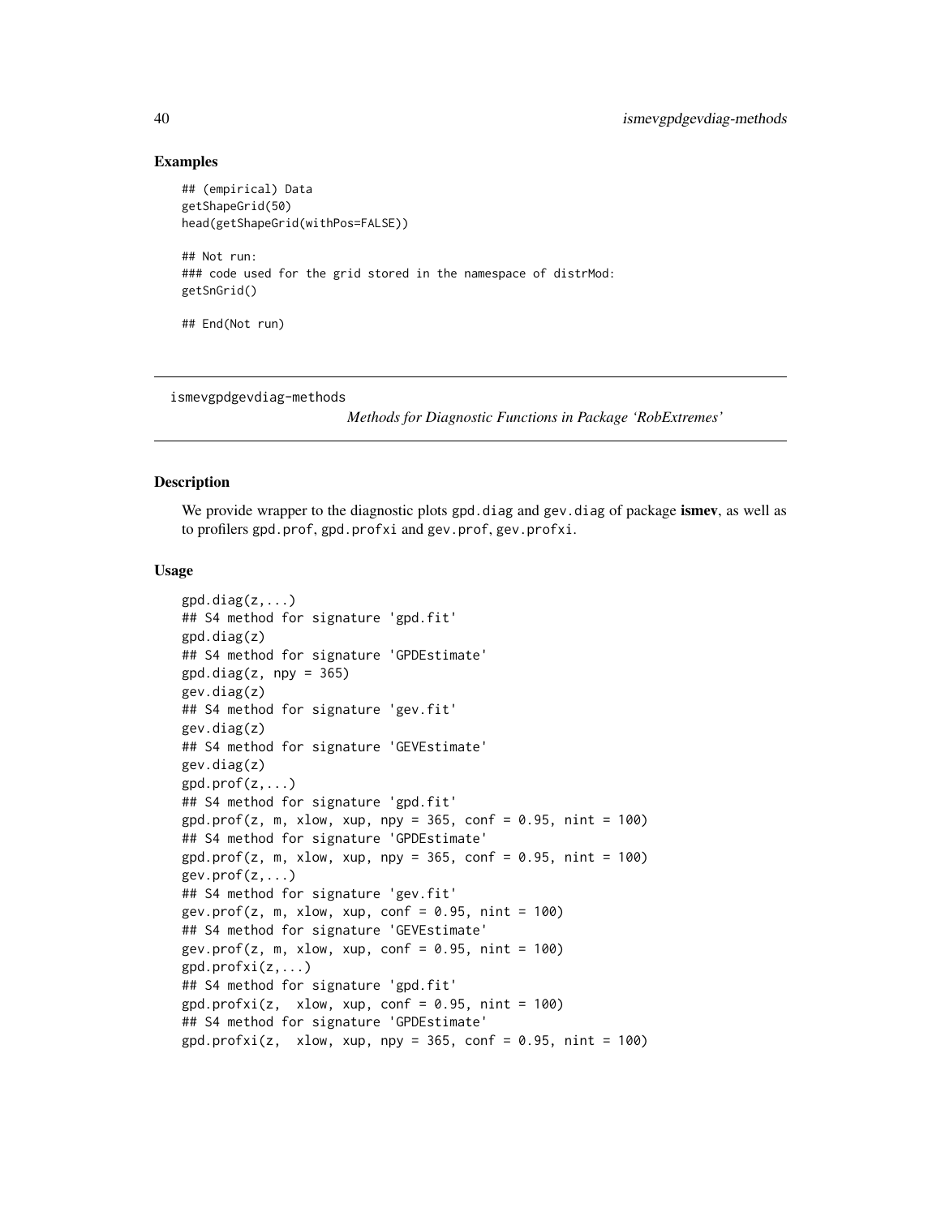### Examples

```
## (empirical) Data
getShapeGrid(50)
head(getShapeGrid(withPos=FALSE))

## Not run:
### code used for the grid stored in the namespace of distrMod:
getSnGrid()

## End(Not run)
```

---

ismevgpdgevdiag-methods

*Methods for Diagnostic Functions in Package 'RobExtremes'*

---

### Description

We provide wrapper to the diagnostic plots `gpd.diag` and `gev.diag` of package **ismev**, as well as to profilers `gpd.prof`, `gpd.profxi` and `gev.prof`, `gev.profxi`.

### Usage

```
gpd.diag(z,...)
## S4 method for signature 'gpd.fit'
gpd.diag(z)
## S4 method for signature 'GPDEstimate'
gpd.diag(z, npy = 365)
gev.diag(z)
## S4 method for signature 'gev.fit'
gev.diag(z)
## S4 method for signature 'GEVEstimate'
gev.diag(z)
gpd.prof(z,...)
## S4 method for signature 'gpd.fit'
gpd.prof(z, m, xlow, xup, npy = 365, conf = 0.95, nint = 100)
## S4 method for signature 'GPDEstimate'
gpd.prof(z, m, xlow, xup, npy = 365, conf = 0.95, nint = 100)
gev.prof(z,...)
## S4 method for signature 'gev.fit'
gev.prof(z, m, xlow, xup, conf = 0.95, nint = 100)
## S4 method for signature 'GEVEstimate'
gev.prof(z, m, xlow, xup, conf = 0.95, nint = 100)
gpd.profxi(z,...)
## S4 method for signature 'gpd.fit'
gpd.profxi(z,  xlow, xup, conf = 0.95, nint = 100)
## S4 method for signature 'GPDEstimate'
gpd.profxi(z,  xlow, xup, npy = 365, conf = 0.95, nint = 100)
```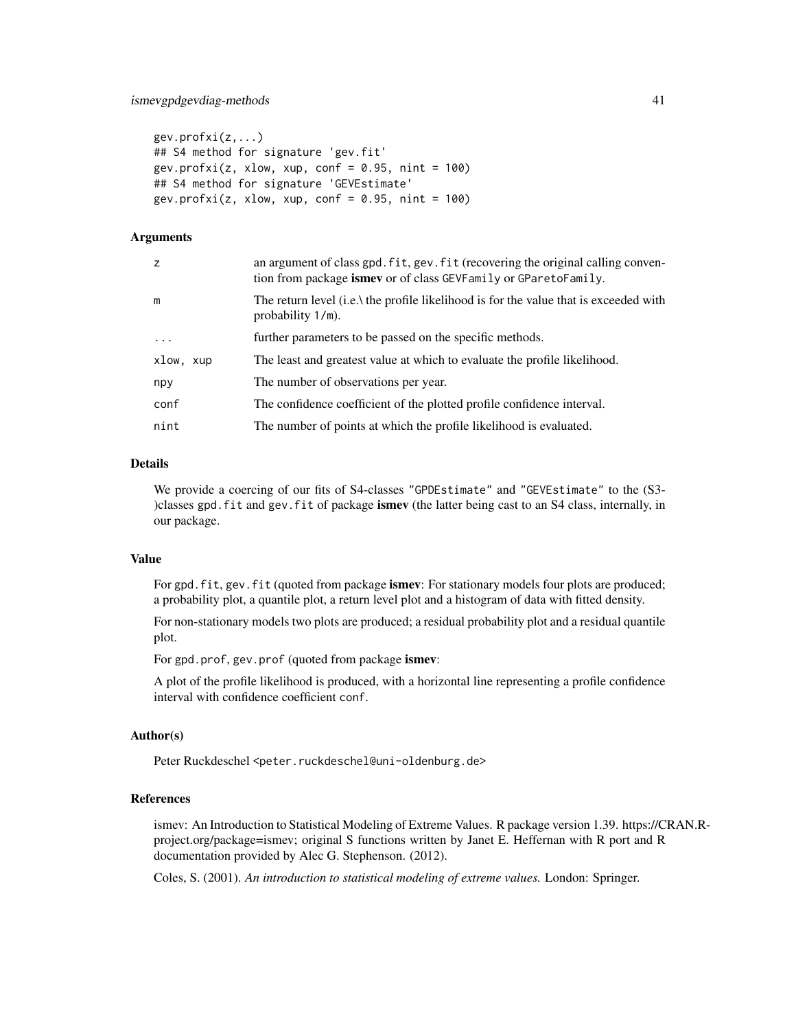```
gev.profxi(z,...)
## S4 method for signature 'gev.fit'
gev.profxi(z, xlow, xup, conf = 0.95, nint = 100)
## S4 method for signature 'GEVEstimate'
gev.profxi(z, xlow, xup, conf = 0.95, nint = 100)
```

### Arguments

| | |
|---|---|
| z | an argument of class gpd.fit, gev.fit (recovering the original calling convention from package **ismev** or of class GEVFamily or GParetoFamily. |
| m | The return level (i.e.\ the profile likelihood is for the value that is exceeded with probability 1/m). |
| ... | further parameters to be passed on the specific methods. |
| xlow, xup | The least and greatest value at which to evaluate the profile likelihood. |
| npy | The number of observations per year. |
| conf | The confidence coefficient of the plotted profile confidence interval. |
| nint | The number of points at which the profile likelihood is evaluated. |

### Details

We provide a coercing of our fits of S4-classes "GPDEstimate" and "GEVEstimate" to the (S3-)classes gpd.fit and gev.fit of package **ismev** (the latter being cast to an S4 class, internally, in our package.

### Value

For gpd.fit, gev.fit (quoted from package **ismev**: For stationary models four plots are produced; a probability plot, a quantile plot, a return level plot and a histogram of data with fitted density.

For non-stationary models two plots are produced; a residual probability plot and a residual quantile plot.

For gpd.prof, gev.prof (quoted from package **ismev**:

A plot of the profile likelihood is produced, with a horizontal line representing a profile confidence interval with confidence coefficient conf.

### Author(s)

Peter Ruckdeschel <peter.ruckdeschel@uni-oldenburg.de>

### References

ismev: An Introduction to Statistical Modeling of Extreme Values. R package version 1.39. https://CRAN.R-project.org/package=ismev; original S functions written by Janet E. Heffernan with R port and R documentation provided by Alec G. Stephenson. (2012).

Coles, S. (2001). *An introduction to statistical modeling of extreme values.* London: Springer.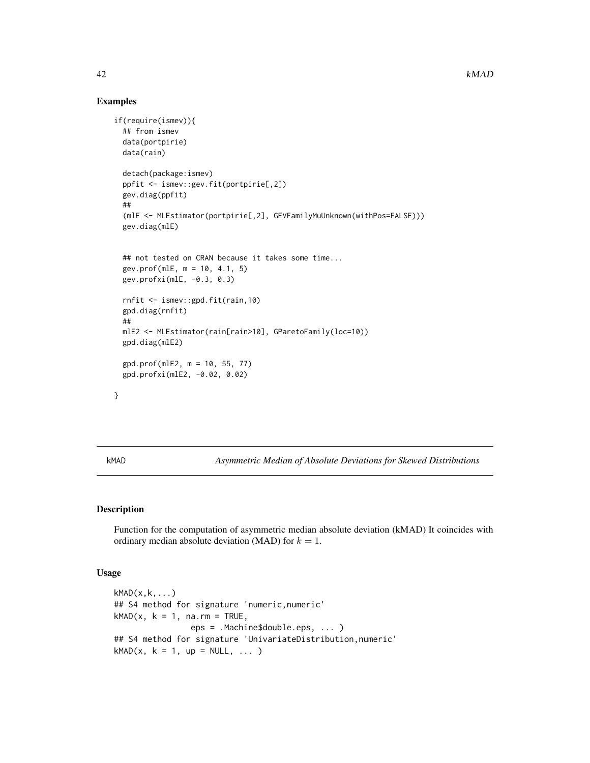## Examples

```
if(require(ismev)){
  ## from ismev
  data(portpirie)
  data(rain)

  detach(package:ismev)
  ppfit <- ismev::gev.fit(portpirie[,2])
  gev.diag(ppfit)
  ##
  (mlE <- MLEstimator(portpirie[,2], GEVFamilyMuUnknown(withPos=FALSE)))
  gev.diag(mlE)


  ## not tested on CRAN because it takes some time...
  gev.prof(mlE, m = 10, 4.1, 5)
  gev.profxi(mlE, -0.3, 0.3)

  rnfit <- ismev::gpd.fit(rain,10)
  gpd.diag(rnfit)
  ##
  mlE2 <- MLEstimator(rain[rain>10], GParetoFamily(loc=10))
  gpd.diag(mlE2)

  gpd.prof(mlE2, m = 10, 55, 77)
  gpd.profxi(mlE2, -0.02, 0.02)

}
```

---

kMAD *Asymmetric Median of Absolute Deviations for Skewed Distributions*

---

## Description

Function for the computation of asymmetric median absolute deviation (kMAD) It coincides with ordinary median absolute deviation (MAD) for $k = 1$.

## Usage

```
kMAD(x,k,...)
## S4 method for signature 'numeric,numeric'
kMAD(x, k = 1, na.rm = TRUE,
                eps = .Machine$double.eps, ... )
## S4 method for signature 'UnivariateDistribution,numeric'
kMAD(x, k = 1, up = NULL, ... )
```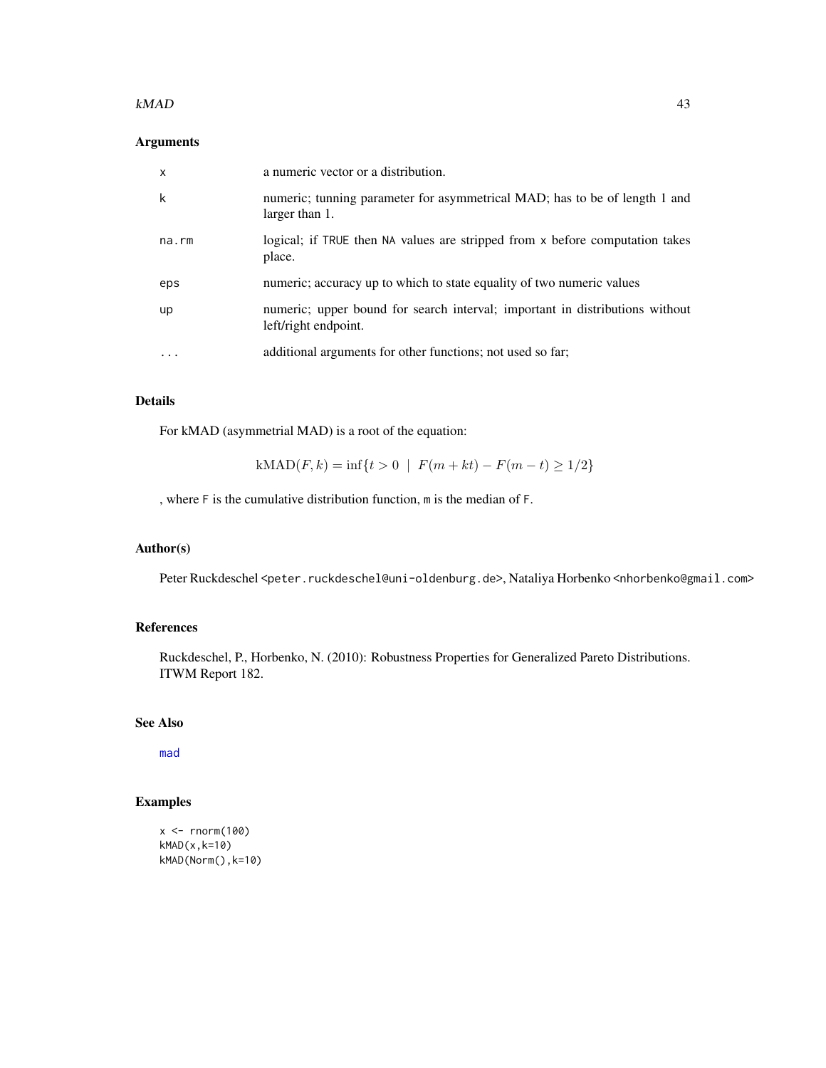## Arguments

| | |
|---|---|
| x | a numeric vector or a distribution. |
| k | numeric; tunning parameter for asymmetrical MAD; has to be of length 1 and larger than 1. |
| na.rm | logical; if TRUE then NA values are stripped from x before computation takes place. |
| eps | numeric; accuracy up to which to state equality of two numeric values |
| up | numeric; upper bound for search interval; important in distributions without left/right endpoint. |
| ... | additional arguments for other functions; not used so far; |

## Details

For kMAD (asymmetrial MAD) is a root of the equation:

$$\mathrm{kMAD}(F, k) = \inf\{t > 0 \mid F(m + kt) - F(m - t) \geq 1/2\}$$

, where F is the cumulative distribution function, m is the median of F.

## Author(s)

Peter Ruckdeschel <peter.ruckdeschel@uni-oldenburg.de>, Nataliya Horbenko <nhorbenko@gmail.com>

## References

Ruckdeschel, P., Horbenko, N. (2010): Robustness Properties for Generalized Pareto Distributions. ITWM Report 182.

## See Also

mad

## Examples

```
x <- rnorm(100)
kMAD(x,k=10)
kMAD(Norm(),k=10)
```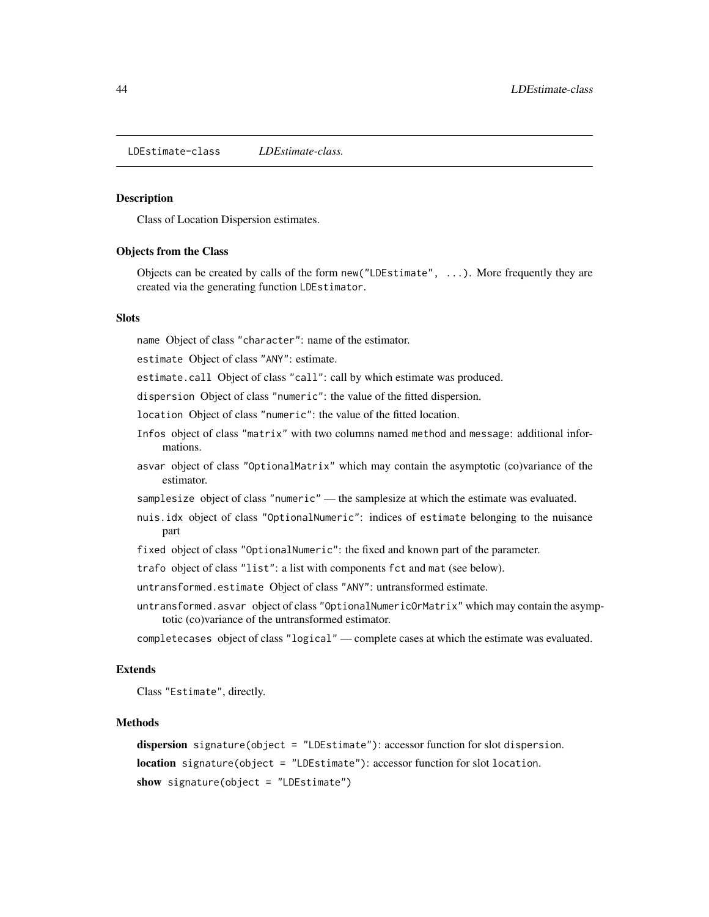LDEstimate-class *LDEstimate-class.*

### Description

Class of Location Dispersion estimates.

### Objects from the Class

Objects can be created by calls of the form `new("LDEstimate", ...)`. More frequently they are created via the generating function `LDEstimator`.

### Slots

`name` Object of class `"character"`: name of the estimator.

`estimate` Object of class `"ANY"`: estimate.

`estimate.call` Object of class `"call"`: call by which estimate was produced.

`dispersion` Object of class `"numeric"`: the value of the fitted dispersion.

`location` Object of class `"numeric"`: the value of the fitted location.

`Infos` object of class `"matrix"` with two columns named `method` and `message`: additional informations.

`asvar` object of class `"OptionalMatrix"` which may contain the asymptotic (co)variance of the estimator.

`samplesize` object of class `"numeric"` — the samplesize at which the estimate was evaluated.

`nuis.idx` object of class `"OptionalNumeric"`: indices of `estimate` belonging to the nuisance part

`fixed` object of class `"OptionalNumeric"`: the fixed and known part of the parameter.

`trafo` object of class `"list"`: a list with components `fct` and `mat` (see below).

`untransformed.estimate` Object of class `"ANY"`: untransformed estimate.

`untransformed.asvar` object of class `"OptionalNumericOrMatrix"` which may contain the asymptotic (co)variance of the untransformed estimator.

`completecases` object of class `"logical"` — complete cases at which the estimate was evaluated.

### Extends

Class `"Estimate"`, directly.

### Methods

**dispersion** `signature(object = "LDEstimate")`: accessor function for slot `dispersion`.

**location** `signature(object = "LDEstimate")`: accessor function for slot `location`.

**show** `signature(object = "LDEstimate")`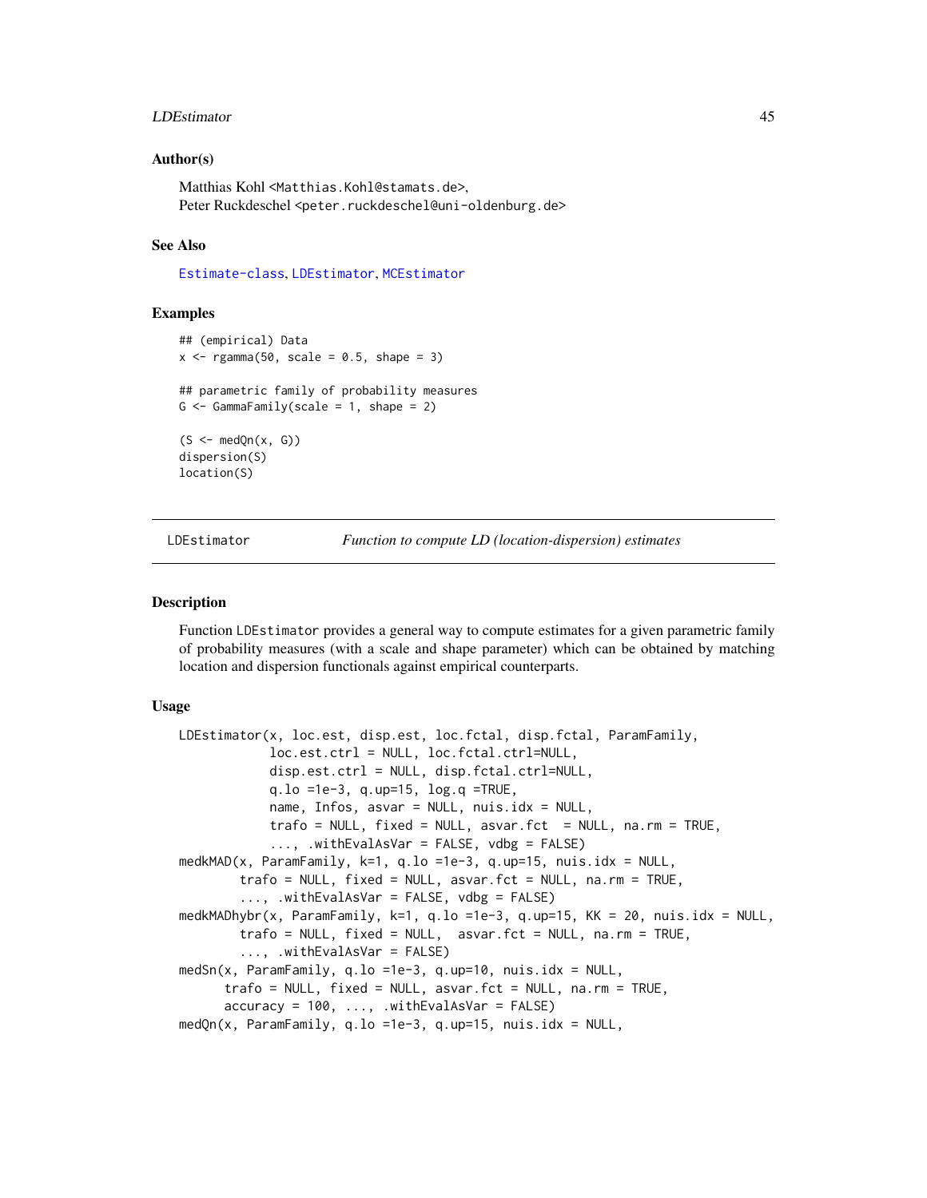### Author(s)

Matthias Kohl <Matthias.Kohl@stamats.de>,
Peter Ruckdeschel <peter.ruckdeschel@uni-oldenburg.de>

### See Also

Estimate-class, LDEstimator, MCEstimator

### Examples

```
## (empirical) Data
x <- rgamma(50, scale = 0.5, shape = 3)

## parametric family of probability measures
G <- GammaFamily(scale = 1, shape = 2)

(S <- medQn(x, G))
dispersion(S)
location(S)
```

---

## LDEstimator — *Function to compute LD (location-dispersion) estimates*

### Description

Function LDEstimator provides a general way to compute estimates for a given parametric family of probability measures (with a scale and shape parameter) which can be obtained by matching location and dispersion functionals against empirical counterparts.

### Usage

```
LDEstimator(x, loc.est, disp.est, loc.fctal, disp.fctal, ParamFamily,
            loc.est.ctrl = NULL, loc.fctal.ctrl=NULL,
            disp.est.ctrl = NULL, disp.fctal.ctrl=NULL,
            q.lo =1e-3, q.up=15, log.q =TRUE,
            name, Infos, asvar = NULL, nuis.idx = NULL,
            trafo = NULL, fixed = NULL, asvar.fct  = NULL, na.rm = TRUE,
            ..., .withEvalAsVar = FALSE, vdbg = FALSE)
medkMAD(x, ParamFamily, k=1, q.lo =1e-3, q.up=15, nuis.idx = NULL,
        trafo = NULL, fixed = NULL, asvar.fct = NULL, na.rm = TRUE,
        ..., .withEvalAsVar = FALSE, vdbg = FALSE)
medkMADhybr(x, ParamFamily, k=1, q.lo =1e-3, q.up=15, KK = 20, nuis.idx = NULL,
        trafo = NULL, fixed = NULL,  asvar.fct = NULL, na.rm = TRUE,
        ..., .withEvalAsVar = FALSE)
medSn(x, ParamFamily, q.lo =1e-3, q.up=10, nuis.idx = NULL,
      trafo = NULL, fixed = NULL, asvar.fct = NULL, na.rm = TRUE,
      accuracy = 100, ..., .withEvalAsVar = FALSE)
medQn(x, ParamFamily, q.lo =1e-3, q.up=15, nuis.idx = NULL,
```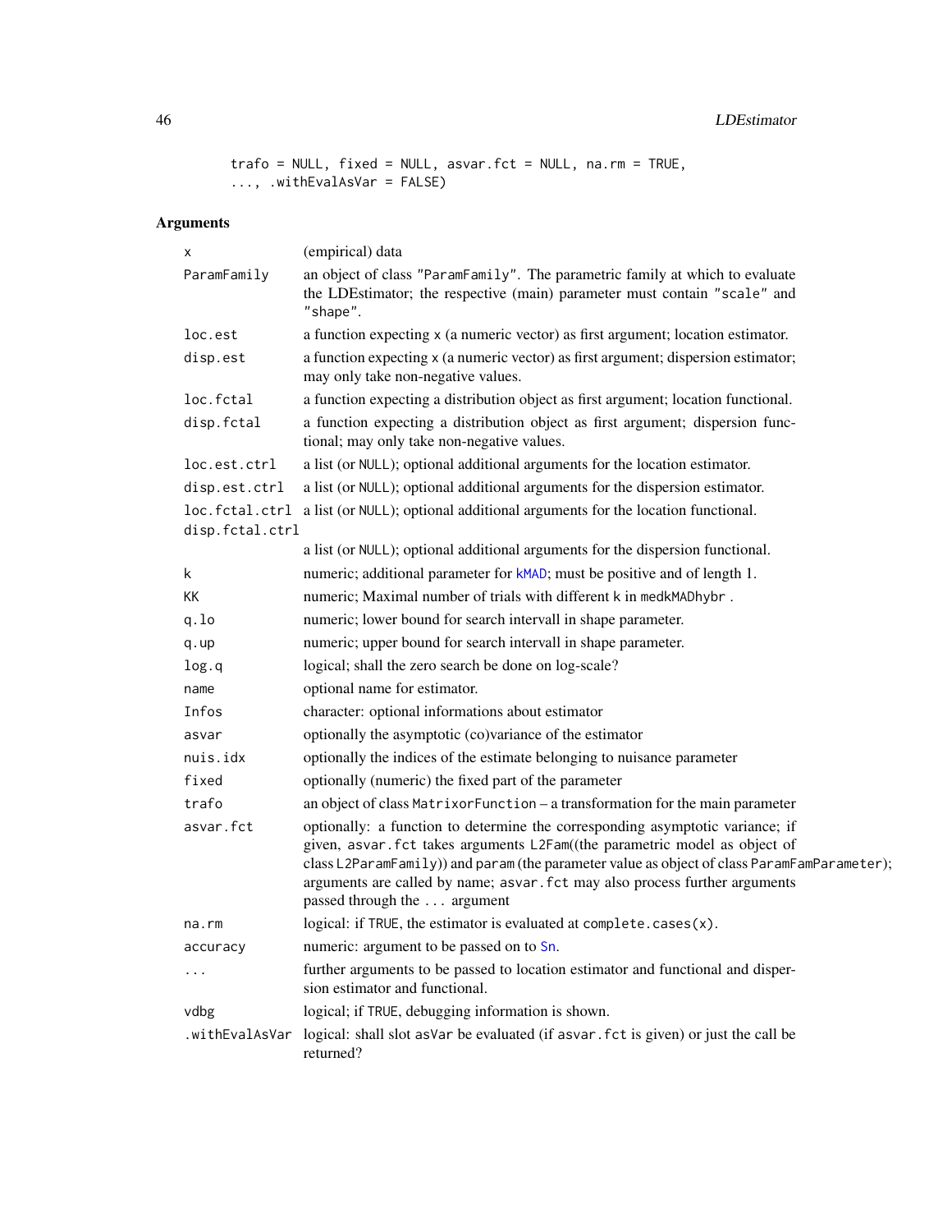```
trafo = NULL, fixed = NULL, asvar.fct = NULL, na.rm = TRUE,
..., .withEvalAsVar = FALSE)
```

## Arguments

| | |
|---|---|
| `x` | (empirical) data |
| `ParamFamily` | an object of class "ParamFamily". The parametric family at which to evaluate the LDEstimator; the respective (main) parameter must contain "scale" and "shape". |
| `loc.est` | a function expecting x (a numeric vector) as first argument; location estimator. |
| `disp.est` | a function expecting x (a numeric vector) as first argument; dispersion estimator; may only take non-negative values. |
| `loc.fctal` | a function expecting a distribution object as first argument; location functional. |
| `disp.fctal` | a function expecting a distribution object as first argument; dispersion functional; may only take non-negative values. |
| `loc.est.ctrl` | a list (or NULL); optional additional arguments for the location estimator. |
| `disp.est.ctrl` | a list (or NULL); optional additional arguments for the dispersion estimator. |
| `loc.fctal.ctrl` | a list (or NULL); optional additional arguments for the location functional. |
| `disp.fctal.ctrl` | a list (or NULL); optional additional arguments for the dispersion functional. |
| `k` | numeric; additional parameter for kMAD; must be positive and of length 1. |
| `KK` | numeric; Maximal number of trials with different k in medkMADhybr . |
| `q.lo` | numeric; lower bound for search intervall in shape parameter. |
| `q.up` | numeric; upper bound for search intervall in shape parameter. |
| `log.q` | logical; shall the zero search be done on log-scale? |
| `name` | optional name for estimator. |
| `Infos` | character: optional informations about estimator |
| `asvar` | optionally the asymptotic (co)variance of the estimator |
| `nuis.idx` | optionally the indices of the estimate belonging to nuisance parameter |
| `fixed` | optionally (numeric) the fixed part of the parameter |
| `trafo` | an object of class MatrixorFunction – a transformation for the main parameter |
| `asvar.fct` | optionally: a function to determine the corresponding asymptotic variance; if given, asvar.fct takes arguments L2Fam((the parametric model as object of class L2ParamFamily)) and param (the parameter value as object of class ParamFamParameter); arguments are called by name; asvar.fct may also process further arguments passed through the ... argument |
| `na.rm` | logical: if TRUE, the estimator is evaluated at complete.cases(x). |
| `accuracy` | numeric: argument to be passed on to Sn. |
| `...` | further arguments to be passed to location estimator and functional and dispersion estimator and functional. |
| `vdbg` | logical; if TRUE, debugging information is shown. |
| `.withEvalAsVar` | logical: shall slot asVar be evaluated (if asvar.fct is given) or just the call be returned? |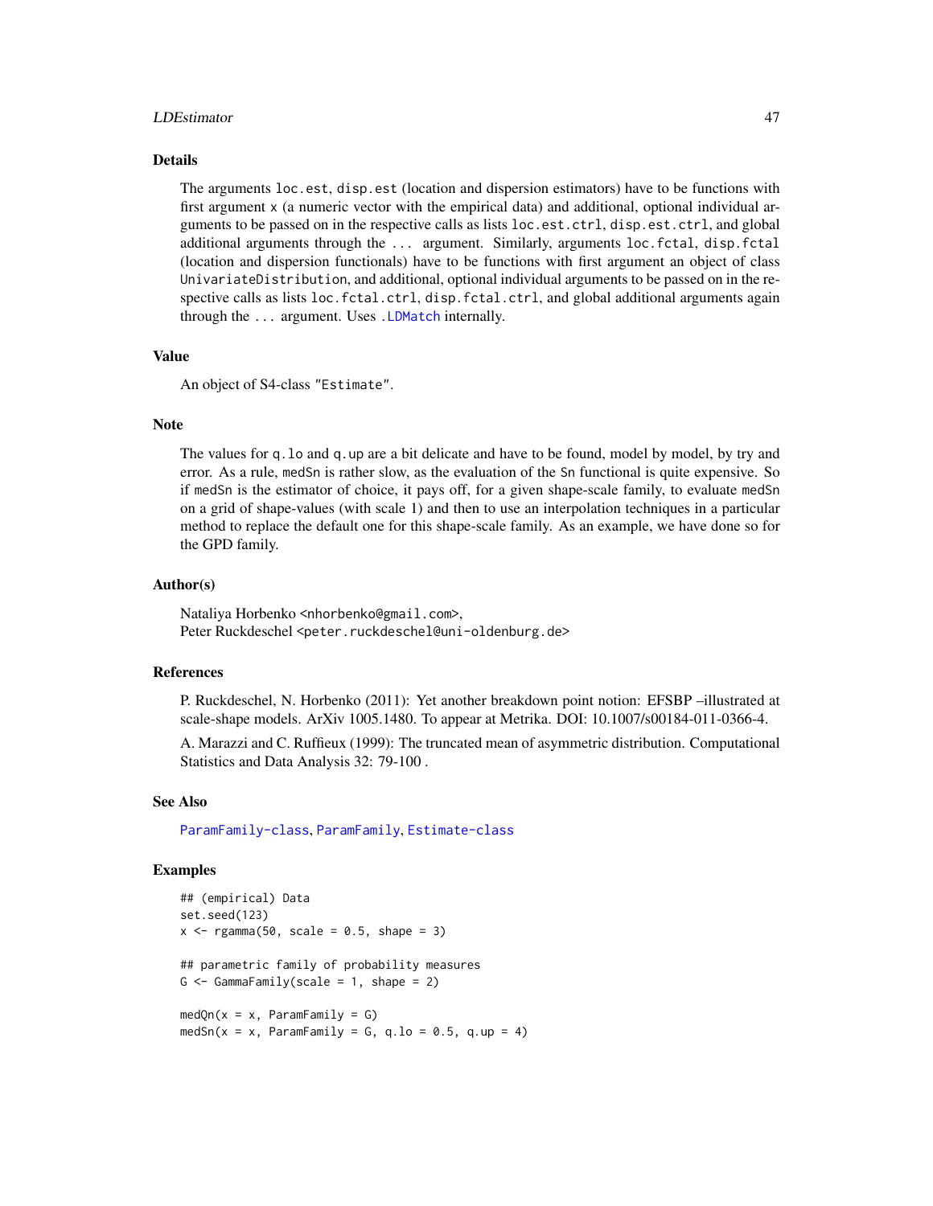## Details

The arguments `loc.est`, `disp.est` (location and dispersion estimators) have to be functions with first argument `x` (a numeric vector with the empirical data) and additional, optional individual arguments to be passed on in the respective calls as lists `loc.est.ctrl`, `disp.est.ctrl`, and global additional arguments through the `...` argument. Similarly, arguments `loc.fctal`, `disp.fctal` (location and dispersion functionals) have to be functions with first argument an object of class `UnivariateDistribution`, and additional, optional individual arguments to be passed on in the respective calls as lists `loc.fctal.ctrl`, `disp.fctal.ctrl`, and global additional arguments again through the `...` argument. Uses `.LDMatch` internally.

## Value

An object of S4-class "Estimate".

## Note

The values for `q.lo` and `q.up` are a bit delicate and have to be found, model by model, by try and error. As a rule, `medSn` is rather slow, as the evaluation of the `Sn` functional is quite expensive. So if `medSn` is the estimator of choice, it pays off, for a given shape-scale family, to evaluate `medSn` on a grid of shape-values (with scale 1) and then to use an interpolation techniques in a particular method to replace the default one for this shape-scale family. As an example, we have done so for the GPD family.

## Author(s)

Nataliya Horbenko <nhorbenko@gmail.com>,
Peter Ruckdeschel <peter.ruckdeschel@uni-oldenburg.de>

## References

P. Ruckdeschel, N. Horbenko (2011): Yet another breakdown point notion: EFSBP –illustrated at scale-shape models. ArXiv 1005.1480. To appear at Metrika. DOI: 10.1007/s00184-011-0366-4.

A. Marazzi and C. Ruffieux (1999): The truncated mean of asymmetric distribution. Computational Statistics and Data Analysis 32: 79-100 .

## See Also

ParamFamily-class, ParamFamily, Estimate-class

## Examples

```
## (empirical) Data
set.seed(123)
x <- rgamma(50, scale = 0.5, shape = 3)

## parametric family of probability measures
G <- GammaFamily(scale = 1, shape = 2)

medQn(x = x, ParamFamily = G)
medSn(x = x, ParamFamily = G, q.lo = 0.5, q.up = 4)
```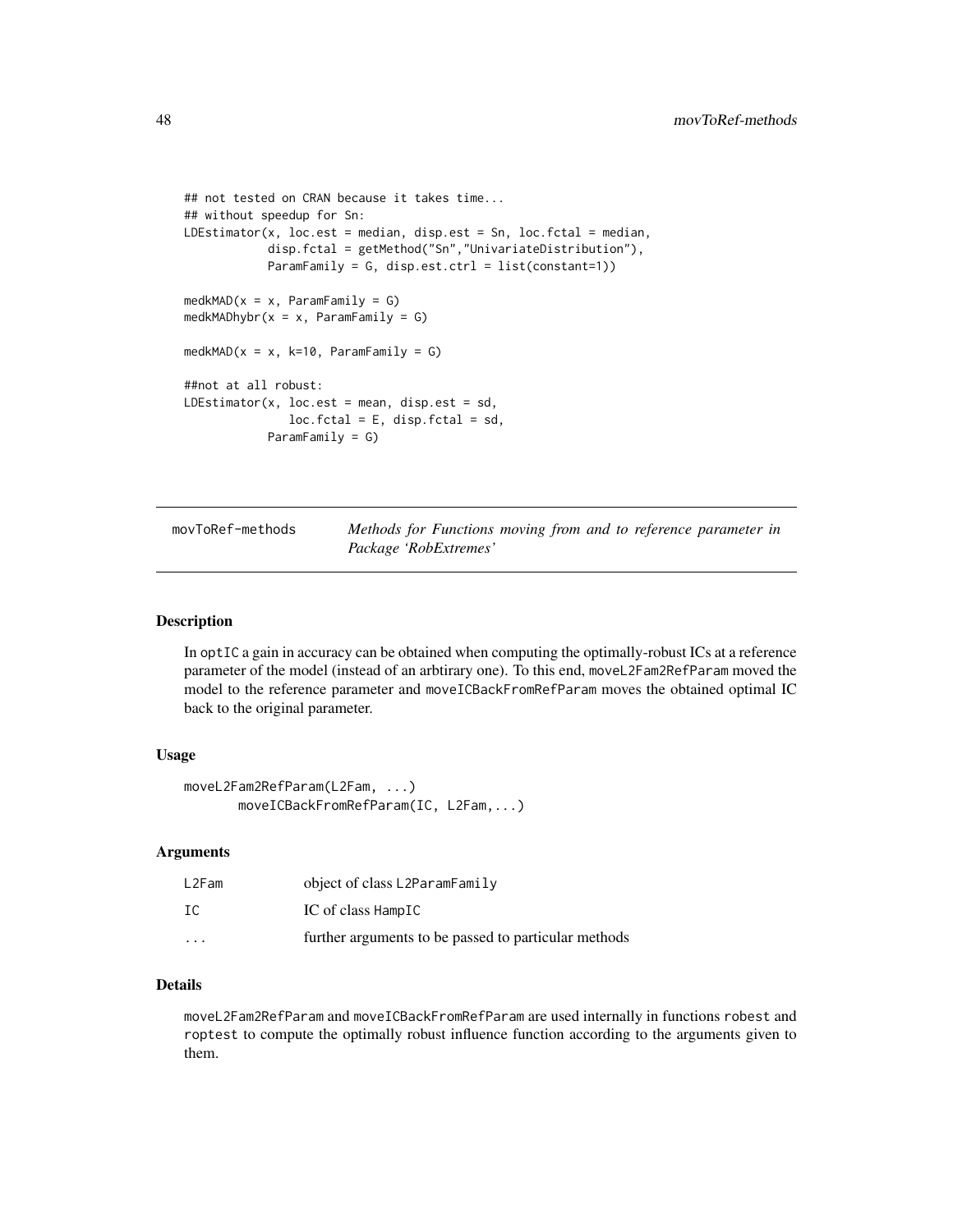```
## not tested on CRAN because it takes time...
## without speedup for Sn:
LDEstimator(x, loc.est = median, disp.est = Sn, loc.fctal = median,
            disp.fctal = getMethod("Sn","UnivariateDistribution"),
            ParamFamily = G, disp.est.ctrl = list(constant=1))

medkMAD(x = x, ParamFamily = G)
medkMADhybr(x = x, ParamFamily = G)

medkMAD(x = x, k=10, ParamFamily = G)

##not at all robust:
LDEstimator(x, loc.est = mean, disp.est = sd,
               loc.fctal = E, disp.fctal = sd,
            ParamFamily = G)
```

---

## movToRef-methods — *Methods for Functions moving from and to reference parameter in Package 'RobExtremes'*

---

### Description

In optIC a gain in accuracy can be obtained when computing the optimally-robust ICs at a reference parameter of the model (instead of an arbtirary one). To this end, moveL2Fam2RefParam moved the model to the reference parameter and moveICBackFromRefParam moves the obtained optimal IC back to the original parameter.

### Usage

```
moveL2Fam2RefParam(L2Fam, ...)
       moveICBackFromRefParam(IC, L2Fam,...)
```

### Arguments

| | |
|---|---|
| L2Fam | object of class L2ParamFamily |
| IC | IC of class HampIC |
| ... | further arguments to be passed to particular methods |

### Details

moveL2Fam2RefParam and moveICBackFromRefParam are used internally in functions robest and roptest to compute the optimally robust influence function according to the arguments given to them.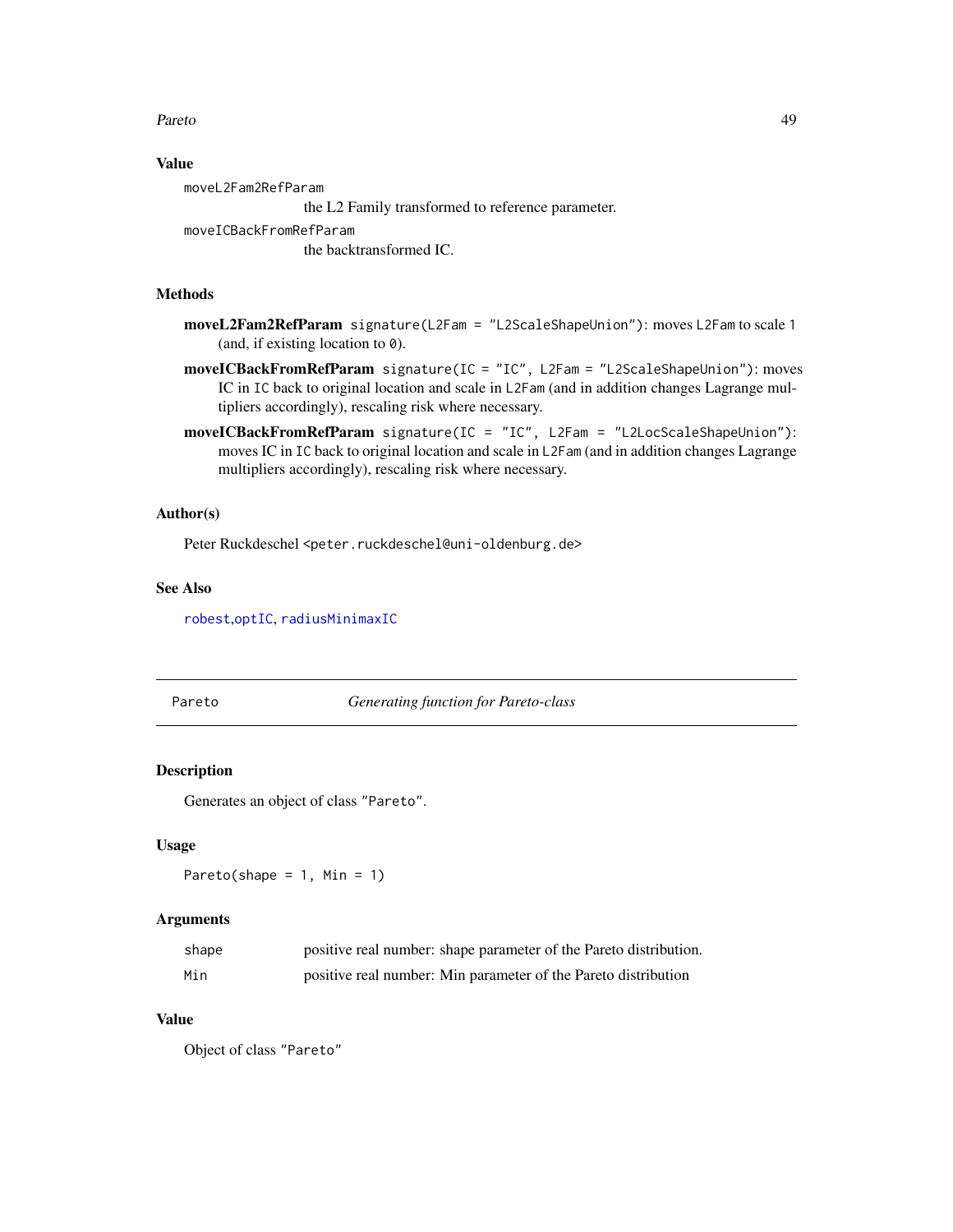### Value

`moveL2Fam2RefParam`
: the L2 Family transformed to reference parameter.

`moveICBackFromRefParam`
: the backtransformed IC.

### Methods

- **moveL2Fam2RefParam** `signature(L2Fam = "L2ScaleShapeUnion")`: moves `L2Fam` to scale 1 (and, if existing location to `0`).
- **moveICBackFromRefParam** `signature(IC = "IC", L2Fam = "L2ScaleShapeUnion")`: moves IC in `IC` back to original location and scale in `L2Fam` (and in addition changes Lagrange multipliers accordingly), rescaling risk where necessary.
- **moveICBackFromRefParam** `signature(IC = "IC", L2Fam = "L2LocScaleShapeUnion")`: moves IC in `IC` back to original location and scale in `L2Fam` (and in addition changes Lagrange multipliers accordingly), rescaling risk where necessary.

### Author(s)

Peter Ruckdeschel <peter.ruckdeschel@uni-oldenburg.de>

### See Also

robest, optIC, radiusMinimaxIC

---

## Pareto — *Generating function for Pareto-class*

### Description

Generates an object of class "Pareto".

### Usage

```
Pareto(shape = 1, Min = 1)
```

### Arguments

| | |
|---|---|
| shape | positive real number: shape parameter of the Pareto distribution. |
| Min | positive real number: Min parameter of the Pareto distribution |

### Value

Object of class "Pareto"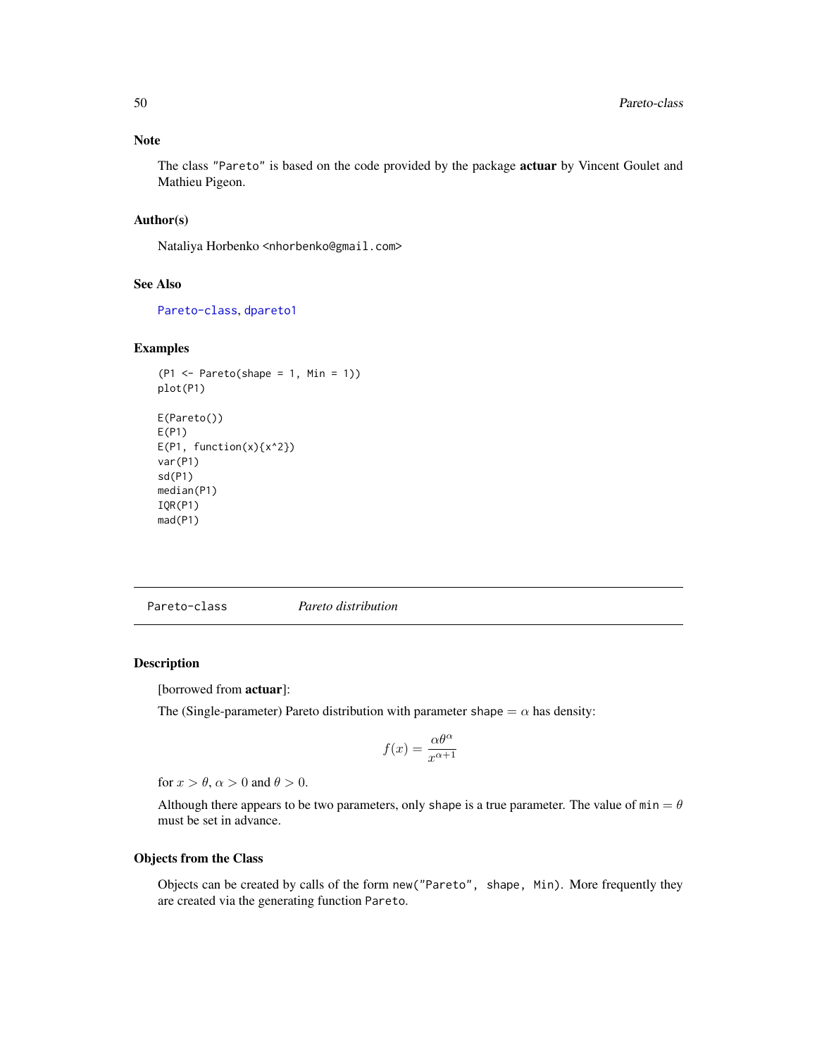### Note

The class "Pareto" is based on the code provided by the package **actuar** by Vincent Goulet and Mathieu Pigeon.

### Author(s)

Nataliya Horbenko <nhorbenko@gmail.com>

### See Also

Pareto-class, dpareto1

### Examples

```
(P1 <- Pareto(shape = 1, Min = 1))
plot(P1)

E(Pareto())
E(P1)
E(P1, function(x){x^2})
var(P1)
sd(P1)
median(P1)
IQR(P1)
mad(P1)
```

---

## Pareto-class *Pareto distribution*

### Description

[borrowed from **actuar**]:

The (Single-parameter) Pareto distribution with parameter shape $= \alpha$ has density:

$$f(x) = \frac{\alpha\theta^{\alpha}}{x^{\alpha+1}}$$

for $x > \theta$, $\alpha > 0$ and $\theta > 0$.

Although there appears to be two parameters, only shape is a true parameter. The value of min $= \theta$ must be set in advance.

### Objects from the Class

Objects can be created by calls of the form new("Pareto", shape, Min). More frequently they are created via the generating function Pareto.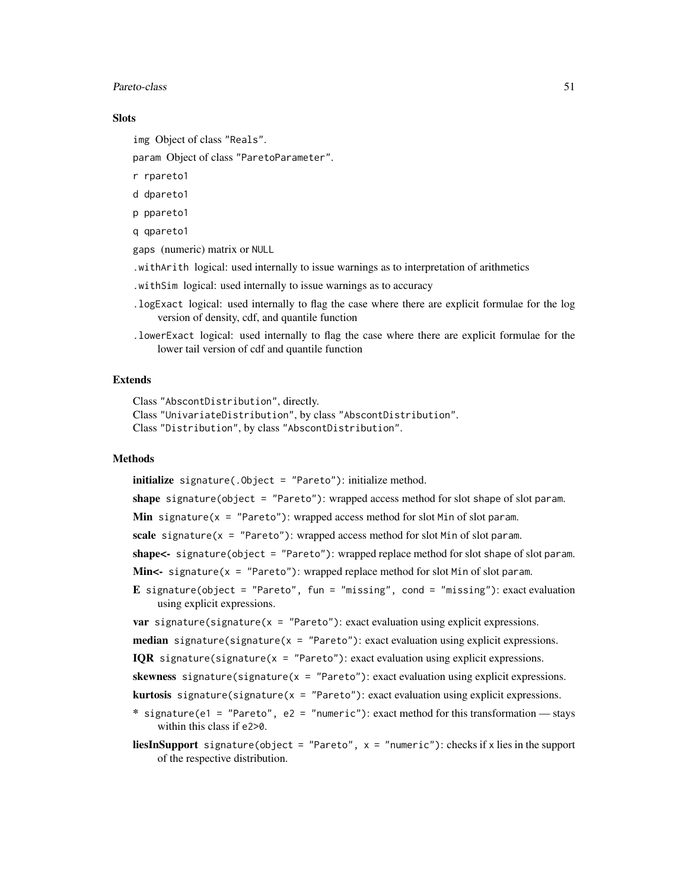### Slots

`img` Object of class `"Reals"`.

`param` Object of class `"ParetoParameter"`.

`r` rpareto1

`d` dpareto1

`p` ppareto1

`q` qpareto1

`gaps` (numeric) matrix or `NULL`

`.withArith` logical: used internally to issue warnings as to interpretation of arithmetics

`.withSim` logical: used internally to issue warnings as to accuracy

`.logExact` logical: used internally to flag the case where there are explicit formulae for the log version of density, cdf, and quantile function

`.lowerExact` logical: used internally to flag the case where there are explicit formulae for the lower tail version of cdf and quantile function

### Extends

Class `"AbscontDistribution"`, directly.
Class `"UnivariateDistribution"`, by class `"AbscontDistribution"`.
Class `"Distribution"`, by class `"AbscontDistribution"`.

### Methods

**initialize** `signature(.Object = "Pareto")`: initialize method.

**shape** `signature(object = "Pareto")`: wrapped access method for slot `shape` of slot `param`.

**Min** `signature(x = "Pareto")`: wrapped access method for slot `Min` of slot `param`.

**scale** `signature(x = "Pareto")`: wrapped access method for slot `Min` of slot `param`.

**shape<-** `signature(object = "Pareto")`: wrapped replace method for slot `shape` of slot `param`.

**Min<-** `signature(x = "Pareto")`: wrapped replace method for slot `Min` of slot `param`.

**E** `signature(object = "Pareto", fun = "missing", cond = "missing")`: exact evaluation using explicit expressions.

**var** `signature(signature(x = "Pareto")`: exact evaluation using explicit expressions.

**median** `signature(signature(x = "Pareto")`: exact evaluation using explicit expressions.

**IQR** `signature(signature(x = "Pareto")`: exact evaluation using explicit expressions.

**skewness** `signature(signature(x = "Pareto")`: exact evaluation using explicit expressions.

**kurtosis** `signature(signature(x = "Pareto")`: exact evaluation using explicit expressions.

**\*** `signature(e1 = "Pareto", e2 = "numeric")`: exact method for this transformation — stays within this class if `e2>0`.

**liesInSupport** `signature(object = "Pareto", x = "numeric")`: checks if `x` lies in the support of the respective distribution.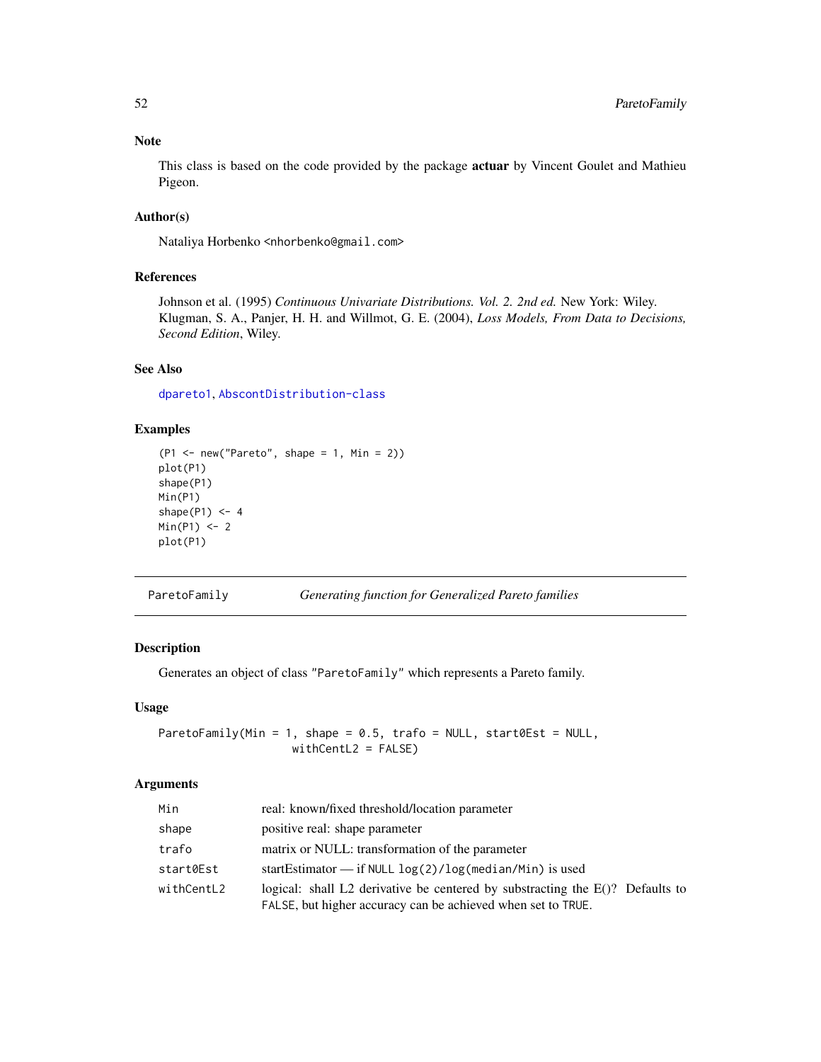### Note

This class is based on the code provided by the package **actuar** by Vincent Goulet and Mathieu Pigeon.

### Author(s)

Nataliya Horbenko <nhorbenko@gmail.com>

### References

Johnson et al. (1995) *Continuous Univariate Distributions. Vol. 2. 2nd ed.* New York: Wiley.
Klugman, S. A., Panjer, H. H. and Willmot, G. E. (2004), *Loss Models, From Data to Decisions, Second Edition*, Wiley.

### See Also

dpareto1, AbscontDistribution-class

### Examples

```
(P1 <- new("Pareto", shape = 1, Min = 2))
plot(P1)
shape(P1)
Min(P1)
shape(P1) <- 4
Min(P1) <- 2
plot(P1)
```

---

## ParetoFamily — *Generating function for Generalized Pareto families*

### Description

Generates an object of class "ParetoFamily" which represents a Pareto family.

### Usage

```
ParetoFamily(Min = 1, shape = 0.5, trafo = NULL, start0Est = NULL,
                     withCentL2 = FALSE)
```

### Arguments

| | |
|---|---|
| `Min` | real: known/fixed threshold/location parameter |
| `shape` | positive real: shape parameter |
| `trafo` | matrix or NULL: transformation of the parameter |
| `start0Est` | startEstimator — if `NULL` `log(2)/log(median/Min)` is used |
| `withCentL2` | logical: shall L2 derivative be centered by substracting the E()? Defaults to `FALSE`, but higher accuracy can be achieved when set to `TRUE`. |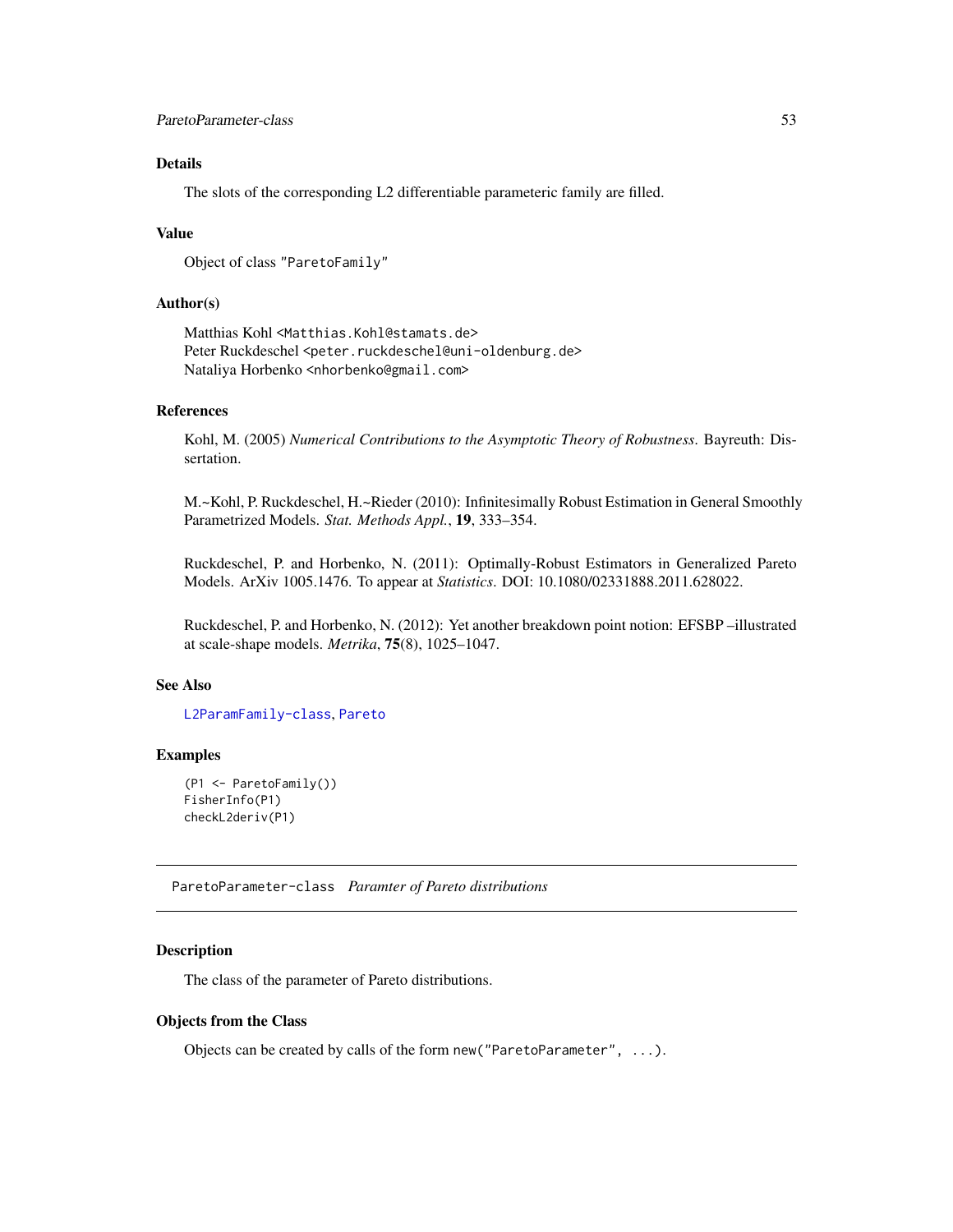### Details

The slots of the corresponding L2 differentiable parameteric family are filled.

### Value

Object of class "ParetoFamily"

### Author(s)

Matthias Kohl <Matthias.Kohl@stamats.de>
Peter Ruckdeschel <peter.ruckdeschel@uni-oldenburg.de>
Nataliya Horbenko <nhorbenko@gmail.com>

### References

Kohl, M. (2005) *Numerical Contributions to the Asymptotic Theory of Robustness*. Bayreuth: Dissertation.

M.~Kohl, P. Ruckdeschel, H.~Rieder (2010): Infinitesimally Robust Estimation in General Smoothly Parametrized Models. *Stat. Methods Appl.*, **19**, 333–354.

Ruckdeschel, P. and Horbenko, N. (2011): Optimally-Robust Estimators in Generalized Pareto Models. ArXiv 1005.1476. To appear at *Statistics*. DOI: 10.1080/02331888.2011.628022.

Ruckdeschel, P. and Horbenko, N. (2012): Yet another breakdown point notion: EFSBP –illustrated at scale-shape models. *Metrika*, **75**(8), 1025–1047.

### See Also

L2ParamFamily-class, Pareto

### Examples

```
(P1 <- ParetoFamily())
FisherInfo(P1)
checkL2deriv(P1)
```

---

## ParetoParameter-class *Paramter of Pareto distributions*

### Description

The class of the parameter of Pareto distributions.

### Objects from the Class

Objects can be created by calls of the form `new("ParetoParameter", ...)`.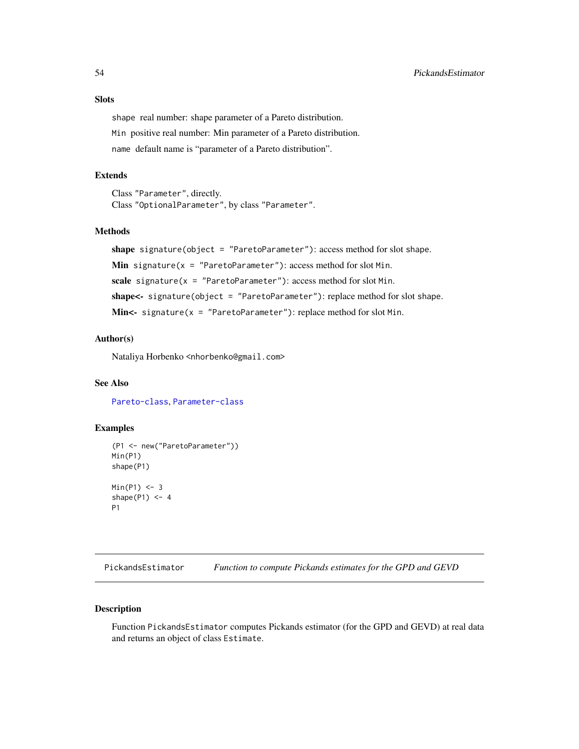### Slots

`shape` real number: shape parameter of a Pareto distribution.

`Min` positive real number: Min parameter of a Pareto distribution.

`name` default name is "parameter of a Pareto distribution".

### Extends

Class `"Parameter"`, directly.
Class `"OptionalParameter"`, by class `"Parameter"`.

### Methods

**shape** `signature(object = "ParetoParameter")`: access method for slot shape.

**Min** `signature(x = "ParetoParameter")`: access method for slot `Min`.

**scale** `signature(x = "ParetoParameter")`: access method for slot `Min`.

**shape<-** `signature(object = "ParetoParameter")`: replace method for slot shape.

**Min<-** `signature(x = "ParetoParameter")`: replace method for slot `Min`.

### Author(s)

Nataliya Horbenko <nhorbenko@gmail.com>

### See Also

Pareto-class, Parameter-class

### Examples

```
(P1 <- new("ParetoParameter"))
Min(P1)
shape(P1)

Min(P1) <- 3
shape(P1) <- 4
P1
```

---

## PickandsEstimator — *Function to compute Pickands estimates for the GPD and GEVD*

### Description

Function `PickandsEstimator` computes Pickands estimator (for the GPD and GEVD) at real data and returns an object of class `Estimate`.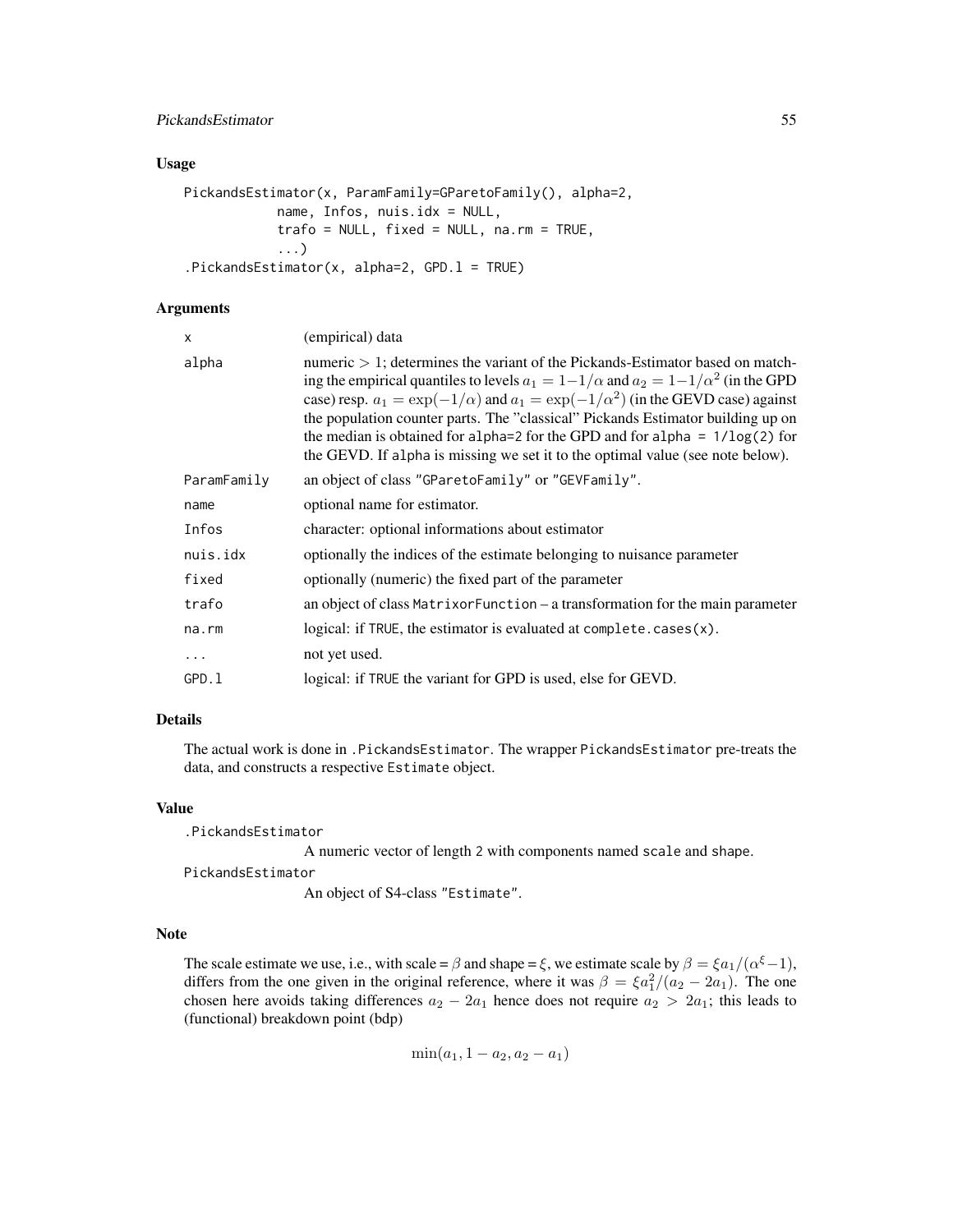## Usage

```
PickandsEstimator(x, ParamFamily=GParetoFamily(), alpha=2,
            name, Infos, nuis.idx = NULL,
            trafo = NULL, fixed = NULL, na.rm = TRUE,
            ...)
.PickandsEstimator(x, alpha=2, GPD.l = TRUE)
```

## Arguments

| | |
|---|---|
| x | (empirical) data |
| alpha | numeric $> 1$; determines the variant of the Pickands-Estimator based on matching the empirical quantiles to levels $a_1 = 1-1/\alpha$ and $a_2 = 1-1/\alpha^2$ (in the GPD case) resp. $a_1 = \exp(-1/\alpha)$ and $a_1 = \exp(-1/\alpha^2)$ (in the GEVD case) against the population counter parts. The "classical" Pickands Estimator building up on the median is obtained for `alpha=2` for the GPD and for `alpha = 1/log(2)` for the GEVD. If `alpha` is missing we set it to the optimal value (see note below). |
| ParamFamily | an object of class "GParetoFamily" or "GEVFamily". |
| name | optional name for estimator. |
| Infos | character: optional informations about estimator |
| nuis.idx | optionally the indices of the estimate belonging to nuisance parameter |
| fixed | optionally (numeric) the fixed part of the parameter |
| trafo | an object of class `MatrixorFunction` – a transformation for the main parameter |
| na.rm | logical: if `TRUE`, the estimator is evaluated at `complete.cases(x)`. |
| ... | not yet used. |
| GPD.l | logical: if `TRUE` the variant for GPD is used, else for GEVD. |

## Details

The actual work is done in `.PickandsEstimator`. The wrapper `PickandsEstimator` pre-treats the data, and constructs a respective `Estimate` object.

## Value

`.PickandsEstimator`
: A numeric vector of length 2 with components named `scale` and `shape`.

`PickandsEstimator`
: An object of S4-class "Estimate".

## Note

The scale estimate we use, i.e., with scale = $\beta$ and shape = $\xi$, we estimate scale by $\beta = \xi a_1/(\alpha^\xi - 1)$, differs from the one given in the original reference, where it was $\beta = \xi a_1^2/(a_2 - 2a_1)$. The one chosen here avoids taking differences $a_2 - 2a_1$ hence does not require $a_2 > 2a_1$; this leads to (functional) breakdown point (bdp)

$$\min(a_1, 1 - a_2, a_2 - a_1)$$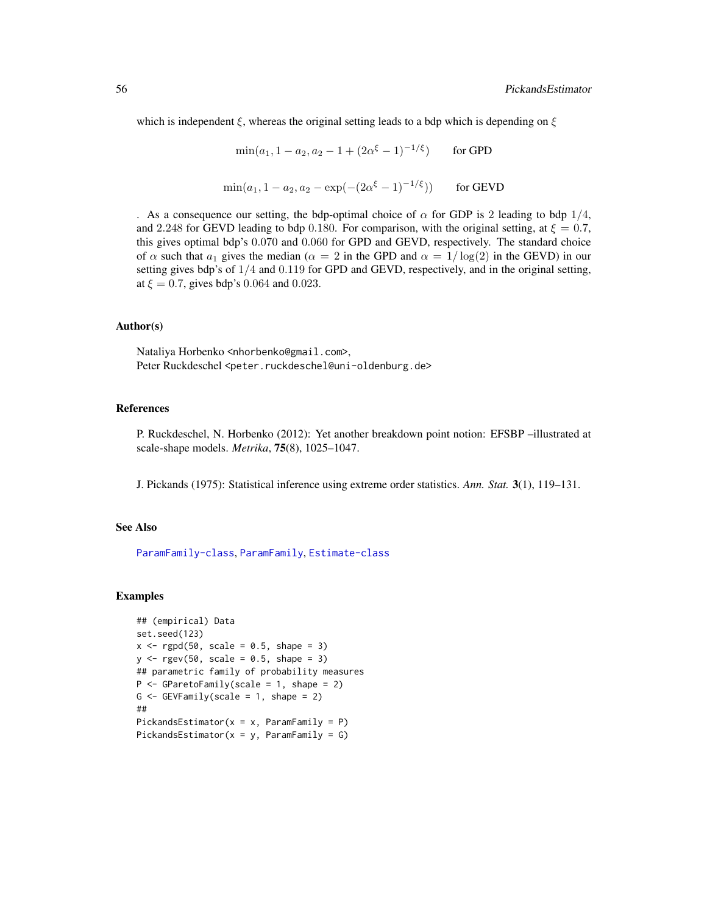which is independent $\xi$, whereas the original setting leads to a bdp which is depending on $\xi$

$$\min(a_1, 1 - a_2, a_2 - 1 + (2\alpha^{\xi} - 1)^{-1/\xi}) \qquad \text{for GPD}$$

$$\min(a_1, 1 - a_2, a_2 - \exp(-(2\alpha^{\xi} - 1)^{-1/\xi})) \qquad \text{for GEVD}$$

. As a consequence our setting, the bdp-optimal choice of $\alpha$ for GDP is 2 leading to bdp $1/4$, and $2.248$ for GEVD leading to bdp $0.180$. For comparison, with the original setting, at $\xi = 0.7$, this gives optimal bdp's $0.070$ and $0.060$ for GPD and GEVD, respectively. The standard choice of $\alpha$ such that $a_1$ gives the median ($\alpha = 2$ in the GPD and $\alpha = 1/\log(2)$ in the GEVD) in our setting gives bdp's of $1/4$ and $0.119$ for GPD and GEVD, respectively, and in the original setting, at $\xi = 0.7$, gives bdp's $0.064$ and $0.023$.

## Author(s)

Nataliya Horbenko <nhorbenko@gmail.com>,
Peter Ruckdeschel <peter.ruckdeschel@uni-oldenburg.de>

## References

P. Ruckdeschel, N. Horbenko (2012): Yet another breakdown point notion: EFSBP –illustrated at scale-shape models. *Metrika*, **75**(8), 1025–1047.

J. Pickands (1975): Statistical inference using extreme order statistics. *Ann. Stat.* **3**(1), 119–131.

## See Also

ParamFamily-class, ParamFamily, Estimate-class

## Examples

```
## (empirical) Data
set.seed(123)
x <- rgpd(50, scale = 0.5, shape = 3)
y <- rgev(50, scale = 0.5, shape = 3)
## parametric family of probability measures
P <- GParetoFamily(scale = 1, shape = 2)
G <- GEVFamily(scale = 1, shape = 2)
##
PickandsEstimator(x = x, ParamFamily = P)
PickandsEstimator(x = y, ParamFamily = G)
```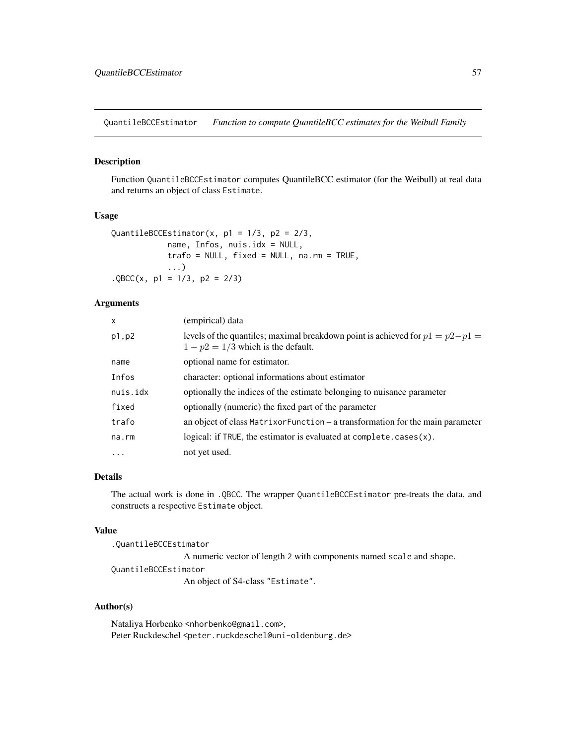QuantileBCCEstimator *Function to compute QuantileBCC estimates for the Weibull Family*

## Description

Function `QuantileBCCEstimator` computes QuantileBCC estimator (for the Weibull) at real data and returns an object of class `Estimate`.

## Usage

```
QuantileBCCEstimator(x, p1 = 1/3, p2 = 2/3,
            name, Infos, nuis.idx = NULL,
            trafo = NULL, fixed = NULL, na.rm = TRUE,
            ...)
.QBCC(x, p1 = 1/3, p2 = 2/3)
```

## Arguments

| | |
|---|---|
| `x` | (empirical) data |
| `p1,p2` | levels of the quantiles; maximal breakdown point is achieved for $p1 = p2-p1 = 1-p2 = 1/3$ which is the default. |
| `name` | optional name for estimator. |
| `Infos` | character: optional informations about estimator |
| `nuis.idx` | optionally the indices of the estimate belonging to nuisance parameter |
| `fixed` | optionally (numeric) the fixed part of the parameter |
| `trafo` | an object of class `MatrixorFunction` – a transformation for the main parameter |
| `na.rm` | logical: if `TRUE`, the estimator is evaluated at `complete.cases(x)`. |
| `...` | not yet used. |

## Details

The actual work is done in `.QBCC`. The wrapper `QuantileBCCEstimator` pre-treats the data, and constructs a respective `Estimate` object.

## Value

`.QuantileBCCEstimator`
: A numeric vector of length `2` with components named `scale` and `shape`.

`QuantileBCCEstimator`
: An object of S4-class `"Estimate"`.

## Author(s)

Nataliya Horbenko <nhorbenko@gmail.com>,
Peter Ruckdeschel <peter.ruckdeschel@uni-oldenburg.de>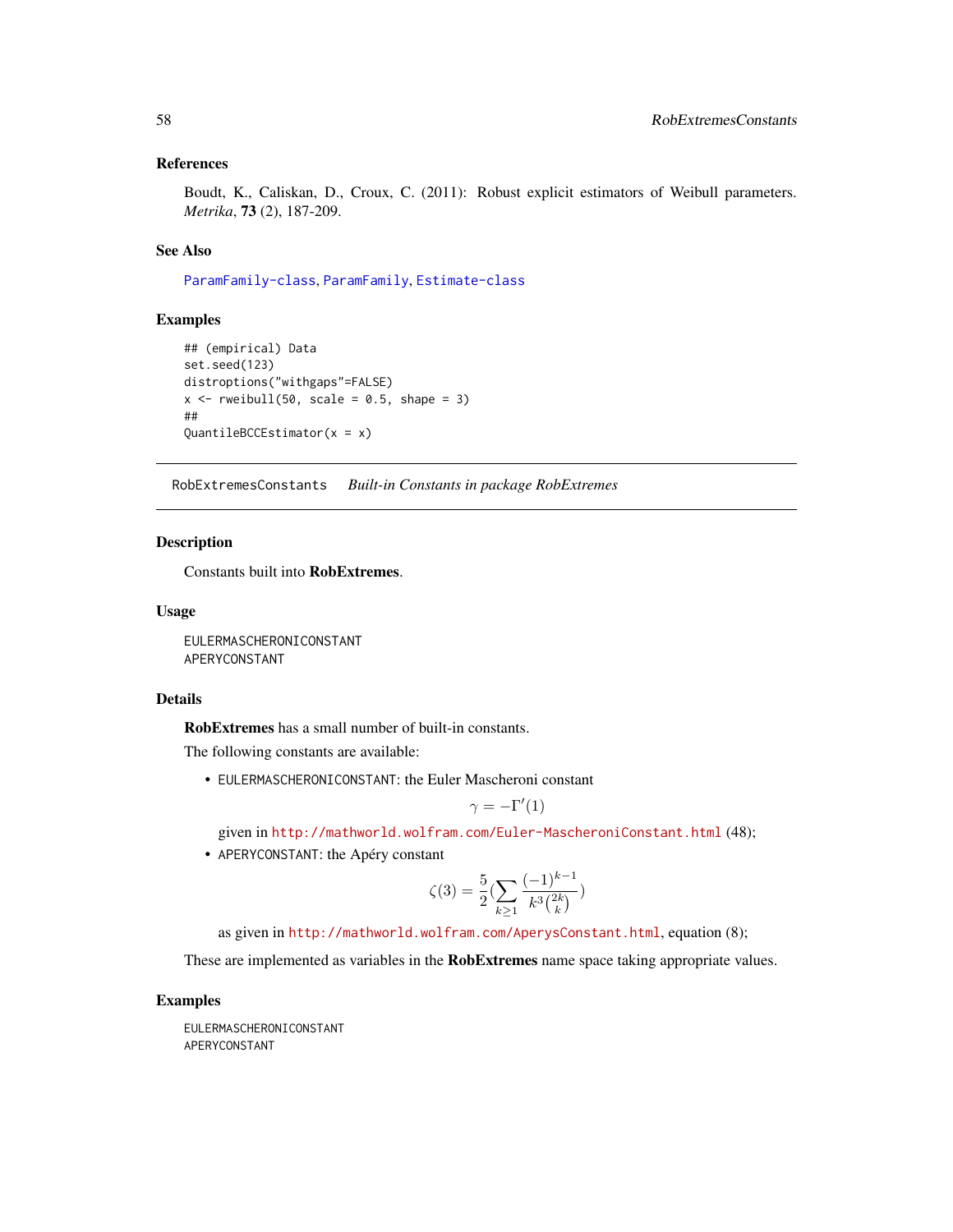### References

Boudt, K., Caliskan, D., Croux, C. (2011): Robust explicit estimators of Weibull parameters. *Metrika*, **73** (2), 187-209.

### See Also

ParamFamily-class, ParamFamily, Estimate-class

### Examples

```
## (empirical) Data
set.seed(123)
distroptions("withgaps"=FALSE)
x <- rweibull(50, scale = 0.5, shape = 3)
##
QuantileBCCEstimator(x = x)
```

---

## RobExtremesConstants *Built-in Constants in package RobExtremes*

---

### Description

Constants built into **RobExtremes**.

### Usage

```
EULERMASCHERONICONSTANT
APERYCONSTANT
```

### Details

**RobExtremes** has a small number of built-in constants.

The following constants are available:

- `EULERMASCHERONICONSTANT`: the Euler Mascheroni constant

$$\gamma = -\Gamma'(1)$$

  given in http://mathworld.wolfram.com/Euler-MascheroniConstant.html (48);

- `APERYCONSTANT`: the Apéry constant

$$\zeta(3) = \frac{5}{2}\left(\sum_{k\geq 1} \frac{(-1)^{k-1}}{k^3\binom{2k}{k}}\right)$$

  as given in http://mathworld.wolfram.com/AperysConstant.html, equation (8);

These are implemented as variables in the **RobExtremes** name space taking appropriate values.

### Examples

```
EULERMASCHERONICONSTANT
APERYCONSTANT
```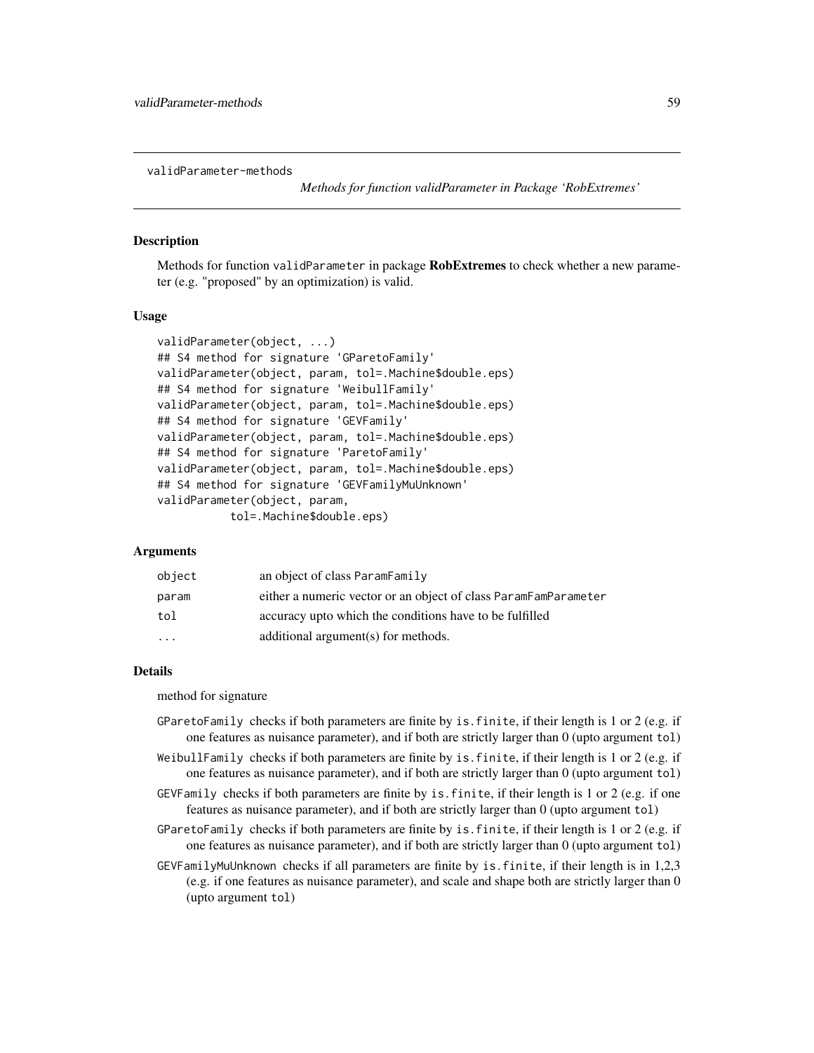validParameter-methods

*Methods for function validParameter in Package 'RobExtremes'*

## Description

Methods for function `validParameter` in package **RobExtremes** to check whether a new parameter (e.g. "proposed" by an optimization) is valid.

## Usage

```
validParameter(object, ...)
## S4 method for signature 'GParetoFamily'
validParameter(object, param, tol=.Machine$double.eps)
## S4 method for signature 'WeibullFamily'
validParameter(object, param, tol=.Machine$double.eps)
## S4 method for signature 'GEVFamily'
validParameter(object, param, tol=.Machine$double.eps)
## S4 method for signature 'ParetoFamily'
validParameter(object, param, tol=.Machine$double.eps)
## S4 method for signature 'GEVFamilyMuUnknown'
validParameter(object, param,
          tol=.Machine$double.eps)
```

## Arguments

| | |
|---|---|
| `object` | an object of class `ParamFamily` |
| `param` | either a numeric vector or an object of class `ParamFamParameter` |
| `tol` | accuracy upto which the conditions have to be fulfilled |
| `...` | additional argument(s) for methods. |

## Details

method for signature

- `GParetoFamily` checks if both parameters are finite by `is.finite`, if their length is 1 or 2 (e.g. if one features as nuisance parameter), and if both are strictly larger than 0 (upto argument `tol`)
- `WeibullFamily` checks if both parameters are finite by `is.finite`, if their length is 1 or 2 (e.g. if one features as nuisance parameter), and if both are strictly larger than 0 (upto argument `tol`)
- `GEVFamily` checks if both parameters are finite by `is.finite`, if their length is 1 or 2 (e.g. if one features as nuisance parameter), and if both are strictly larger than 0 (upto argument `tol`)
- `GParetoFamily` checks if both parameters are finite by `is.finite`, if their length is 1 or 2 (e.g. if one features as nuisance parameter), and if both are strictly larger than 0 (upto argument `tol`)
- `GEVFamilyMuUnknown` checks if all parameters are finite by `is.finite`, if their length is in 1,2,3 (e.g. if one features as nuisance parameter), and scale and shape both are strictly larger than 0 (upto argument `tol`)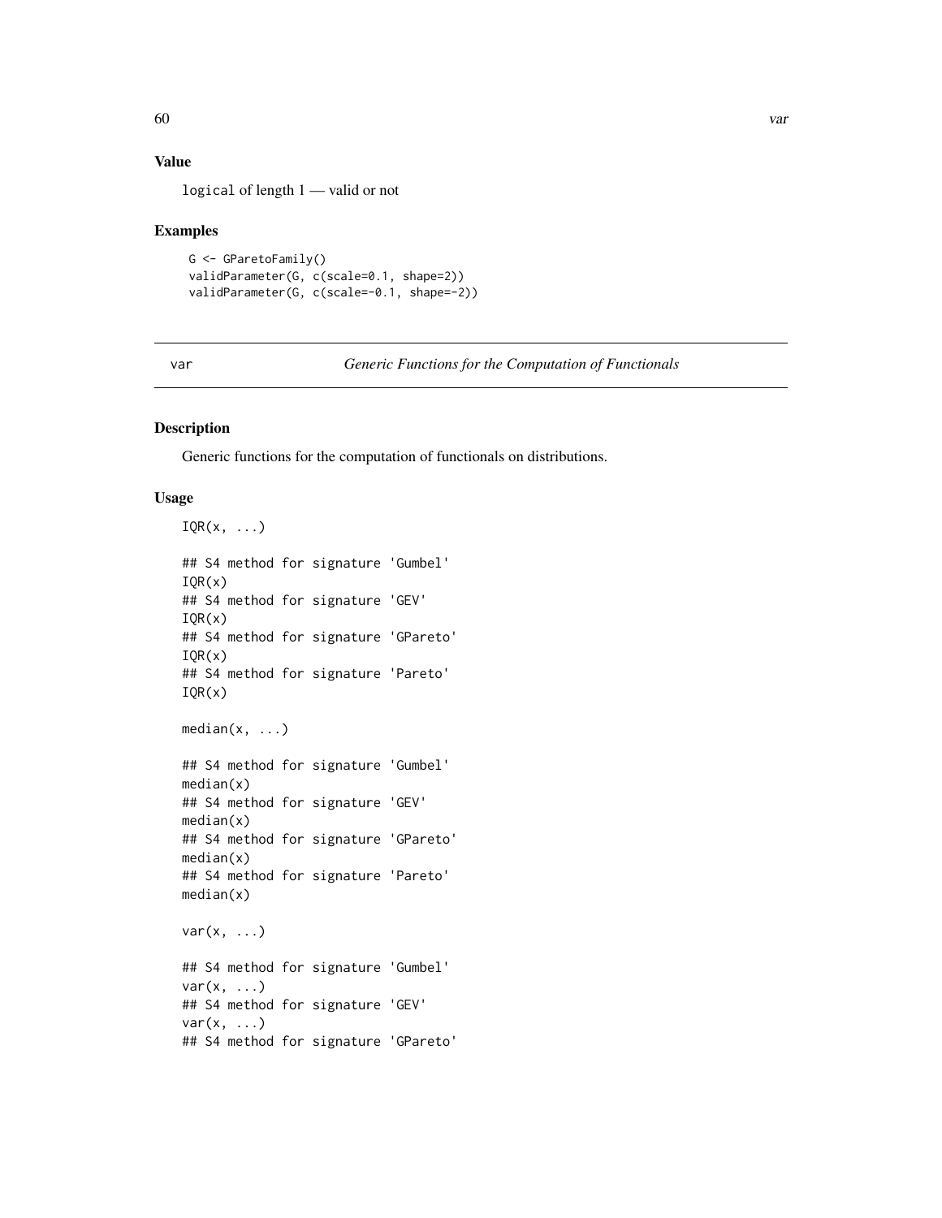### Value

`logical` of length 1 — valid or not

### Examples

```
G <- GParetoFamily()
validParameter(G, c(scale=0.1, shape=2))
validParameter(G, c(scale=-0.1, shape=-2))
```

---

## var *Generic Functions for the Computation of Functionals*

### Description

Generic functions for the computation of functionals on distributions.

### Usage

```
IQR(x, ...)

## S4 method for signature 'Gumbel'
IQR(x)
## S4 method for signature 'GEV'
IQR(x)
## S4 method for signature 'GPareto'
IQR(x)
## S4 method for signature 'Pareto'
IQR(x)

median(x, ...)

## S4 method for signature 'Gumbel'
median(x)
## S4 method for signature 'GEV'
median(x)
## S4 method for signature 'GPareto'
median(x)
## S4 method for signature 'Pareto'
median(x)

var(x, ...)

## S4 method for signature 'Gumbel'
var(x, ...)
## S4 method for signature 'GEV'
var(x, ...)
## S4 method for signature 'GPareto'
```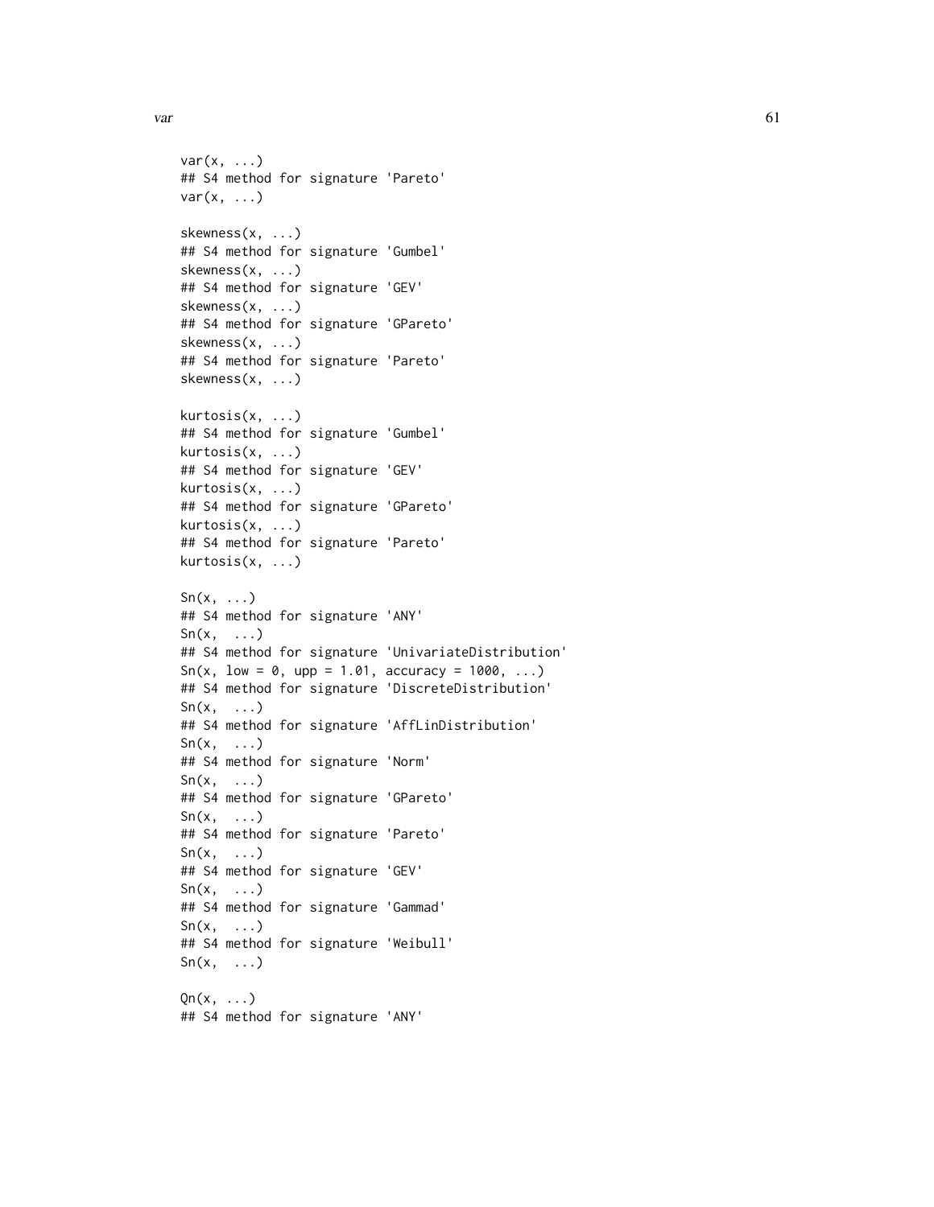```
var(x, ...)
## S4 method for signature 'Pareto'
var(x, ...)

skewness(x, ...)
## S4 method for signature 'Gumbel'
skewness(x, ...)
## S4 method for signature 'GEV'
skewness(x, ...)
## S4 method for signature 'GPareto'
skewness(x, ...)
## S4 method for signature 'Pareto'
skewness(x, ...)

kurtosis(x, ...)
## S4 method for signature 'Gumbel'
kurtosis(x, ...)
## S4 method for signature 'GEV'
kurtosis(x, ...)
## S4 method for signature 'GPareto'
kurtosis(x, ...)
## S4 method for signature 'Pareto'
kurtosis(x, ...)

Sn(x, ...)
## S4 method for signature 'ANY'
Sn(x,  ...)
## S4 method for signature 'UnivariateDistribution'
Sn(x, low = 0, upp = 1.01, accuracy = 1000, ...)
## S4 method for signature 'DiscreteDistribution'
Sn(x,  ...)
## S4 method for signature 'AffLinDistribution'
Sn(x,  ...)
## S4 method for signature 'Norm'
Sn(x,  ...)
## S4 method for signature 'GPareto'
Sn(x,  ...)
## S4 method for signature 'Pareto'
Sn(x,  ...)
## S4 method for signature 'GEV'
Sn(x,  ...)
## S4 method for signature 'Gammad'
Sn(x,  ...)
## S4 method for signature 'Weibull'
Sn(x,  ...)

Qn(x, ...)
## S4 method for signature 'ANY'
```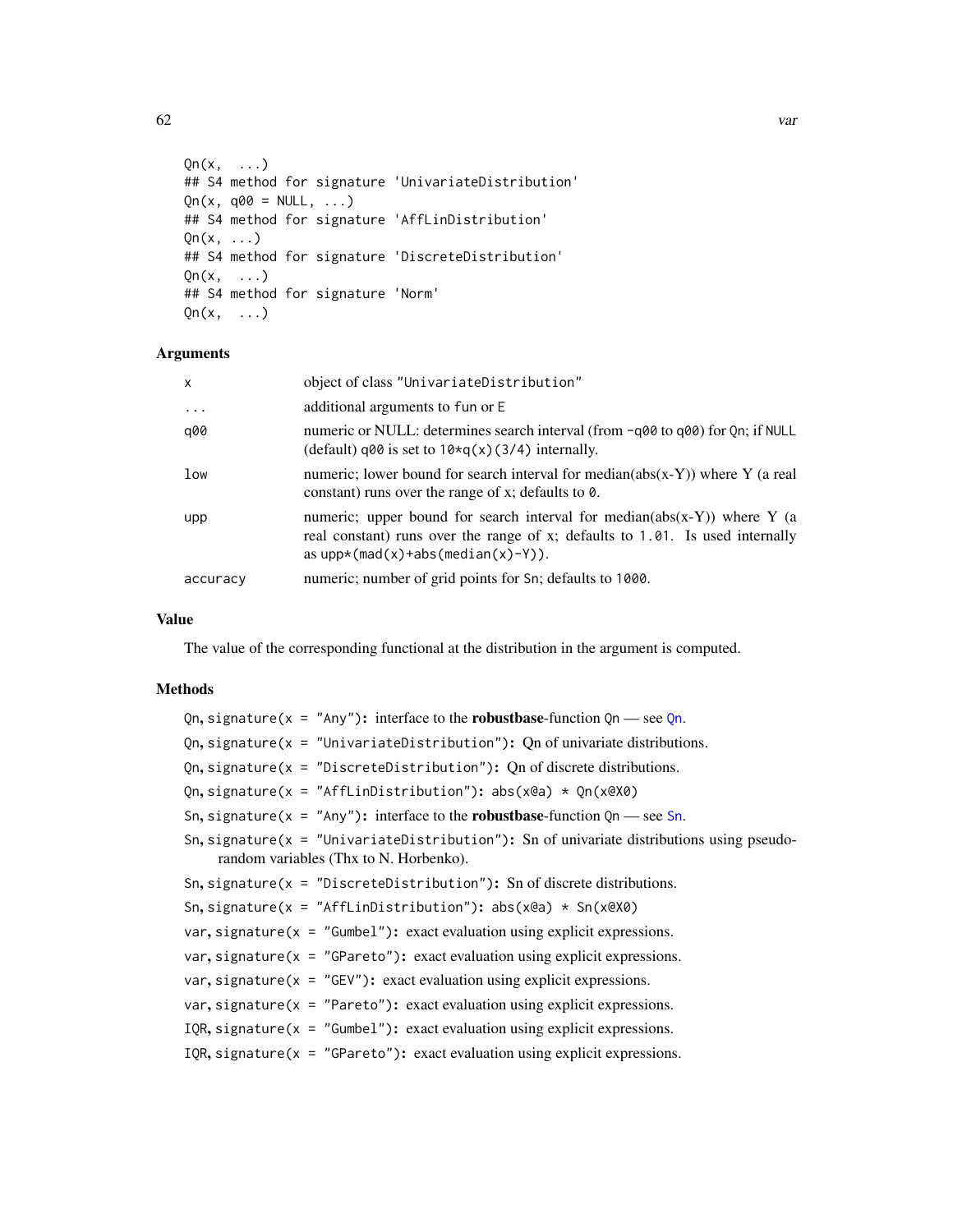```
Qn(x,  ...)
## S4 method for signature 'UnivariateDistribution'
Qn(x, q00 = NULL, ...)
## S4 method for signature 'AffLinDistribution'
Qn(x, ...)
## S4 method for signature 'DiscreteDistribution'
Qn(x,  ...)
## S4 method for signature 'Norm'
Qn(x,  ...)
```

## Arguments

| | |
|---|---|
| `x` | object of class "UnivariateDistribution" |
| `...` | additional arguments to `fun` or `E` |
| `q00` | numeric or NULL: determines search interval (from `-q00` to `q00`) for `Qn`; if `NULL` (default) `q00` is set to `10*q(x)(3/4)` internally. |
| `low` | numeric; lower bound for search interval for median(abs(x-Y)) where Y (a real constant) runs over the range of x; defaults to `0`. |
| `upp` | numeric; upper bound for search interval for median(abs(x-Y)) where Y (a real constant) runs over the range of x; defaults to `1.01`. Is used internally as `upp*(mad(x)+abs(median(x)-Y))`. |
| `accuracy` | numeric; number of grid points for `Sn`; defaults to `1000`. |

## Value

The value of the corresponding functional at the distribution in the argument is computed.

## Methods

- Qn, `signature(x = "Any")`: interface to the **robustbase**-function `Qn` — see `Qn`.
- Qn, `signature(x = "UnivariateDistribution")`: Qn of univariate distributions.
- Qn, `signature(x = "DiscreteDistribution")`: Qn of discrete distributions.
- Qn, `signature(x = "AffLinDistribution")`: `abs(x@a) * Qn(x@X0)`
- Sn, `signature(x = "Any")`: interface to the **robustbase**-function `Qn` — see `Sn`.
- Sn, `signature(x = "UnivariateDistribution")`: Sn of univariate distributions using pseudo-random variables (Thx to N. Horbenko).
- Sn, `signature(x = "DiscreteDistribution")`: Sn of discrete distributions.
- Sn, `signature(x = "AffLinDistribution")`: `abs(x@a) * Sn(x@X0)`
- var, `signature(x = "Gumbel")`: exact evaluation using explicit expressions.
- var, `signature(x = "GPareto")`: exact evaluation using explicit expressions.
- var, `signature(x = "GEV")`: exact evaluation using explicit expressions.
- var, `signature(x = "Pareto")`: exact evaluation using explicit expressions.
- IQR, `signature(x = "Gumbel")`: exact evaluation using explicit expressions.
- IQR, `signature(x = "GPareto")`: exact evaluation using explicit expressions.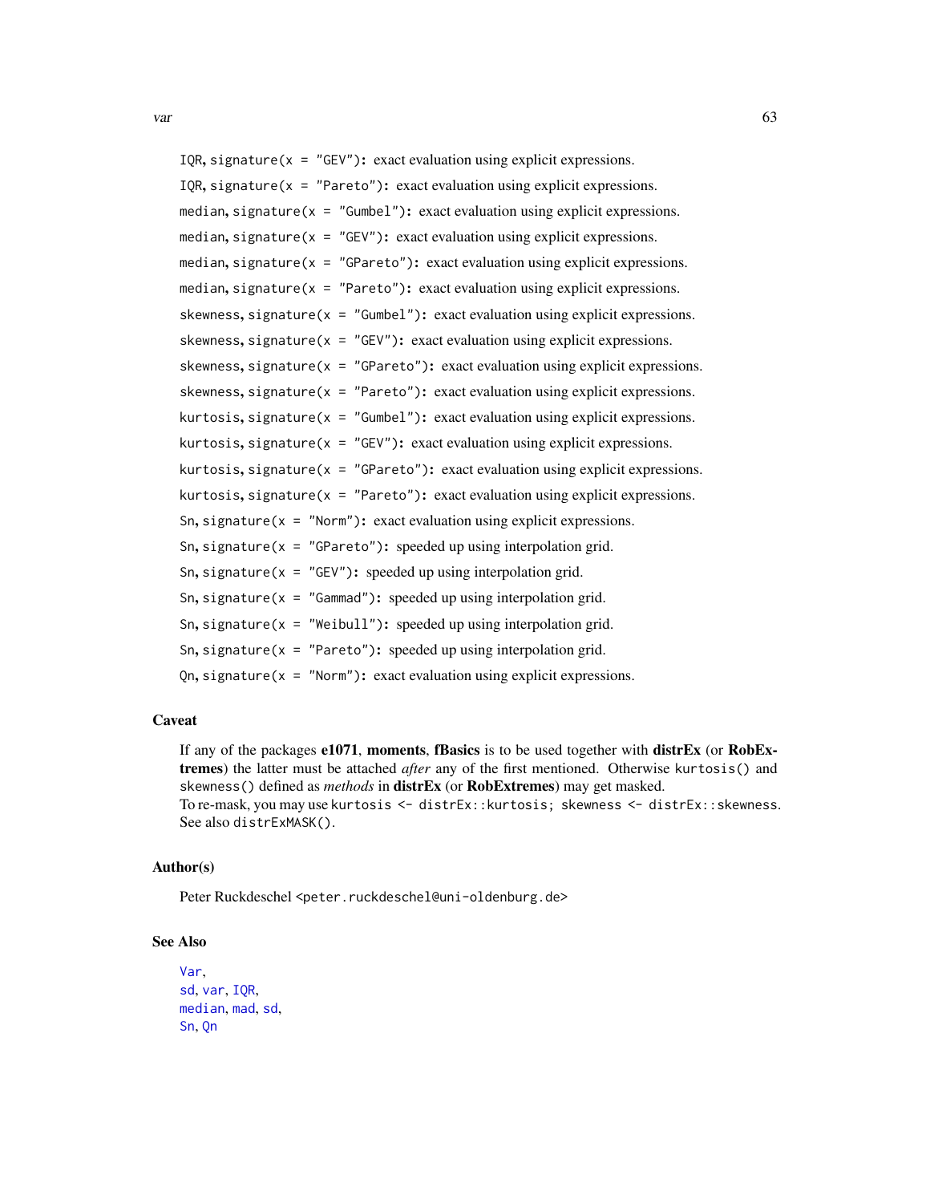IQR, signature(x = "GEV"): exact evaluation using explicit expressions.

IQR, signature(x = "Pareto"): exact evaluation using explicit expressions.

median, signature(x = "Gumbel"): exact evaluation using explicit expressions.

median, signature(x = "GEV"): exact evaluation using explicit expressions.

median, signature(x = "GPareto"): exact evaluation using explicit expressions.

median, signature(x = "Pareto"): exact evaluation using explicit expressions.

skewness, signature(x = "Gumbel"): exact evaluation using explicit expressions.

skewness, signature(x = "GEV"): exact evaluation using explicit expressions.

skewness, signature(x = "GPareto"): exact evaluation using explicit expressions.

skewness, signature(x = "Pareto"): exact evaluation using explicit expressions.

kurtosis, signature(x = "Gumbel"): exact evaluation using explicit expressions.

kurtosis, signature(x = "GEV"): exact evaluation using explicit expressions.

kurtosis, signature(x = "GPareto"): exact evaluation using explicit expressions.

kurtosis, signature(x = "Pareto"): exact evaluation using explicit expressions.

Sn, signature(x = "Norm"): exact evaluation using explicit expressions.

Sn, signature(x = "GPareto"): speeded up using interpolation grid.

Sn, signature(x = "GEV"): speeded up using interpolation grid.

Sn, signature(x = "Gammad"): speeded up using interpolation grid.

Sn, signature(x = "Weibull"): speeded up using interpolation grid.

Sn, signature(x = "Pareto"): speeded up using interpolation grid.

Qn, signature(x = "Norm"): exact evaluation using explicit expressions.

### Caveat

If any of the packages **e1071**, **moments**, **fBasics** is to be used together with **distrEx** (or **RobExtremes**) the latter must be attached *after* any of the first mentioned. Otherwise kurtosis() and skewness() defined as *methods* in **distrEx** (or **RobExtremes**) may get masked.
To re-mask, you may use kurtosis <- distrEx::kurtosis; skewness <- distrEx::skewness. See also distrExMASK().

### Author(s)

Peter Ruckdeschel <peter.ruckdeschel@uni-oldenburg.de>

### See Also

Var,
sd, var, IQR,
median, mad, sd,
Sn, Qn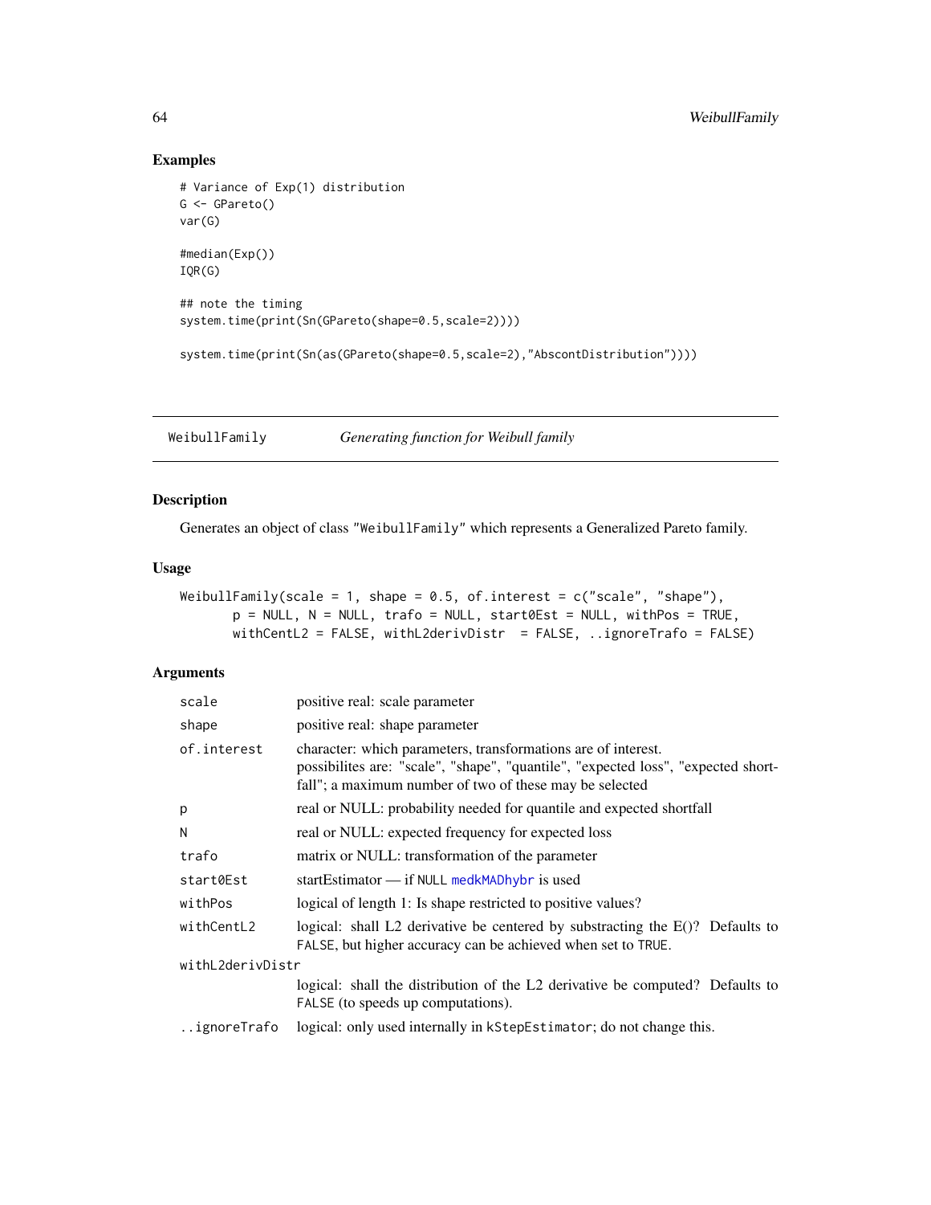## Examples

```
# Variance of Exp(1) distribution
G <- GPareto()
var(G)

#median(Exp())
IQR(G)

## note the timing
system.time(print(Sn(GPareto(shape=0.5,scale=2))))

system.time(print(Sn(as(GPareto(shape=0.5,scale=2),"AbscontDistribution"))))
```

---

# WeibullFamily — *Generating function for Weibull family*

---

## Description

Generates an object of class "WeibullFamily" which represents a Generalized Pareto family.

## Usage

```
WeibullFamily(scale = 1, shape = 0.5, of.interest = c("scale", "shape"),
       p = NULL, N = NULL, trafo = NULL, start0Est = NULL, withPos = TRUE,
       withCentL2 = FALSE, withL2derivDistr  = FALSE, ..ignoreTrafo = FALSE)
```

## Arguments

| | |
|---|---|
| `scale` | positive real: scale parameter |
| `shape` | positive real: shape parameter |
| `of.interest` | character: which parameters, transformations are of interest. possibilites are: "scale", "shape", "quantile", "expected loss", "expected shortfall"; a maximum number of two of these may be selected |
| `p` | real or NULL: probability needed for quantile and expected shortfall |
| `N` | real or NULL: expected frequency for expected loss |
| `trafo` | matrix or NULL: transformation of the parameter |
| `start0Est` | startEstimator — if `NULL` `medkMADhybr` is used |
| `withPos` | logical of length 1: Is shape restricted to positive values? |
| `withCentL2` | logical: shall L2 derivative be centered by substracting the E()? Defaults to `FALSE`, but higher accuracy can be achieved when set to `TRUE`. |
| `withL2derivDistr` | logical: shall the distribution of the L2 derivative be computed? Defaults to `FALSE` (to speeds up computations). |
| `..ignoreTrafo` | logical: only used internally in `kStepEstimator`; do not change this. |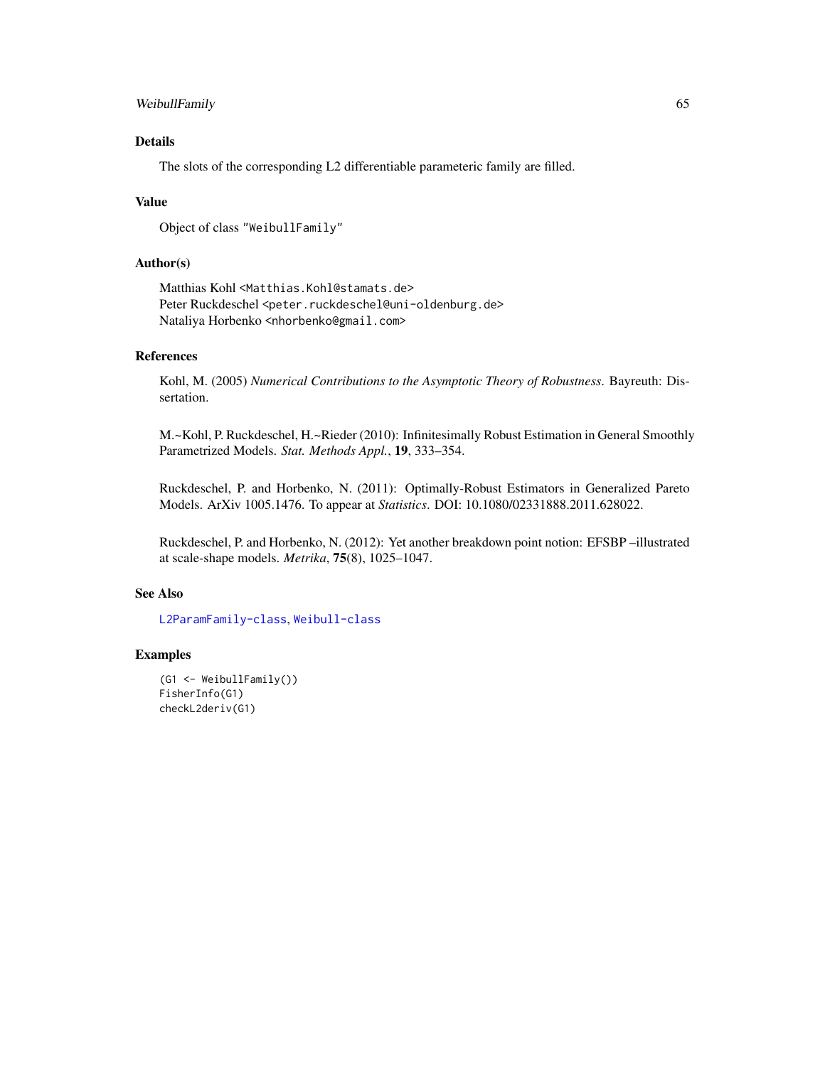### Details

The slots of the corresponding L2 differentiable parameteric family are filled.

### Value

Object of class "WeibullFamily"

### Author(s)

Matthias Kohl <Matthias.Kohl@stamats.de>
Peter Ruckdeschel <peter.ruckdeschel@uni-oldenburg.de>
Nataliya Horbenko <nhorbenko@gmail.com>

### References

Kohl, M. (2005) *Numerical Contributions to the Asymptotic Theory of Robustness*. Bayreuth: Dissertation.

M.~Kohl, P. Ruckdeschel, H.~Rieder (2010): Infinitesimally Robust Estimation in General Smoothly Parametrized Models. *Stat. Methods Appl.*, **19**, 333–354.

Ruckdeschel, P. and Horbenko, N. (2011): Optimally-Robust Estimators in Generalized Pareto Models. ArXiv 1005.1476. To appear at *Statistics*. DOI: 10.1080/02331888.2011.628022.

Ruckdeschel, P. and Horbenko, N. (2012): Yet another breakdown point notion: EFSBP –illustrated at scale-shape models. *Metrika*, **75**(8), 1025–1047.

### See Also

L2ParamFamily-class, Weibull-class

### Examples

```
(G1 <- WeibullFamily())
FisherInfo(G1)
checkL2deriv(G1)
```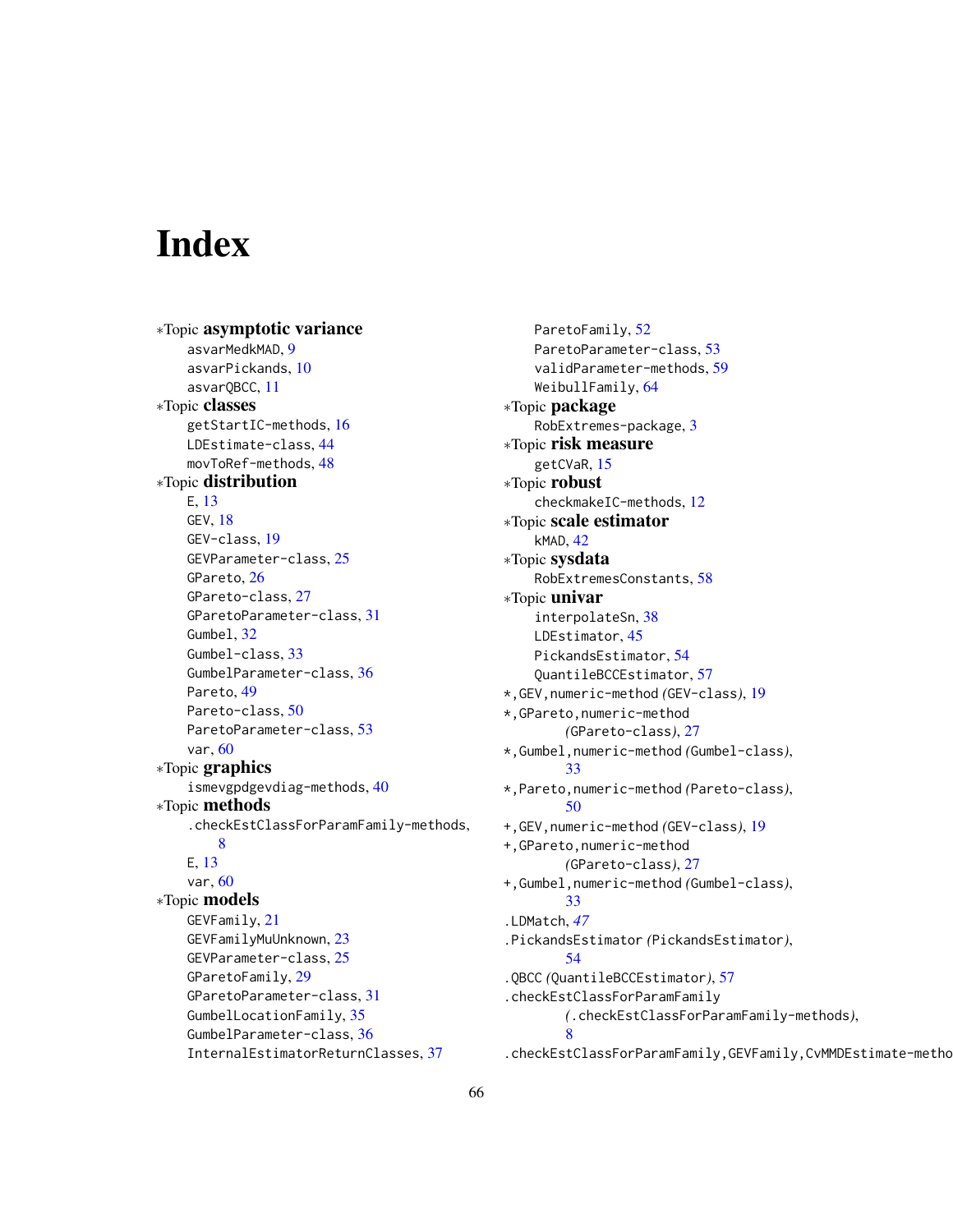# Index

∗Topic **asymptotic variance**
asvarMedkMAD, 9
asvarPickands, 10
asvarQBCC, 11

∗Topic **classes**
getStartIC-methods, 16
LDEstimate-class, 44
movToRef-methods, 48

∗Topic **distribution**
E, 13
GEV, 18
GEV-class, 19
GEVParameter-class, 25
GPareto, 26
GPareto-class, 27
GParetoParameter-class, 31
Gumbel, 32
Gumbel-class, 33
GumbelParameter-class, 36
Pareto, 49
Pareto-class, 50
ParetoParameter-class, 53
var, 60

∗Topic **graphics**
ismevgpdgevdiag-methods, 40

∗Topic **methods**
.checkEstClassForParamFamily-methods, 8
E, 13
var, 60

∗Topic **models**
GEVFamily, 21
GEVFamilyMuUnknown, 23
GEVParameter-class, 25
GParetoFamily, 29
GParetoParameter-class, 31
GumbelLocationFamily, 35
GumbelParameter-class, 36
InternalEstimatorReturnClasses, 37
ParetoFamily, 52
ParetoParameter-class, 53
validParameter-methods, 59
WeibullFamily, 64

∗Topic **package**
RobExtremes-package, 3

∗Topic **risk measure**
getCVaR, 15

∗Topic **robust**
checkmakeIC-methods, 12

∗Topic **scale estimator**
kMAD, 42

∗Topic **sysdata**
RobExtremesConstants, 58

∗Topic **univar**
interpolateSn, 38
LDEstimator, 45
PickandsEstimator, 54
QuantileBCCEstimator, 57

*,GEV,numeric-method *(GEV-class)*, 19
*,GPareto,numeric-method *(GPareto-class)*, 27
*,Gumbel,numeric-method *(Gumbel-class)*, 33
*,Pareto,numeric-method *(Pareto-class)*, 50
+,GEV,numeric-method *(GEV-class)*, 19
+,GPareto,numeric-method *(GPareto-class)*, 27
+,Gumbel,numeric-method *(Gumbel-class)*, 33
.LDMatch, *47*
.PickandsEstimator *(PickandsEstimator)*, 54
.QBCC *(QuantileBCCEstimator)*, 57
.checkEstClassForParamFamily *(.checkEstClassForParamFamily-methods)*, 8
.checkEstClassForParamFamily,GEVFamily,CvMMDEstimate-metho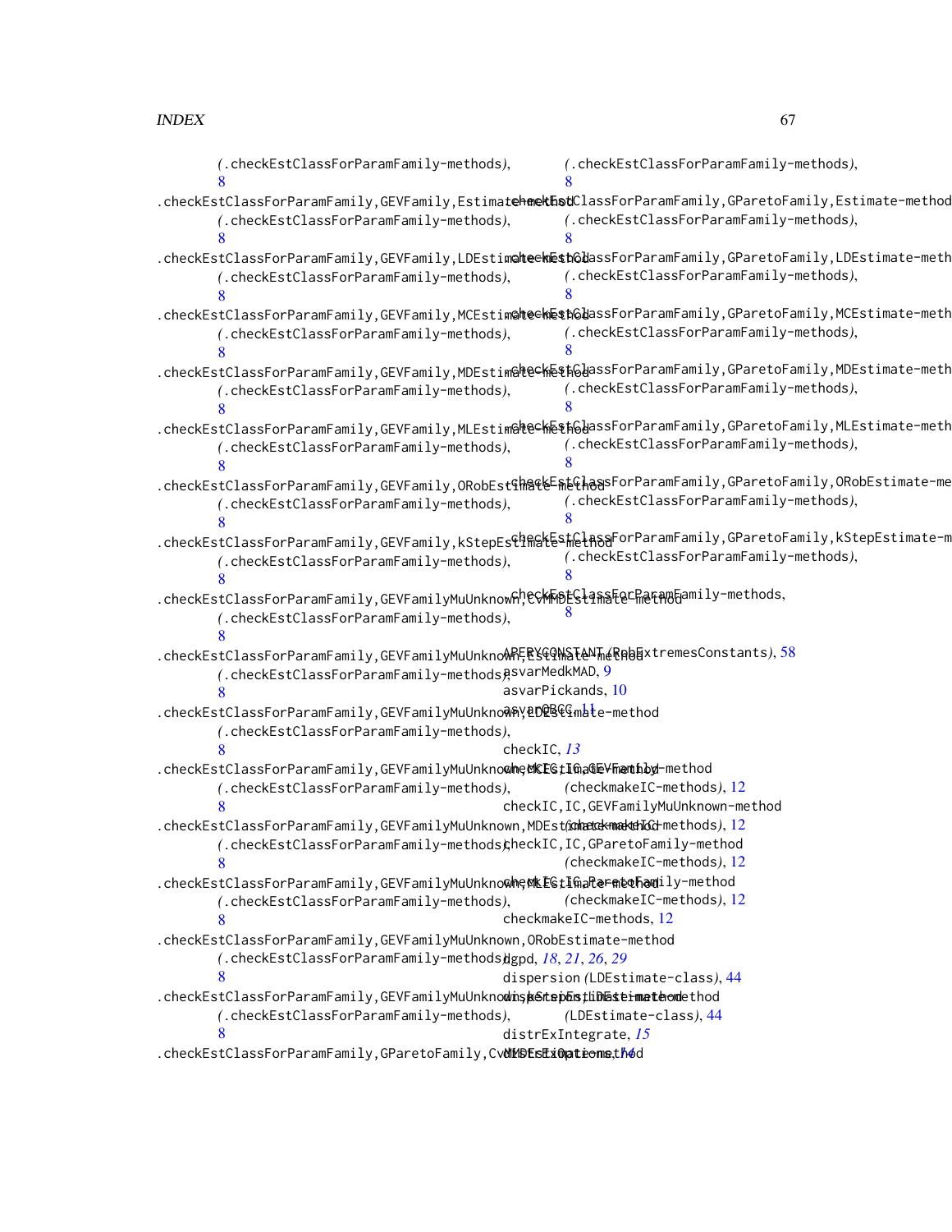(.checkEstClassForParamFamily-methods), 8

.checkEstClassForParamFamily,GEVFamily,Estimate-method (.checkEstClassForParamFamily-methods), 8

.checkEstClassForParamFamily,GEVFamily,LDEstimate-method (.checkEstClassForParamFamily-methods), 8

.checkEstClassForParamFamily,GEVFamily,MCEstimate-method (.checkEstClassForParamFamily-methods), 8

.checkEstClassForParamFamily,GEVFamily,MDEstimate-method (.checkEstClassForParamFamily-methods), 8

.checkEstClassForParamFamily,GEVFamily,MLEstimate-method (.checkEstClassForParamFamily-methods), 8

.checkEstClassForParamFamily,GEVFamily,ORobEstimate-method (.checkEstClassForParamFamily-methods), 8

.checkEstClassForParamFamily,GEVFamily,kStepEstimate-method (.checkEstClassForParamFamily-methods), 8

.checkEstClassForParamFamily,GEVFamilyMuUnknown,CvMMDEstimate-method (.checkEstClassForParamFamily-methods), 8

.checkEstClassForParamFamily,GEVFamilyMuUnknown,Estimate-method (.checkEstClassForParamFamily-methods), 8

.checkEstClassForParamFamily,GEVFamilyMuUnknown,LDEstimate-method (.checkEstClassForParamFamily-methods), 8

.checkEstClassForParamFamily,GEVFamilyMuUnknown,MCEstimate-method (.checkEstClassForParamFamily-methods), 8

.checkEstClassForParamFamily,GEVFamilyMuUnknown,MDEstimate-method (.checkEstClassForParamFamily-methods), 8

.checkEstClassForParamFamily,GEVFamilyMuUnknown,MLEstimate-method (.checkEstClassForParamFamily-methods), 8

.checkEstClassForParamFamily,GEVFamilyMuUnknown,ORobEstimate-method (.checkEstClassForParamFamily-methods), 8

.checkEstClassForParamFamily,GEVFamilyMuUnknown,kStepEstimate-method (.checkEstClassForParamFamily-methods), 8

.checkEstClassForParamFamily,GParetoFamily,CvMMDEstimate-method (.checkEstClassForParamFamily-methods), 8

.checkEstClassForParamFamily,GParetoFamily,Estimate-method (.checkEstClassForParamFamily-methods), 8

.checkEstClassForParamFamily,GParetoFamily,LDEstimate-method (.checkEstClassForParamFamily-methods), 8

.checkEstClassForParamFamily,GParetoFamily,MCEstimate-method (.checkEstClassForParamFamily-methods), 8

.checkEstClassForParamFamily,GParetoFamily,MDEstimate-method (.checkEstClassForParamFamily-methods), 8

.checkEstClassForParamFamily,GParetoFamily,MLEstimate-method (.checkEstClassForParamFamily-methods), 8

.checkEstClassForParamFamily,GParetoFamily,ORobEstimate-method (.checkEstClassForParamFamily-methods), 8

.checkEstClassForParamFamily,GParetoFamily,kStepEstimate-method (.checkEstClassForParamFamily-methods), 8

.checkEstClassForParamFamily-methods, 8

APERYCONSTANT *(RobExtremesConstants)*, 58
asvarMedkMAD, 9
asvarPickands, 10
asvarQBCC, 11

checkIC, *13*
checkIC,IC,GEVFamily-method *(checkmakeIC-methods)*, 12
checkIC,IC,GEVFamilyMuUnknown-method *(checkmakeIC-methods)*, 12
checkIC,IC,GParetoFamily-method *(checkmakeIC-methods)*, 12
checkIC,IC,ParetoFamily-method *(checkmakeIC-methods)*, 12
checkmakeIC-methods, 12

dgpd, *18*, *21*, *26*, *29*
dispersion *(LDEstimate-class)*, 44
dispersion,LDEstimate-method *(LDEstimate-class)*, 44
distrExIntegrate, *15*
distrExOptions, *14*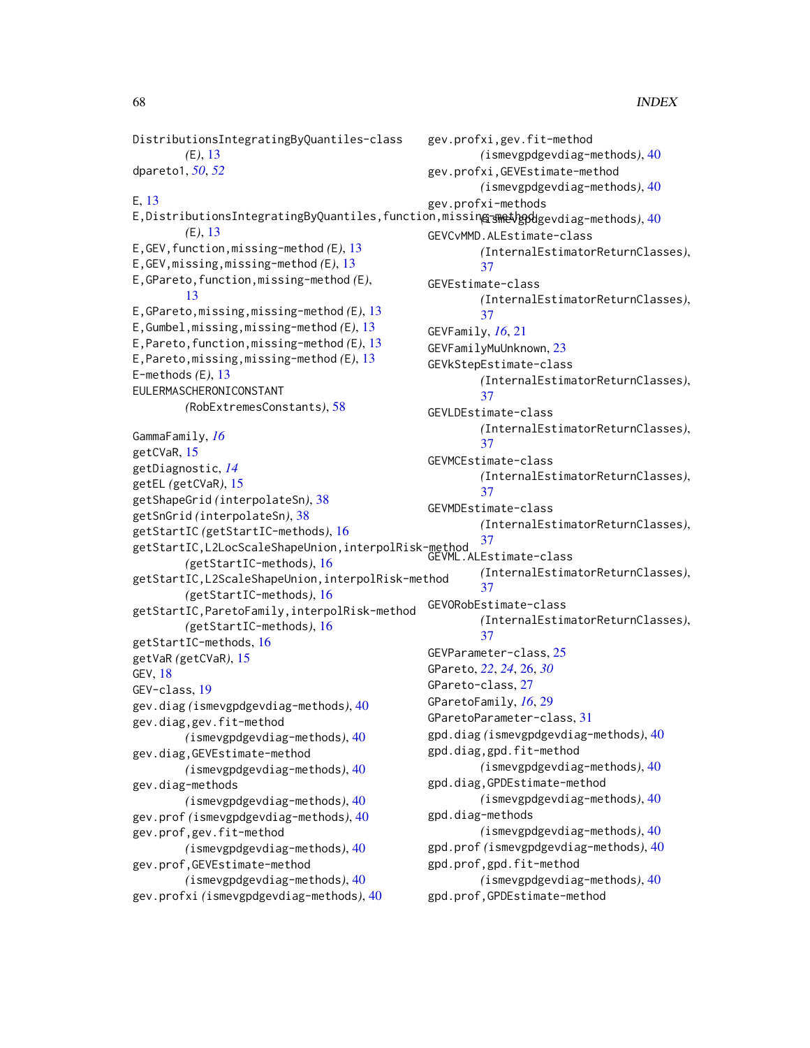DistributionsIntegratingByQuantiles-class *(E)*, 13
dpareto1, *50*, *52*

E, 13
E,DistributionsIntegratingByQuantiles,function,missing-method *(E)*, 13
E,GEV,function,missing-method *(E)*, 13
E,GEV,missing,missing-method *(E)*, 13
E,GPareto,function,missing-method *(E)*, 13
E,GPareto,missing,missing-method *(E)*, 13
E,Gumbel,missing,missing-method *(E)*, 13
E,Pareto,function,missing-method *(E)*, 13
E,Pareto,missing,missing-method *(E)*, 13
E-methods *(E)*, 13
EULERMASCHERONICONSTANT *(RobExtremesConstants)*, 58

GammaFamily, *16*
getCVaR, 15
getDiagnostic, *14*
getEL *(getCVaR)*, 15
getShapeGrid *(interpolateSn)*, 38
getSnGrid *(interpolateSn)*, 38
getStartIC *(getStartIC-methods)*, 16
getStartIC,L2LocScaleShapeUnion,interpolRisk-method *(getStartIC-methods)*, 16
getStartIC,L2ScaleShapeUnion,interpolRisk-method *(getStartIC-methods)*, 16
getStartIC,ParetoFamily,interpolRisk-method *(getStartIC-methods)*, 16
getStartIC-methods, 16
getVaR *(getCVaR)*, 15
GEV, 18
GEV-class, 19
gev.diag *(ismevgpdgevdiag-methods)*, 40
gev.diag,gev.fit-method *(ismevgpdgevdiag-methods)*, 40
gev.diag,GEVEstimate-method *(ismevgpdgevdiag-methods)*, 40
gev.diag-methods *(ismevgpdgevdiag-methods)*, 40
gev.prof *(ismevgpdgevdiag-methods)*, 40
gev.prof,gev.fit-method *(ismevgpdgevdiag-methods)*, 40
gev.prof,GEVEstimate-method *(ismevgpdgevdiag-methods)*, 40
gev.profxi *(ismevgpdgevdiag-methods)*, 40
gev.profxi,gev.fit-method *(ismevgpdgevdiag-methods)*, 40
gev.profxi,GEVEstimate-method *(ismevgpdgevdiag-methods)*, 40
gev.profxi-methods *(ismevgpdgevdiag-methods)*, 40
GEVCvMMD.ALEstimate-class *(InternalEstimatorReturnClasses)*, 37
GEVEstimate-class *(InternalEstimatorReturnClasses)*, 37
GEVFamily, *16*, 21
GEVFamilyMuUnknown, 23
GEVkStepEstimate-class *(InternalEstimatorReturnClasses)*, 37
GEVLDEstimate-class *(InternalEstimatorReturnClasses)*, 37
GEVMCEstimate-class *(InternalEstimatorReturnClasses)*, 37
GEVMDEstimate-class *(InternalEstimatorReturnClasses)*, 37
GEVML.ALEstimate-class *(InternalEstimatorReturnClasses)*, 37
GEVORobEstimate-class *(InternalEstimatorReturnClasses)*, 37
GEVParameter-class, 25
GPareto, *22*, *24*, 26, *30*
GPareto-class, 27
GParetoFamily, *16*, 29
GParetoParameter-class, 31
gpd.diag *(ismevgpdgevdiag-methods)*, 40
gpd.diag,gpd.fit-method *(ismevgpdgevdiag-methods)*, 40
gpd.diag,GPDEstimate-method *(ismevgpdgevdiag-methods)*, 40
gpd.diag-methods *(ismevgpdgevdiag-methods)*, 40
gpd.prof *(ismevgpdgevdiag-methods)*, 40
gpd.prof,gpd.fit-method *(ismevgpdgevdiag-methods)*, 40
gpd.prof,GPDEstimate-method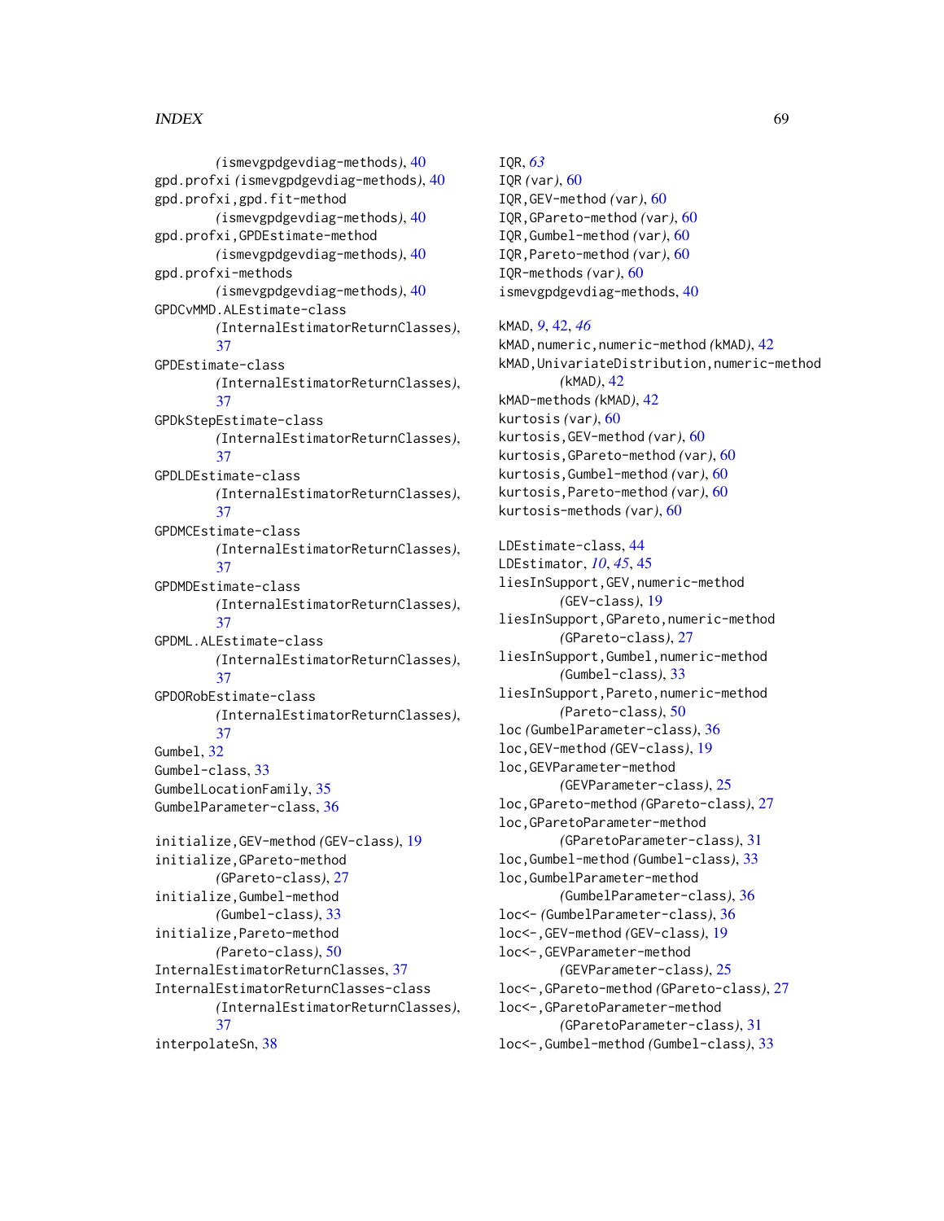(ismevgpdgevdiag-methods), 40
gpd.profxi (ismevgpdgevdiag-methods), 40
gpd.profxi,gpd.fit-method
(ismevgpdgevdiag-methods), 40
gpd.profxi,GPDEstimate-method
(ismevgpdgevdiag-methods), 40
gpd.profxi-methods
(ismevgpdgevdiag-methods), 40
GPDCvMMD.ALEstimate-class
(InternalEstimatorReturnClasses), 37
GPDEstimate-class
(InternalEstimatorReturnClasses), 37
GPDkStepEstimate-class
(InternalEstimatorReturnClasses), 37
GPDLDEstimate-class
(InternalEstimatorReturnClasses), 37
GPDMCEstimate-class
(InternalEstimatorReturnClasses), 37
GPDMDEstimate-class
(InternalEstimatorReturnClasses), 37
GPDML.ALEstimate-class
(InternalEstimatorReturnClasses), 37
GPDORobEstimate-class
(InternalEstimatorReturnClasses), 37
Gumbel, 32
Gumbel-class, 33
GumbelLocationFamily, 35
GumbelParameter-class, 36

initialize,GEV-method (GEV-class), 19
initialize,GPareto-method
(GPareto-class), 27
initialize,Gumbel-method
(Gumbel-class), 33
initialize,Pareto-method
(Pareto-class), 50
InternalEstimatorReturnClasses, 37
InternalEstimatorReturnClasses-class
(InternalEstimatorReturnClasses), 37
interpolateSn, 38
IQR, *63*
IQR (var), 60
IQR,GEV-method (var), 60
IQR,GPareto-method (var), 60
IQR,Gumbel-method (var), 60
IQR,Pareto-method (var), 60
IQR-methods (var), 60
ismevgpdgevdiag-methods, 40

kMAD, *9*, 42, *46*
kMAD,numeric,numeric-method (kMAD), 42
kMAD,UnivariateDistribution,numeric-method
(kMAD), 42
kMAD-methods (kMAD), 42
kurtosis (var), 60
kurtosis,GEV-method (var), 60
kurtosis,GPareto-method (var), 60
kurtosis,Gumbel-method (var), 60
kurtosis,Pareto-method (var), 60
kurtosis-methods (var), 60

LDEstimate-class, 44
LDEstimator, *10*, *45*, 45
liesInSupport,GEV,numeric-method
(GEV-class), 19
liesInSupport,GPareto,numeric-method
(GPareto-class), 27
liesInSupport,Gumbel,numeric-method
(Gumbel-class), 33
liesInSupport,Pareto,numeric-method
(Pareto-class), 50
loc (GumbelParameter-class), 36
loc,GEV-method (GEV-class), 19
loc,GEVParameter-method
(GEVParameter-class), 25
loc,GPareto-method (GPareto-class), 27
loc,GParetoParameter-method
(GParetoParameter-class), 31
loc,Gumbel-method (Gumbel-class), 33
loc,GumbelParameter-method
(GumbelParameter-class), 36
loc<- (GumbelParameter-class), 36
loc<-,GEV-method (GEV-class), 19
loc<-,GEVParameter-method
(GEVParameter-class), 25
loc<-,GPareto-method (GPareto-class), 27
loc<-,GParetoParameter-method
(GParetoParameter-class), 31
loc<-,Gumbel-method (Gumbel-class), 33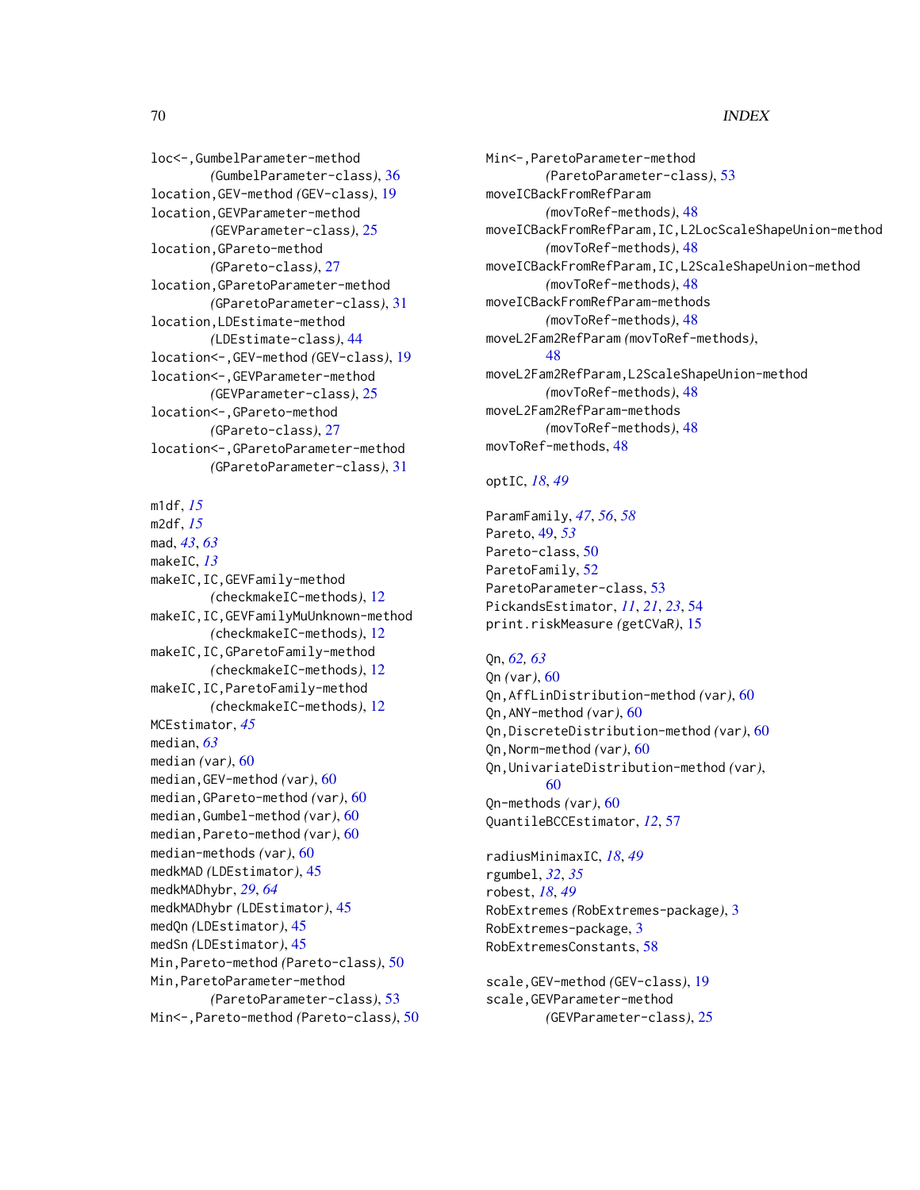loc<-,GumbelParameter-method
  (GumbelParameter-class), 36
location,GEV-method (GEV-class), 19
location,GEVParameter-method
  (GEVParameter-class), 25
location,GPareto-method
  (GPareto-class), 27
location,GParetoParameter-method
  (GParetoParameter-class), 31
location,LDEstimate-method
  (LDEstimate-class), 44
location<-,GEV-method (GEV-class), 19
location<-,GEVParameter-method
  (GEVParameter-class), 25
location<-,GPareto-method
  (GPareto-class), 27
location<-,GParetoParameter-method
  (GParetoParameter-class), 31

m1df, *15*
m2df, *15*
mad, *43*, *63*
makeIC, *13*
makeIC,IC,GEVFamily-method
  (checkmakeIC-methods), 12
makeIC,IC,GEVFamilyMuUnknown-method
  (checkmakeIC-methods), 12
makeIC,IC,GParetoFamily-method
  (checkmakeIC-methods), 12
makeIC,IC,ParetoFamily-method
  (checkmakeIC-methods), 12
MCEstimator, *45*
median, *63*
median (var), 60
median,GEV-method (var), 60
median,GPareto-method (var), 60
median,Gumbel-method (var), 60
median,Pareto-method (var), 60
median-methods (var), 60
medkMAD (LDEstimator), 45
medkMADhybr, *29*, *64*
medkMADhybr (LDEstimator), 45
medQn (LDEstimator), 45
medSn (LDEstimator), 45
Min,Pareto-method (Pareto-class), 50
Min,ParetoParameter-method
  (ParetoParameter-class), 53
Min<-,Pareto-method (Pareto-class), 50
Min<-,ParetoParameter-method
  (ParetoParameter-class), 53
moveICBackFromRefParam
  (movToRef-methods), 48
moveICBackFromRefParam,IC,L2LocScaleShapeUnion-method
  (movToRef-methods), 48
moveICBackFromRefParam,IC,L2ScaleShapeUnion-method
  (movToRef-methods), 48
moveICBackFromRefParam-methods
  (movToRef-methods), 48
moveL2Fam2RefParam (movToRef-methods),
  48
moveL2Fam2RefParam,L2ScaleShapeUnion-method
  (movToRef-methods), 48
moveL2Fam2RefParam-methods
  (movToRef-methods), 48
movToRef-methods, 48

optIC, *18*, *49*

ParamFamily, *47*, *56*, *58*
Pareto, 49, *53*
Pareto-class, 50
ParetoFamily, 52
ParetoParameter-class, 53
PickandsEstimator, *11*, *21*, *23*, 54
print.riskMeasure (getCVaR), 15

Qn, *62*, *63*
Qn (var), 60
Qn,AffLinDistribution-method (var), 60
Qn,ANY-method (var), 60
Qn,DiscreteDistribution-method (var), 60
Qn,Norm-method (var), 60
Qn,UnivariateDistribution-method (var),
  60
Qn-methods (var), 60
QuantileBCCEstimator, *12*, 57

radiusMinimaxIC, *18*, *49*
rgumbel, *32*, *35*
robest, *18*, *49*
RobExtremes (RobExtremes-package), 3
RobExtremes-package, 3
RobExtremesConstants, 58

scale,GEV-method (GEV-class), 19
scale,GEVParameter-method
  (GEVParameter-class), 25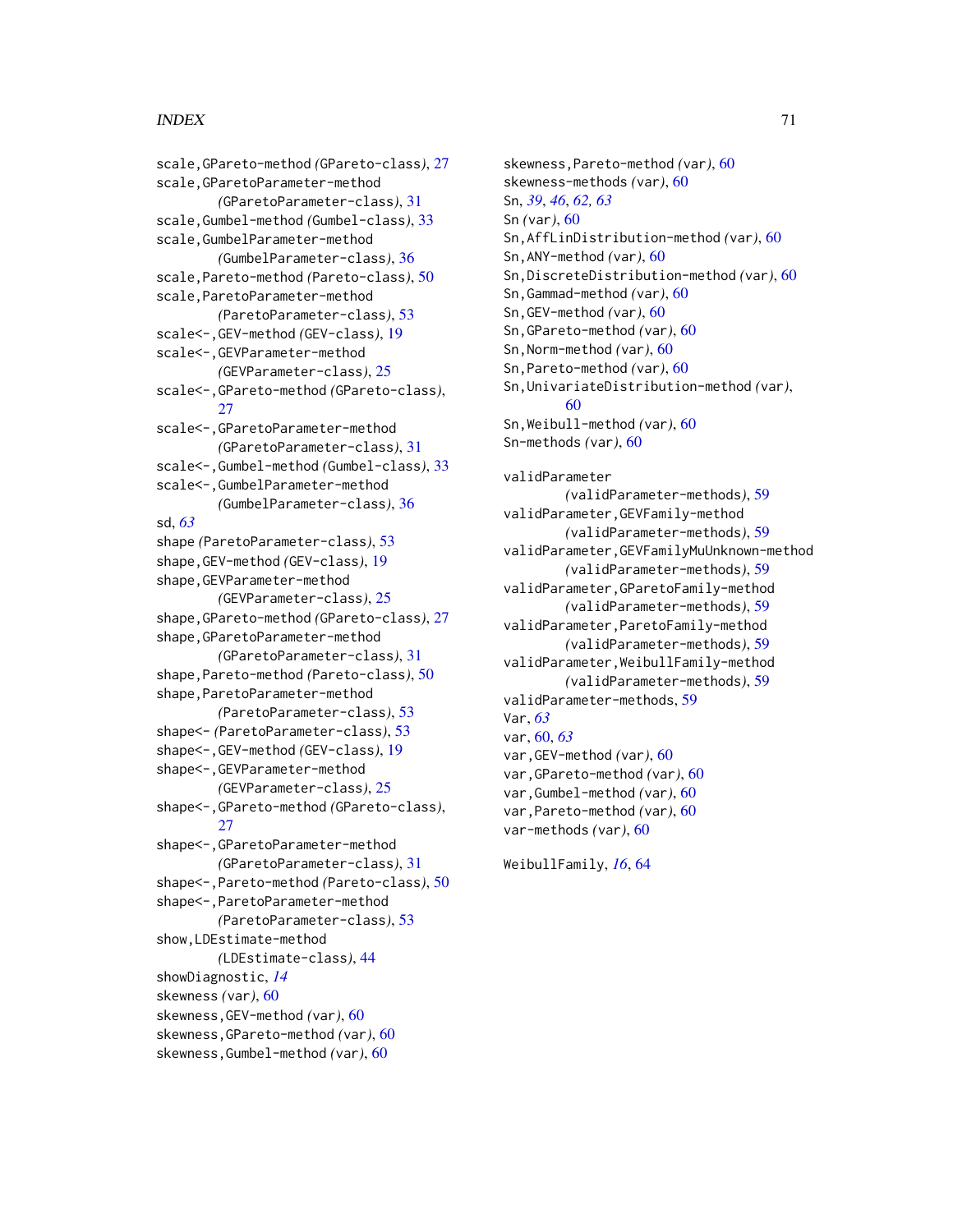scale,GPareto-method *(GPareto-class)*, 27
scale,GParetoParameter-method
*(GParetoParameter-class)*, 31
scale,Gumbel-method *(Gumbel-class)*, 33
scale,GumbelParameter-method
*(GumbelParameter-class)*, 36
scale,Pareto-method *(Pareto-class)*, 50
scale,ParetoParameter-method
*(ParetoParameter-class)*, 53
scale<-,GEV-method *(GEV-class)*, 19
scale<-,GEVParameter-method
*(GEVParameter-class)*, 25
scale<-,GPareto-method *(GPareto-class)*, 27
scale<-,GParetoParameter-method
*(GParetoParameter-class)*, 31
scale<-,Gumbel-method *(Gumbel-class)*, 33
scale<-,GumbelParameter-method
*(GumbelParameter-class)*, 36
sd, *63*
shape *(ParetoParameter-class)*, 53
shape,GEV-method *(GEV-class)*, 19
shape,GEVParameter-method
*(GEVParameter-class)*, 25
shape,GPareto-method *(GPareto-class)*, 27
shape,GParetoParameter-method
*(GParetoParameter-class)*, 31
shape,Pareto-method *(Pareto-class)*, 50
shape,ParetoParameter-method
*(ParetoParameter-class)*, 53
shape<- *(ParetoParameter-class)*, 53
shape<-,GEV-method *(GEV-class)*, 19
shape<-,GEVParameter-method
*(GEVParameter-class)*, 25
shape<-,GPareto-method *(GPareto-class)*, 27
shape<-,GParetoParameter-method
*(GParetoParameter-class)*, 31
shape<-,Pareto-method *(Pareto-class)*, 50
shape<-,ParetoParameter-method
*(ParetoParameter-class)*, 53
show,LDEstimate-method
*(LDEstimate-class)*, 44
showDiagnostic, *14*
skewness *(var)*, 60
skewness,GEV-method *(var)*, 60
skewness,GPareto-method *(var)*, 60
skewness,Gumbel-method *(var)*, 60
skewness,Pareto-method *(var)*, 60
skewness-methods *(var)*, 60
Sn, *39*, *46*, *62, 63*
Sn *(var)*, 60
Sn,AffLinDistribution-method *(var)*, 60
Sn,ANY-method *(var)*, 60
Sn,DiscreteDistribution-method *(var)*, 60
Sn,Gammad-method *(var)*, 60
Sn,GEV-method *(var)*, 60
Sn,GPareto-method *(var)*, 60
Sn,Norm-method *(var)*, 60
Sn,Pareto-method *(var)*, 60
Sn,UnivariateDistribution-method *(var)*, 60
Sn,Weibull-method *(var)*, 60
Sn-methods *(var)*, 60

validParameter
*(validParameter-methods)*, 59
validParameter,GEVFamily-method
*(validParameter-methods)*, 59
validParameter,GEVFamilyMuUnknown-method
*(validParameter-methods)*, 59
validParameter,GParetoFamily-method
*(validParameter-methods)*, 59
validParameter,ParetoFamily-method
*(validParameter-methods)*, 59
validParameter,WeibullFamily-method
*(validParameter-methods)*, 59
validParameter-methods, 59
Var, *63*
var, 60, *63*
var,GEV-method *(var)*, 60
var,GPareto-method *(var)*, 60
var,Gumbel-method *(var)*, 60
var,Pareto-method *(var)*, 60
var-methods *(var)*, 60

WeibullFamily, *16*, 64